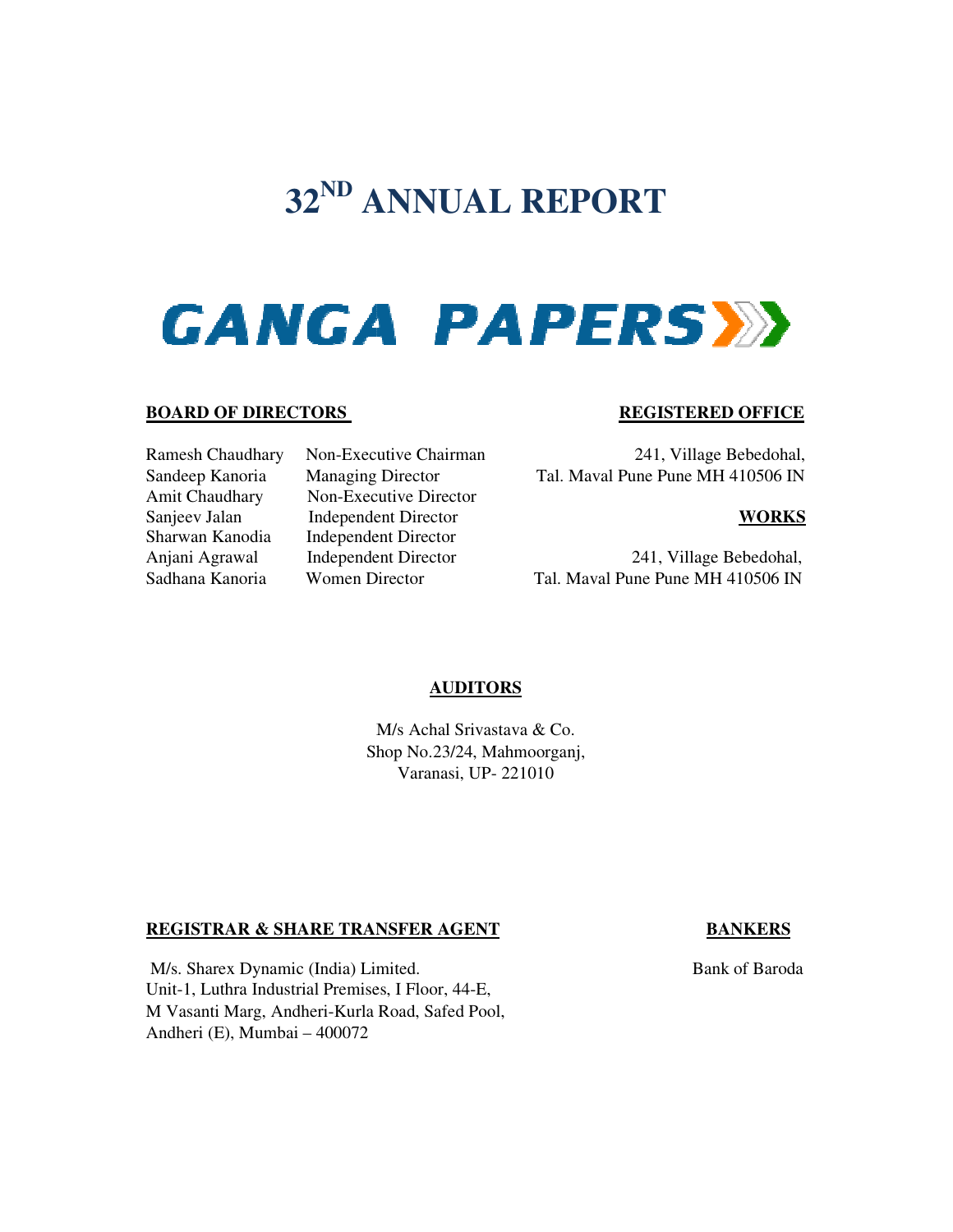# 32ND ANNUAL REPORT

# GANGA PAPERS

**BOARD OF DIRECTORS**

| | |
|---|---|
| Ramesh Chaudhary | Non-Executive Chairman |
| Sandeep Kanoria | Managing Director |
| Amit Chaudhary | Non-Executive Director |
| Sanjeev Jalan | Independent Director |
| Sharwan Kanodia | Independent Director |
| Anjani Agrawal | Independent Director |
| Sadhana Kanoria | Women Director |

**REGISTERED OFFICE**

241, Village Bebedohal,
Tal. Maval Pune Pune MH 410506 IN

**WORKS**

241, Village Bebedohal,
Tal. Maval Pune Pune MH 410506 IN

**AUDITORS**

M/s Achal Srivastava & Co.
Shop No.23/24, Mahmoorganj,
Varanasi, UP- 221010

**REGISTRAR & SHARE TRANSFER AGENT**

M/s. Sharex Dynamic (India) Limited.
Unit-1, Luthra Industrial Premises, I Floor, 44-E,
M Vasanti Marg, Andheri-Kurla Road, Safed Pool,
Andheri (E), Mumbai – 400072

**BANKERS**

Bank of Baroda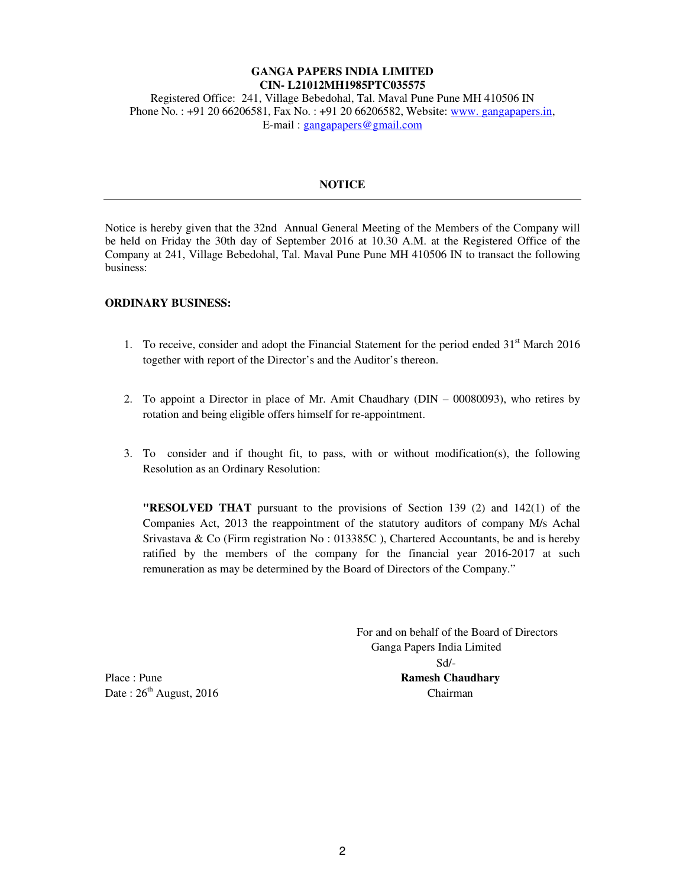**GANGA PAPERS INDIA LIMITED**
**CIN- L21012MH1985PTC035575**
Registered Office: 241, Village Bebedohal, Tal. Maval Pune Pune MH 410506 IN
Phone No. : +91 20 66206581, Fax No. : +91 20 66206582, Website: www. gangapapers.in,
E-mail : gangapapers@gmail.com

# NOTICE

Notice is hereby given that the 32nd Annual General Meeting of the Members of the Company will be held on Friday the 30th day of September 2016 at 10.30 A.M. at the Registered Office of the Company at 241, Village Bebedohal, Tal. Maval Pune Pune MH 410506 IN to transact the following business:

**ORDINARY BUSINESS:**

1. To receive, consider and adopt the Financial Statement for the period ended 31st March 2016 together with report of the Director's and the Auditor's thereon.

2. To appoint a Director in place of Mr. Amit Chaudhary (DIN – 00080093), who retires by rotation and being eligible offers himself for re-appointment.

3. To consider and if thought fit, to pass, with or without modification(s), the following Resolution as an Ordinary Resolution:

   **"RESOLVED THAT** pursuant to the provisions of Section 139 (2) and 142(1) of the Companies Act, 2013 the reappointment of the statutory auditors of company M/s Achal Srivastava & Co (Firm registration No : 013385C ), Chartered Accountants, be and is hereby ratified by the members of the company for the financial year 2016-2017 at such remuneration as may be determined by the Board of Directors of the Company."

For and on behalf of the Board of Directors
Ganga Papers India Limited
Sd/-
**Ramesh Chaudhary**
Chairman

Place : Pune
Date : 26th August, 2016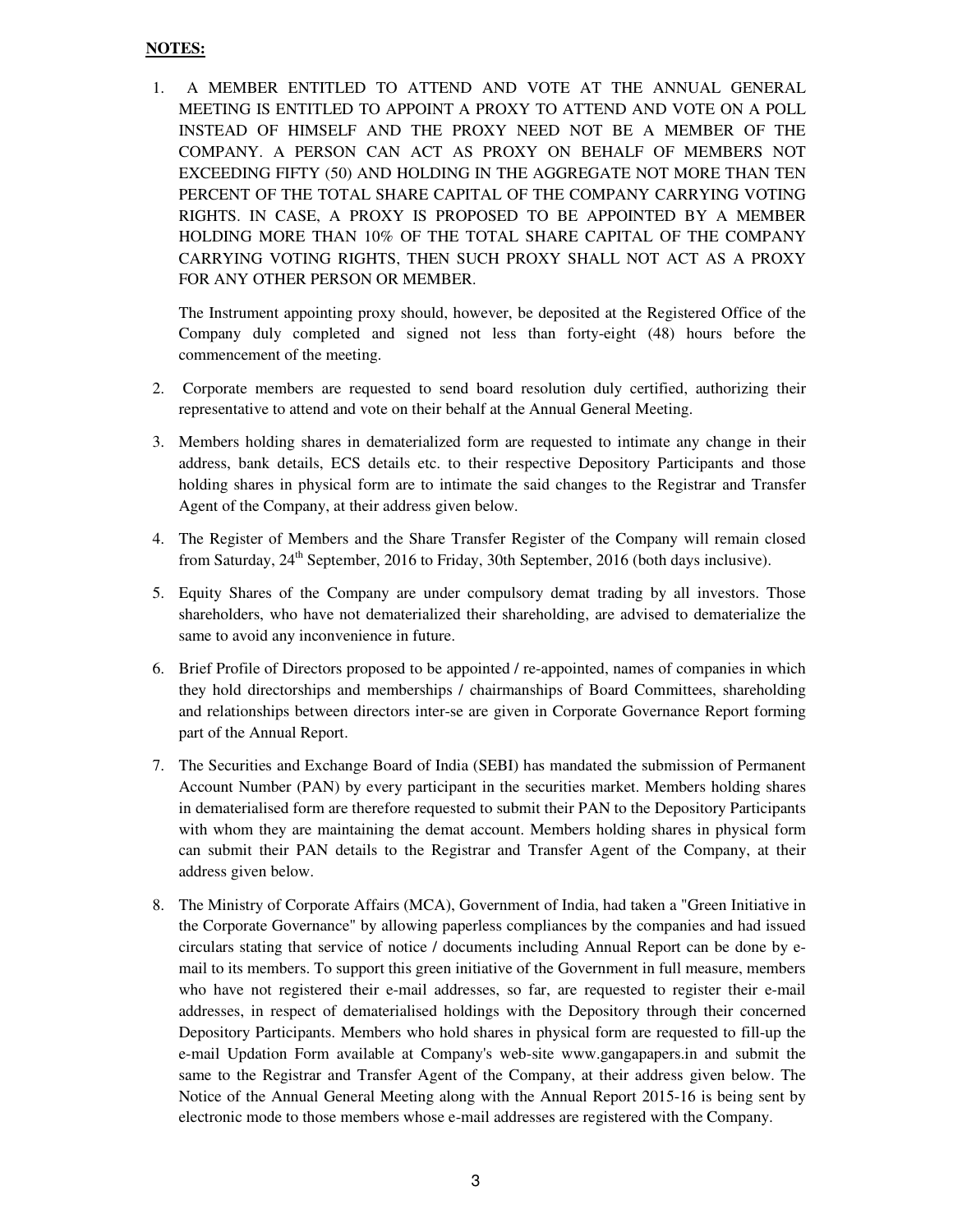**NOTES:**

1. A MEMBER ENTITLED TO ATTEND AND VOTE AT THE ANNUAL GENERAL MEETING IS ENTITLED TO APPOINT A PROXY TO ATTEND AND VOTE ON A POLL INSTEAD OF HIMSELF AND THE PROXY NEED NOT BE A MEMBER OF THE COMPANY. A PERSON CAN ACT AS PROXY ON BEHALF OF MEMBERS NOT EXCEEDING FIFTY (50) AND HOLDING IN THE AGGREGATE NOT MORE THAN TEN PERCENT OF THE TOTAL SHARE CAPITAL OF THE COMPANY CARRYING VOTING RIGHTS. IN CASE, A PROXY IS PROPOSED TO BE APPOINTED BY A MEMBER HOLDING MORE THAN 10% OF THE TOTAL SHARE CAPITAL OF THE COMPANY CARRYING VOTING RIGHTS, THEN SUCH PROXY SHALL NOT ACT AS A PROXY FOR ANY OTHER PERSON OR MEMBER.

   The Instrument appointing proxy should, however, be deposited at the Registered Office of the Company duly completed and signed not less than forty-eight (48) hours before the commencement of the meeting.

2. Corporate members are requested to send board resolution duly certified, authorizing their representative to attend and vote on their behalf at the Annual General Meeting.

3. Members holding shares in dematerialized form are requested to intimate any change in their address, bank details, ECS details etc. to their respective Depository Participants and those holding shares in physical form are to intimate the said changes to the Registrar and Transfer Agent of the Company, at their address given below.

4. The Register of Members and the Share Transfer Register of the Company will remain closed from Saturday, 24th September, 2016 to Friday, 30th September, 2016 (both days inclusive).

5. Equity Shares of the Company are under compulsory demat trading by all investors. Those shareholders, who have not dematerialized their shareholding, are advised to dematerialize the same to avoid any inconvenience in future.

6. Brief Profile of Directors proposed to be appointed / re-appointed, names of companies in which they hold directorships and memberships / chairmanships of Board Committees, shareholding and relationships between directors inter-se are given in Corporate Governance Report forming part of the Annual Report.

7. The Securities and Exchange Board of India (SEBI) has mandated the submission of Permanent Account Number (PAN) by every participant in the securities market. Members holding shares in dematerialised form are therefore requested to submit their PAN to the Depository Participants with whom they are maintaining the demat account. Members holding shares in physical form can submit their PAN details to the Registrar and Transfer Agent of the Company, at their address given below.

8. The Ministry of Corporate Affairs (MCA), Government of India, had taken a "Green Initiative in the Corporate Governance" by allowing paperless compliances by the companies and had issued circulars stating that service of notice / documents including Annual Report can be done by e-mail to its members. To support this green initiative of the Government in full measure, members who have not registered their e-mail addresses, so far, are requested to register their e-mail addresses, in respect of dematerialised holdings with the Depository through their concerned Depository Participants. Members who hold shares in physical form are requested to fill-up the e-mail Updation Form available at Company's web-site www.gangapapers.in and submit the same to the Registrar and Transfer Agent of the Company, at their address given below. The Notice of the Annual General Meeting along with the Annual Report 2015-16 is being sent by electronic mode to those members whose e-mail addresses are registered with the Company.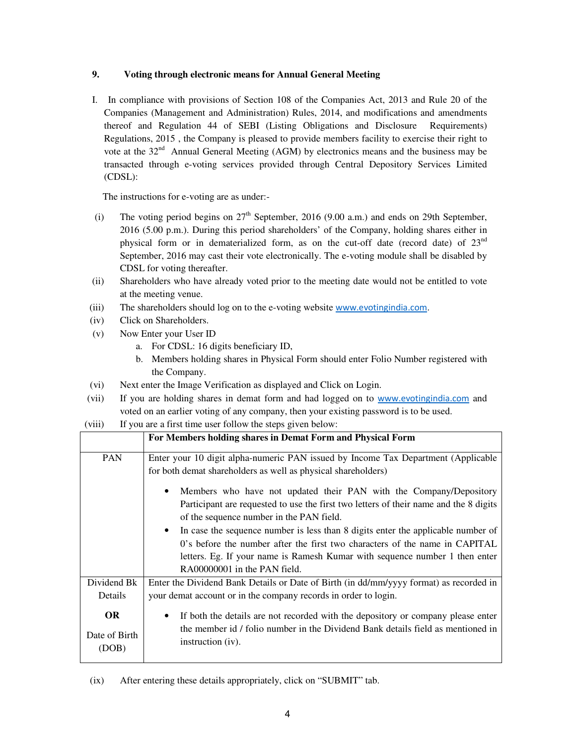## 9. Voting through electronic means for Annual General Meeting

I. In compliance with provisions of Section 108 of the Companies Act, 2013 and Rule 20 of the Companies (Management and Administration) Rules, 2014, and modifications and amendments thereof and Regulation 44 of SEBI (Listing Obligations and Disclosure Requirements) Regulations, 2015 , the Company is pleased to provide members facility to exercise their right to vote at the 32nd Annual General Meeting (AGM) by electronics means and the business may be transacted through e-voting services provided through Central Depository Services Limited (CDSL):

The instructions for e-voting are as under:-

(i) The voting period begins on 27th September, 2016 (9.00 a.m.) and ends on 29th September, 2016 (5.00 p.m.). During this period shareholders' of the Company, holding shares either in physical form or in dematerialized form, as on the cut-off date (record date) of 23rd September, 2016 may cast their vote electronically. The e-voting module shall be disabled by CDSL for voting thereafter.

(ii) Shareholders who have already voted prior to the meeting date would not be entitled to vote at the meeting venue.

(iii) The shareholders should log on to the e-voting website www.evotingindia.com.

(iv) Click on Shareholders.

(v) Now Enter your User ID
   a. For CDSL: 16 digits beneficiary ID,
   b. Members holding shares in Physical Form should enter Folio Number registered with the Company.

(vi) Next enter the Image Verification as displayed and Click on Login.

(vii) If you are holding shares in demat form and had logged on to www.evotingindia.com and voted on an earlier voting of any company, then your existing password is to be used.

(viii) If you are a first time user follow the steps given below:

| | **For Members holding shares in Demat Form and Physical Form** |
|---|---|
| PAN | Enter your 10 digit alpha-numeric PAN issued by Income Tax Department (Applicable for both demat shareholders as well as physical shareholders)<br>• Members who have not updated their PAN with the Company/Depository Participant are requested to use the first two letters of their name and the 8 digits of the sequence number in the PAN field.<br>• In case the sequence number is less than 8 digits enter the applicable number of 0's before the number after the first two characters of the name in CAPITAL letters. Eg. If your name is Ramesh Kumar with sequence number 1 then enter RA00000001 in the PAN field. |
| Dividend Bk Details **OR** Date of Birth (DOB) | Enter the Dividend Bank Details or Date of Birth (in dd/mm/yyyy format) as recorded in your demat account or in the company records in order to login.<br>• If both the details are not recorded with the depository or company please enter the member id / folio number in the Dividend Bank details field as mentioned in instruction (iv). |

(ix) After entering these details appropriately, click on "SUBMIT" tab.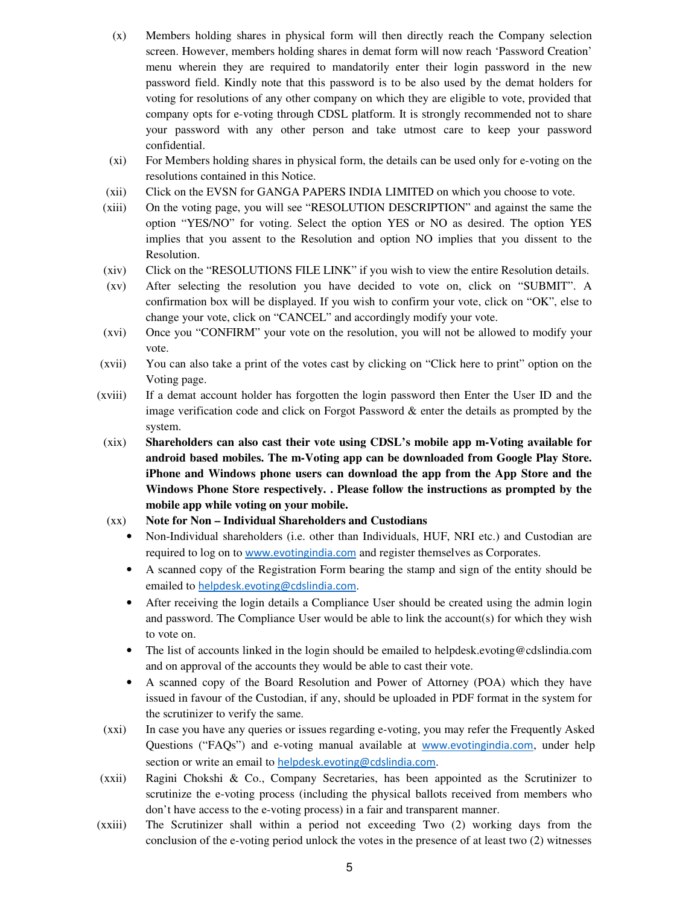(x) Members holding shares in physical form will then directly reach the Company selection screen. However, members holding shares in demat form will now reach 'Password Creation' menu wherein they are required to mandatorily enter their login password in the new password field. Kindly note that this password is to be also used by the demat holders for voting for resolutions of any other company on which they are eligible to vote, provided that company opts for e-voting through CDSL platform. It is strongly recommended not to share your password with any other person and take utmost care to keep your password confidential.

(xi) For Members holding shares in physical form, the details can be used only for e-voting on the resolutions contained in this Notice.

(xii) Click on the EVSN for GANGA PAPERS INDIA LIMITED on which you choose to vote.

(xiii) On the voting page, you will see "RESOLUTION DESCRIPTION" and against the same the option "YES/NO" for voting. Select the option YES or NO as desired. The option YES implies that you assent to the Resolution and option NO implies that you dissent to the Resolution.

(xiv) Click on the "RESOLUTIONS FILE LINK" if you wish to view the entire Resolution details.

(xv) After selecting the resolution you have decided to vote on, click on "SUBMIT". A confirmation box will be displayed. If you wish to confirm your vote, click on "OK", else to change your vote, click on "CANCEL" and accordingly modify your vote.

(xvi) Once you "CONFIRM" your vote on the resolution, you will not be allowed to modify your vote.

(xvii) You can also take a print of the votes cast by clicking on "Click here to print" option on the Voting page.

(xviii) If a demat account holder has forgotten the login password then Enter the User ID and the image verification code and click on Forgot Password & enter the details as prompted by the system.

(xix) **Shareholders can also cast their vote using CDSL's mobile app m-Voting available for android based mobiles. The m-Voting app can be downloaded from Google Play Store. iPhone and Windows phone users can download the app from the App Store and the Windows Phone Store respectively. . Please follow the instructions as prompted by the mobile app while voting on your mobile.**

(xx) **Note for Non – Individual Shareholders and Custodians**

- Non-Individual shareholders (i.e. other than Individuals, HUF, NRI etc.) and Custodian are required to log on to www.evotingindia.com and register themselves as Corporates.
- A scanned copy of the Registration Form bearing the stamp and sign of the entity should be emailed to helpdesk.evoting@cdslindia.com.
- After receiving the login details a Compliance User should be created using the admin login and password. The Compliance User would be able to link the account(s) for which they wish to vote on.
- The list of accounts linked in the login should be emailed to helpdesk.evoting@cdslindia.com and on approval of the accounts they would be able to cast their vote.
- A scanned copy of the Board Resolution and Power of Attorney (POA) which they have issued in favour of the Custodian, if any, should be uploaded in PDF format in the system for the scrutinizer to verify the same.

(xxi) In case you have any queries or issues regarding e-voting, you may refer the Frequently Asked Questions ("FAQs") and e-voting manual available at www.evotingindia.com, under help section or write an email to helpdesk.evoting@cdslindia.com.

(xxii) Ragini Chokshi & Co., Company Secretaries, has been appointed as the Scrutinizer to scrutinize the e-voting process (including the physical ballots received from members who don't have access to the e-voting process) in a fair and transparent manner.

(xxiii) The Scrutinizer shall within a period not exceeding Two (2) working days from the conclusion of the e-voting period unlock the votes in the presence of at least two (2) witnesses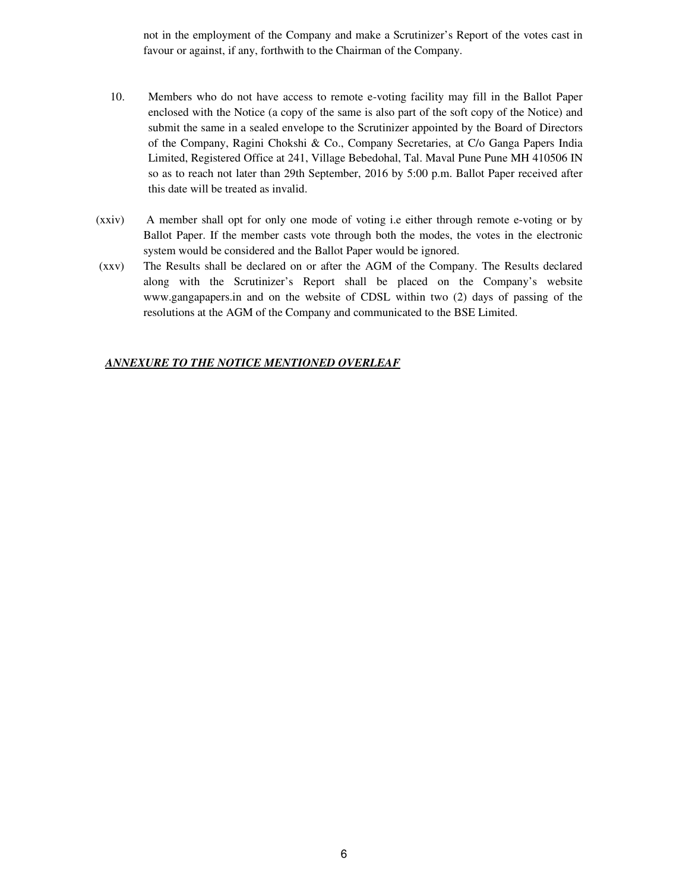not in the employment of the Company and make a Scrutinizer's Report of the votes cast in favour or against, if any, forthwith to the Chairman of the Company.

10. Members who do not have access to remote e-voting facility may fill in the Ballot Paper enclosed with the Notice (a copy of the same is also part of the soft copy of the Notice) and submit the same in a sealed envelope to the Scrutinizer appointed by the Board of Directors of the Company, Ragini Chokshi & Co., Company Secretaries, at C/o Ganga Papers India Limited, Registered Office at 241, Village Bebedohal, Tal. Maval Pune Pune MH 410506 IN so as to reach not later than 29th September, 2016 by 5:00 p.m. Ballot Paper received after this date will be treated as invalid.

(xxiv) A member shall opt for only one mode of voting i.e either through remote e-voting or by Ballot Paper. If the member casts vote through both the modes, the votes in the electronic system would be considered and the Ballot Paper would be ignored.

(xxv) The Results shall be declared on or after the AGM of the Company. The Results declared along with the Scrutinizer's Report shall be placed on the Company's website www.gangapapers.in and on the website of CDSL within two (2) days of passing of the resolutions at the AGM of the Company and communicated to the BSE Limited.

***ANNEXURE TO THE NOTICE MENTIONED OVERLEAF***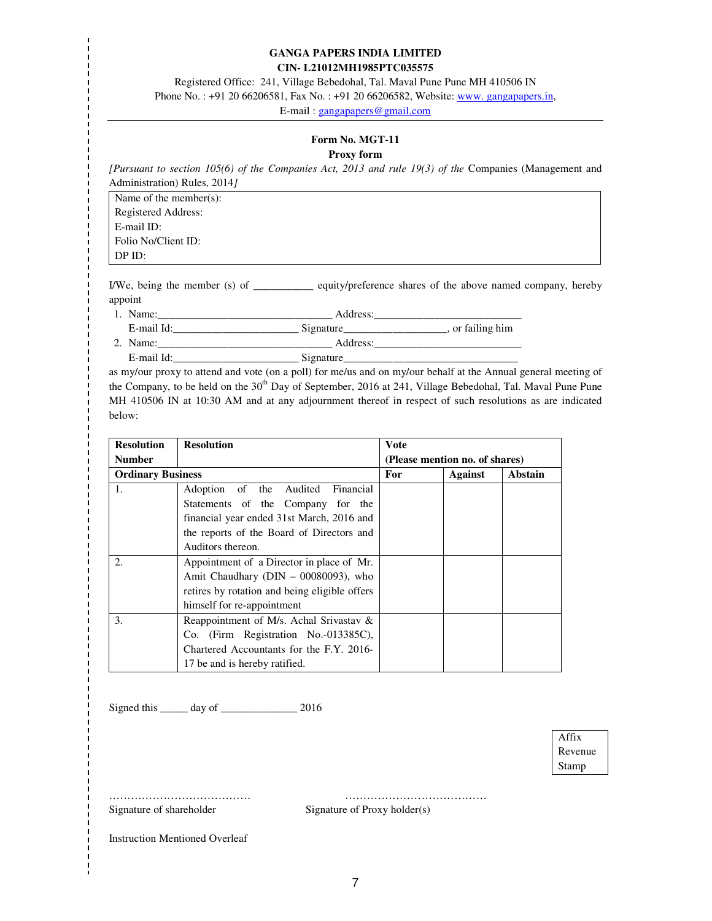**GANGA PAPERS INDIA LIMITED**
**CIN- L21012MH1985PTC035575**

Registered Office: 241, Village Bebedohal, Tal. Maval Pune Pune MH 410506 IN
Phone No. : +91 20 66206581, Fax No. : +91 20 66206582, Website: www. gangapapers.in,
E-mail : gangapapers@gmail.com

**Form No. MGT-11**
**Proxy form**

*[Pursuant to section 105(6) of the Companies Act, 2013 and rule 19(3) of the* Companies (Management and Administration) Rules, 2014*]*

| |
|---|
| Name of the member(s):<br>Registered Address:<br>E-mail ID:<br>Folio No/Client ID:<br>DP ID: |

I/We, being the member (s) of ___________ equity/preference shares of the above named company, hereby appoint

1. Name:________________________________ Address:____________________________
   E-mail Id:_______________________ Signature___________________, or failing him
2. Name:________________________________ Address:____________________________
   E-mail Id:_______________________ Signature________________________________

as my/our proxy to attend and vote (on a poll) for me/us and on my/our behalf at the Annual general meeting of the Company, to be held on the 30th Day of September, 2016 at 241, Village Bebedohal, Tal. Maval Pune Pune MH 410506 IN at 10:30 AM and at any adjournment thereof in respect of such resolutions as are indicated below:

| **Resolution Number** | **Resolution** | **Vote (Please mention no. of shares)** | | |
|---|---|---|---|---|
| **Ordinary Business** | | **For** | **Against** | **Abstain** |
| 1. | Adoption of the Audited Financial Statements of the Company for the financial year ended 31st March, 2016 and the reports of the Board of Directors and Auditors thereon. | | | |
| 2. | Appointment of a Director in place of Mr. Amit Chaudhary (DIN – 00080093), who retires by rotation and being eligible offers himself for re-appointment | | | |
| 3. | Reappointment of M/s. Achal Srivastav & Co. (Firm Registration No.-013385C), Chartered Accountants for the F.Y. 2016-17 be and is hereby ratified. | | | |

Signed this _____ day of ______________ 2016

Affix Revenue Stamp

…………………………………
Signature of shareholder

…………………………………
Signature of Proxy holder(s)

Instruction Mentioned Overleaf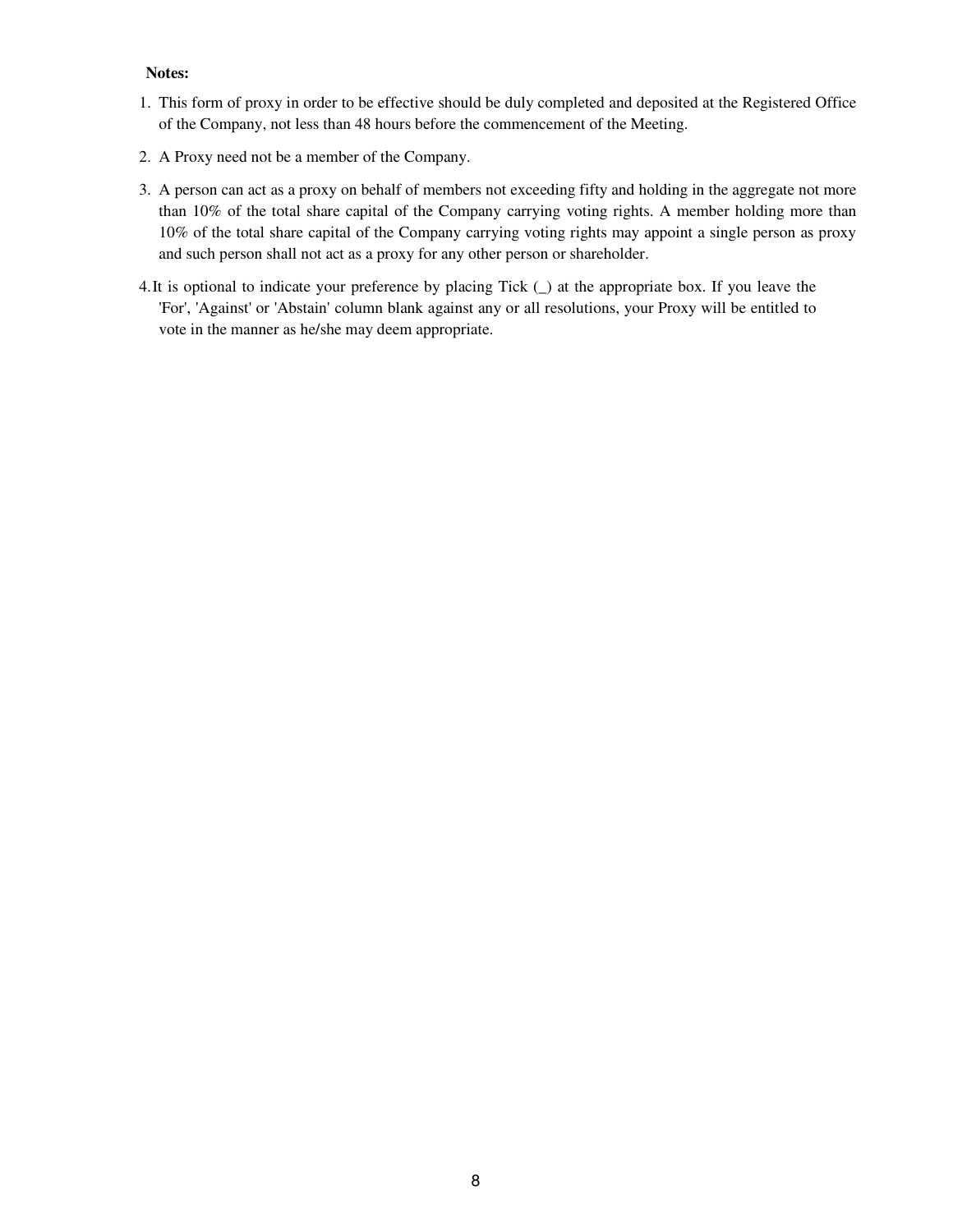**Notes:**

1. This form of proxy in order to be effective should be duly completed and deposited at the Registered Office of the Company, not less than 48 hours before the commencement of the Meeting.
2. A Proxy need not be a member of the Company.
3. A person can act as a proxy on behalf of members not exceeding fifty and holding in the aggregate not more than 10% of the total share capital of the Company carrying voting rights. A member holding more than 10% of the total share capital of the Company carrying voting rights may appoint a single person as proxy and such person shall not act as a proxy for any other person or shareholder.
4. It is optional to indicate your preference by placing Tick (_) at the appropriate box. If you leave the 'For', 'Against' or 'Abstain' column blank against any or all resolutions, your Proxy will be entitled to vote in the manner as he/she may deem appropriate.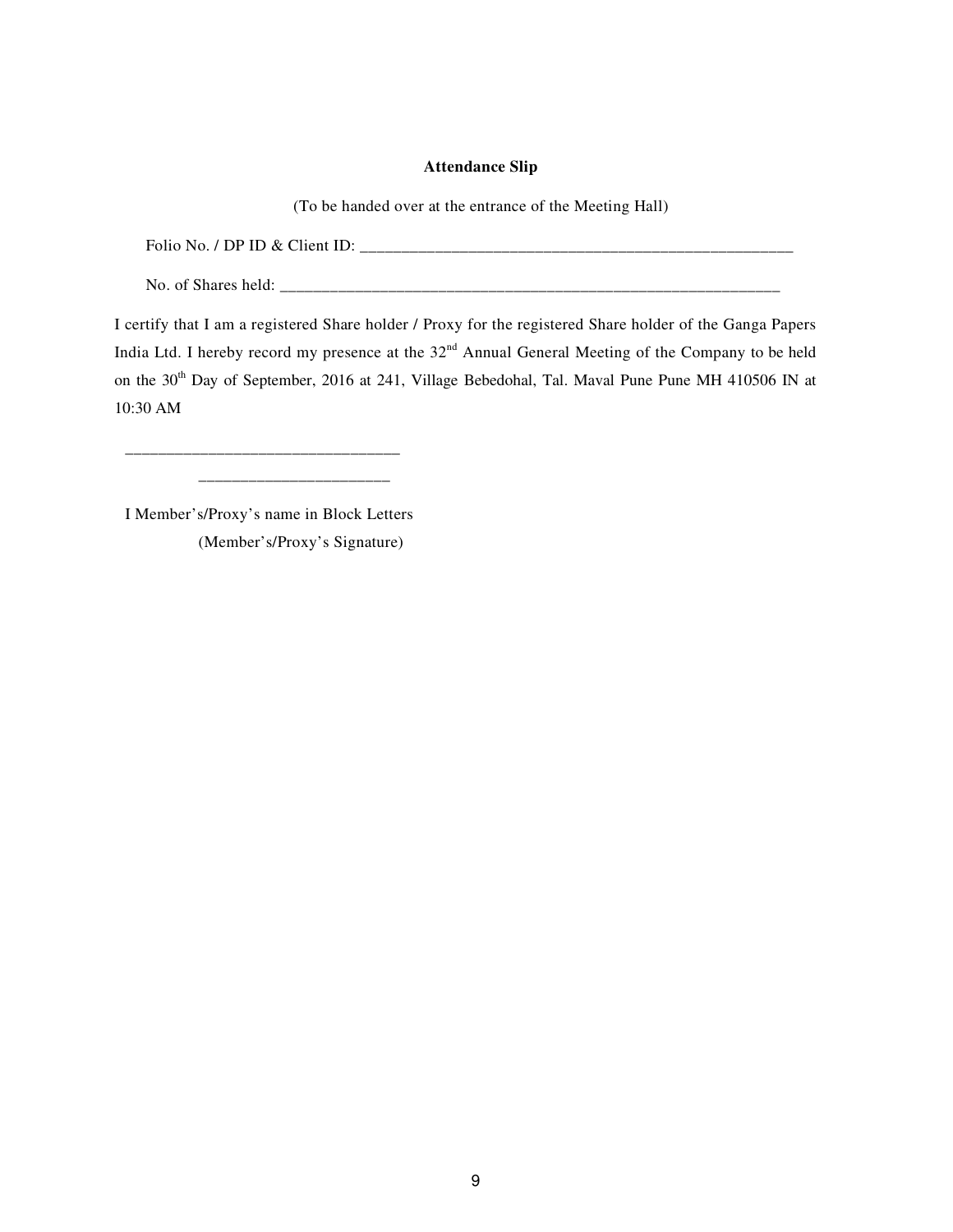**Attendance Slip**

(To be handed over at the entrance of the Meeting Hall)

Folio No. / DP ID & Client ID: ______________________________________________________

No. of Shares held: _______________________________________________________________

I certify that I am a registered Share holder / Proxy for the registered Share holder of the Ganga Papers India Ltd. I hereby record my presence at the 32nd Annual General Meeting of the Company to be held on the 30th Day of September, 2016 at 241, Village Bebedohal, Tal. Maval Pune Pune MH 410506 IN at 10:30 AM

________________________________

______________________

I Member's/Proxy's name in Block Letters

(Member's/Proxy's Signature)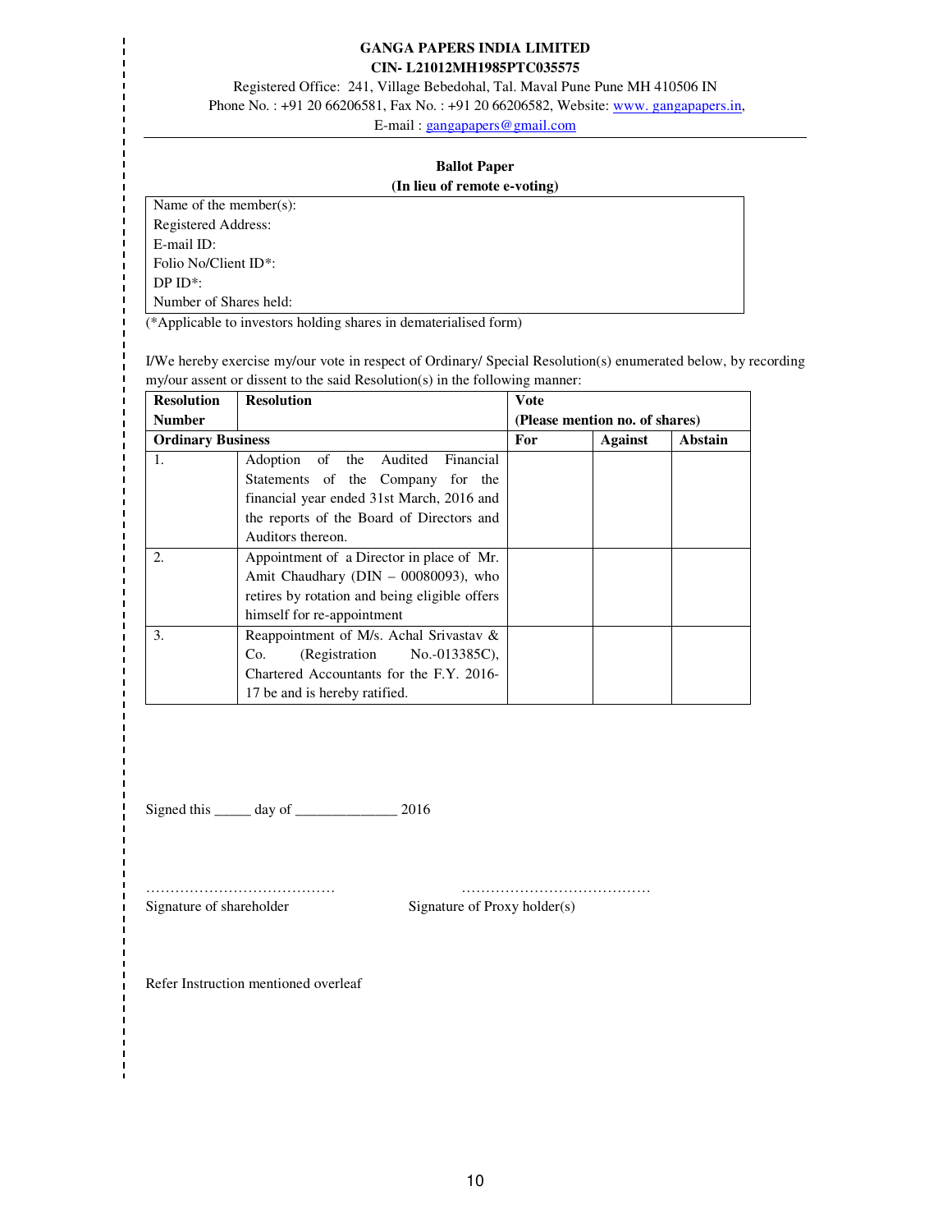**GANGA PAPERS INDIA LIMITED**
**CIN- L21012MH1985PTC035575**

Registered Office: 241, Village Bebedohal, Tal. Maval Pune Pune MH 410506 IN
Phone No. : +91 20 66206581, Fax No. : +91 20 66206582, Website: www. gangapapers.in,
E-mail : gangapapers@gmail.com

**Ballot Paper**
**(In lieu of remote e-voting)**

| Name of the member(s):<br>Registered Address:<br>E-mail ID:<br>Folio No/Client ID*:<br>DP ID*:<br>Number of Shares held: |
|---|

(*Applicable to investors holding shares in dematerialised form)

I/We hereby exercise my/our vote in respect of Ordinary/ Special Resolution(s) enumerated below, by recording my/our assent or dissent to the said Resolution(s) in the following manner:

| **Resolution Number** | **Resolution** | **Vote (Please mention no. of shares)** | | |
|---|---|---|---|---|
| **Ordinary Business** | | **For** | **Against** | **Abstain** |
| 1. | Adoption of the Audited Financial Statements of the Company for the financial year ended 31st March, 2016 and the reports of the Board of Directors and Auditors thereon. | | | |
| 2. | Appointment of a Director in place of Mr. Amit Chaudhary (DIN – 00080093), who retires by rotation and being eligible offers himself for re-appointment | | | |
| 3. | Reappointment of M/s. Achal Srivastav & Co. (Registration No.-013385C), Chartered Accountants for the F.Y. 2016-17 be and is hereby ratified. | | | |

Signed this _____ day of ______________ 2016

………………………………… …………………………………
Signature of shareholder Signature of Proxy holder(s)

Refer Instruction mentioned overleaf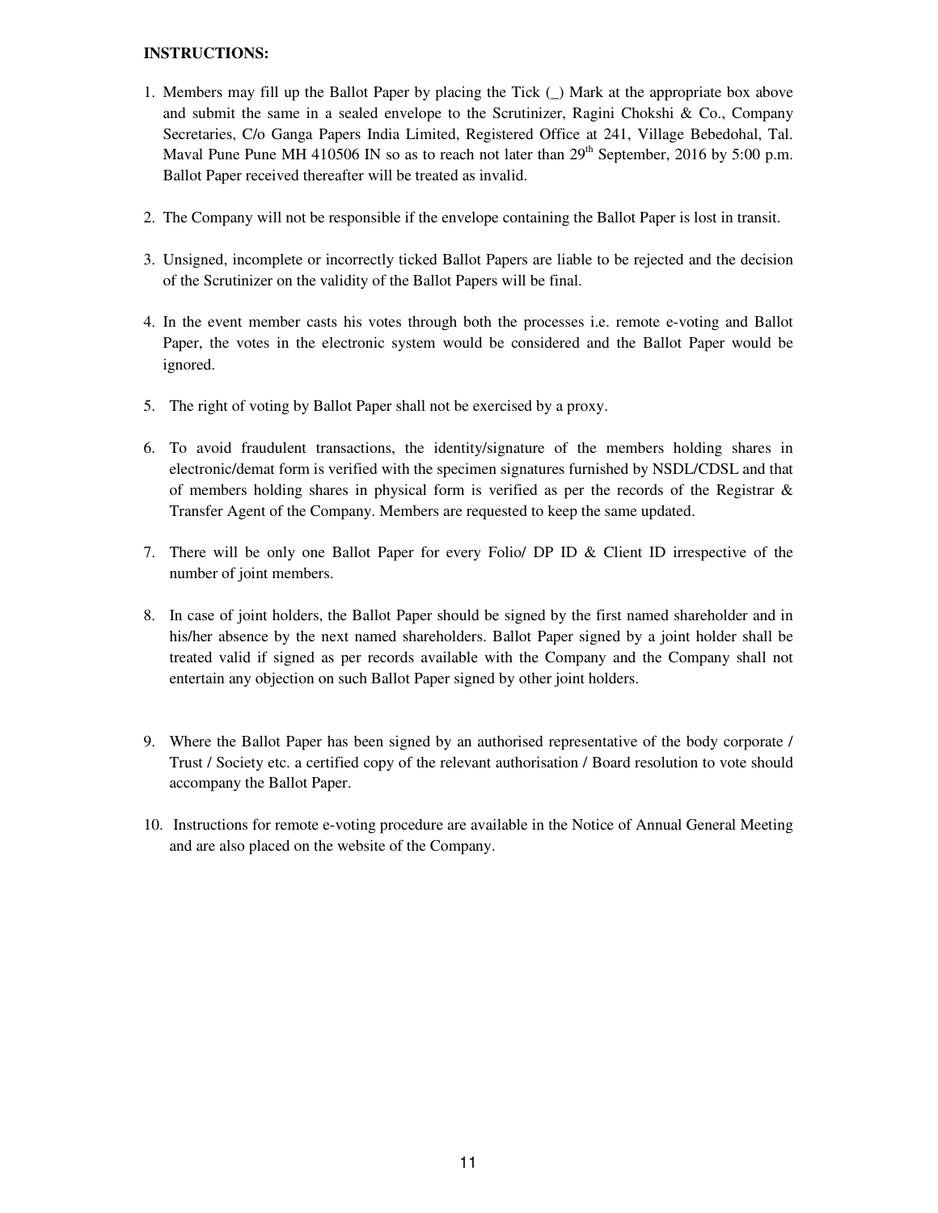**INSTRUCTIONS:**

1. Members may fill up the Ballot Paper by placing the Tick (_) Mark at the appropriate box above and submit the same in a sealed envelope to the Scrutinizer, Ragini Chokshi & Co., Company Secretaries, C/o Ganga Papers India Limited, Registered Office at 241, Village Bebedohal, Tal. Maval Pune Pune MH 410506 IN so as to reach not later than 29th September, 2016 by 5:00 p.m. Ballot Paper received thereafter will be treated as invalid.

2. The Company will not be responsible if the envelope containing the Ballot Paper is lost in transit.

3. Unsigned, incomplete or incorrectly ticked Ballot Papers are liable to be rejected and the decision of the Scrutinizer on the validity of the Ballot Papers will be final.

4. In the event member casts his votes through both the processes i.e. remote e-voting and Ballot Paper, the votes in the electronic system would be considered and the Ballot Paper would be ignored.

5. The right of voting by Ballot Paper shall not be exercised by a proxy.

6. To avoid fraudulent transactions, the identity/signature of the members holding shares in electronic/demat form is verified with the specimen signatures furnished by NSDL/CDSL and that of members holding shares in physical form is verified as per the records of the Registrar & Transfer Agent of the Company. Members are requested to keep the same updated.

7. There will be only one Ballot Paper for every Folio/ DP ID & Client ID irrespective of the number of joint members.

8. In case of joint holders, the Ballot Paper should be signed by the first named shareholder and in his/her absence by the next named shareholders. Ballot Paper signed by a joint holder shall be treated valid if signed as per records available with the Company and the Company shall not entertain any objection on such Ballot Paper signed by other joint holders.

9. Where the Ballot Paper has been signed by an authorised representative of the body corporate / Trust / Society etc. a certified copy of the relevant authorisation / Board resolution to vote should accompany the Ballot Paper.

10. Instructions for remote e-voting procedure are available in the Notice of Annual General Meeting and are also placed on the website of the Company.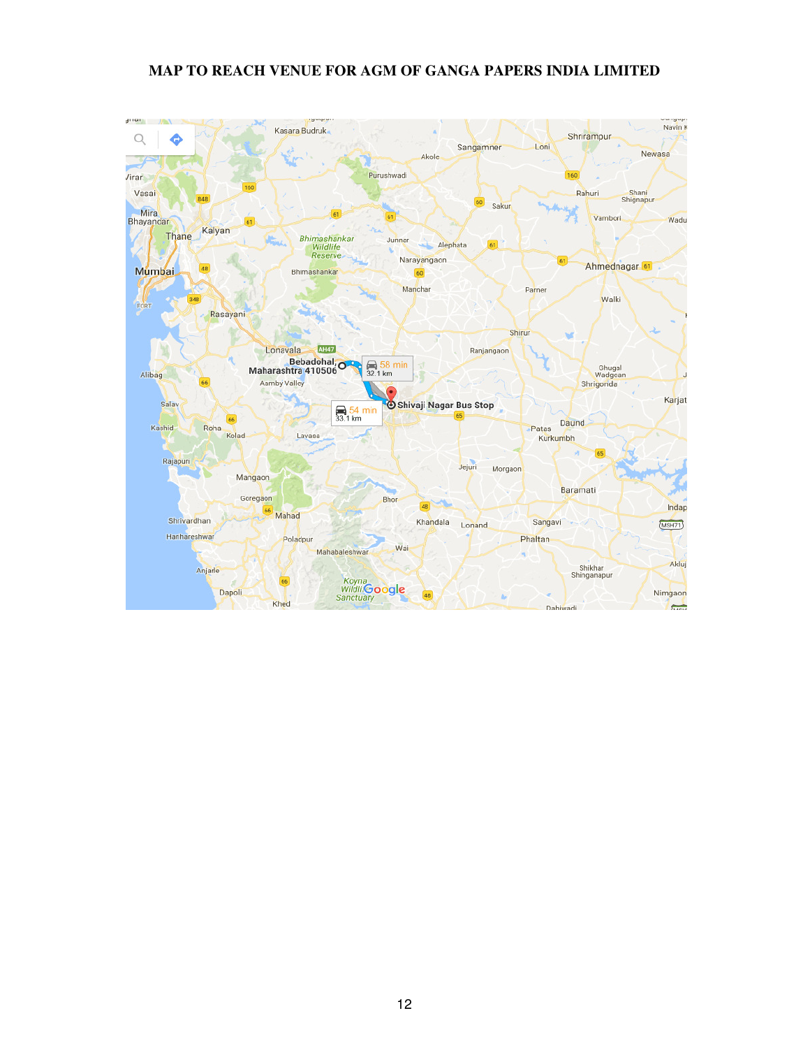# MAP TO REACH VENUE FOR AGM OF GANGA PAPERS INDIA LIMITED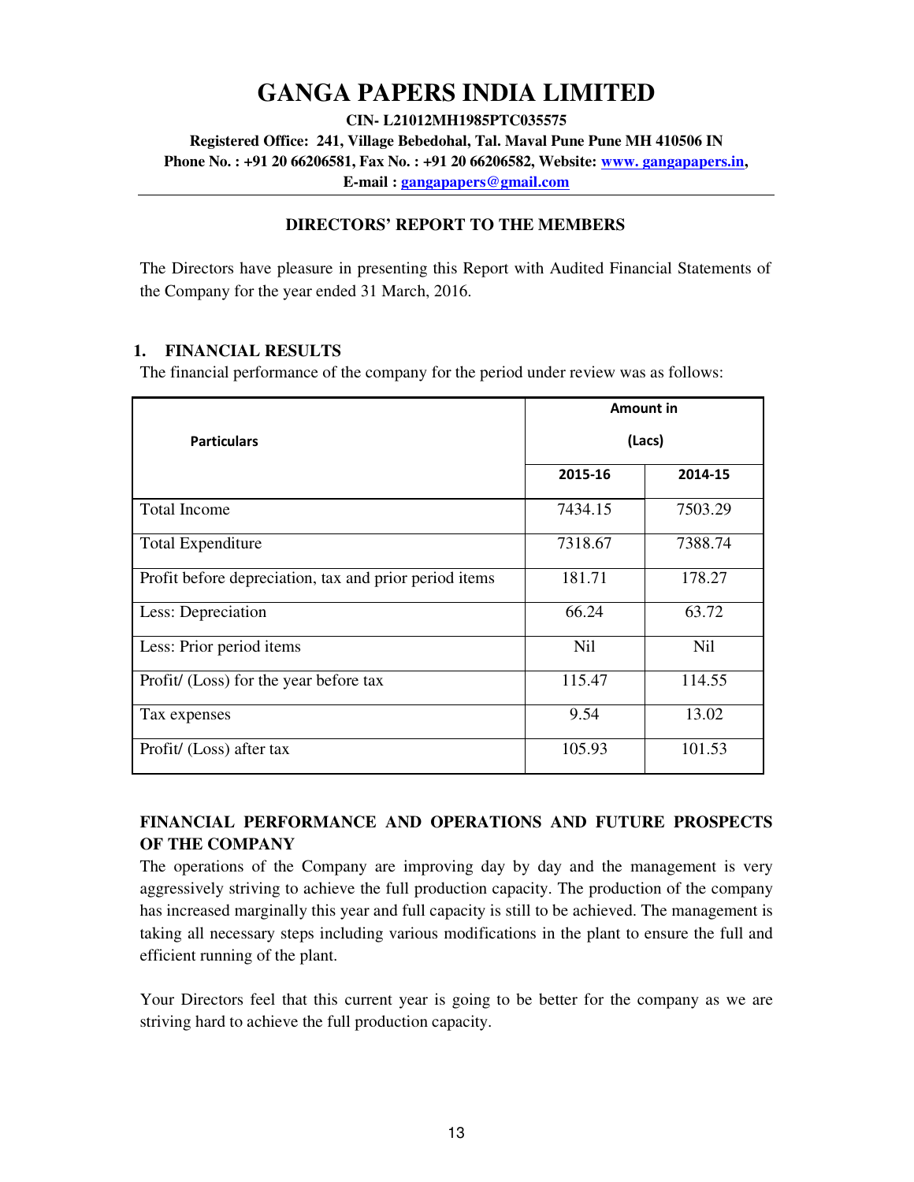# GANGA PAPERS INDIA LIMITED

**CIN- L21012MH1985PTC035575**

**Registered Office: 241, Village Bebedohal, Tal. Maval Pune Pune MH 410506 IN**

**Phone No. : +91 20 66206581, Fax No. : +91 20 66206582, Website: www. gangapapers.in,**

**E-mail : gangapapers@gmail.com**

## DIRECTORS' REPORT TO THE MEMBERS

The Directors have pleasure in presenting this Report with Audited Financial Statements of the Company for the year ended 31 March, 2016.

### 1. FINANCIAL RESULTS

The financial performance of the company for the period under review was as follows:

| Particulars | Amount in (Lacs) | |
|---|---|---|
| | 2015-16 | 2014-15 |
| Total Income | 7434.15 | 7503.29 |
| Total Expenditure | 7318.67 | 7388.74 |
| Profit before depreciation, tax and prior period items | 181.71 | 178.27 |
| Less: Depreciation | 66.24 | 63.72 |
| Less: Prior period items | Nil | Nil |
| Profit/ (Loss) for the year before tax | 115.47 | 114.55 |
| Tax expenses | 9.54 | 13.02 |
| Profit/ (Loss) after tax | 105.93 | 101.53 |

### FINANCIAL PERFORMANCE AND OPERATIONS AND FUTURE PROSPECTS OF THE COMPANY

The operations of the Company are improving day by day and the management is very aggressively striving to achieve the full production capacity. The production of the company has increased marginally this year and full capacity is still to be achieved. The management is taking all necessary steps including various modifications in the plant to ensure the full and efficient running of the plant.

Your Directors feel that this current year is going to be better for the company as we are striving hard to achieve the full production capacity.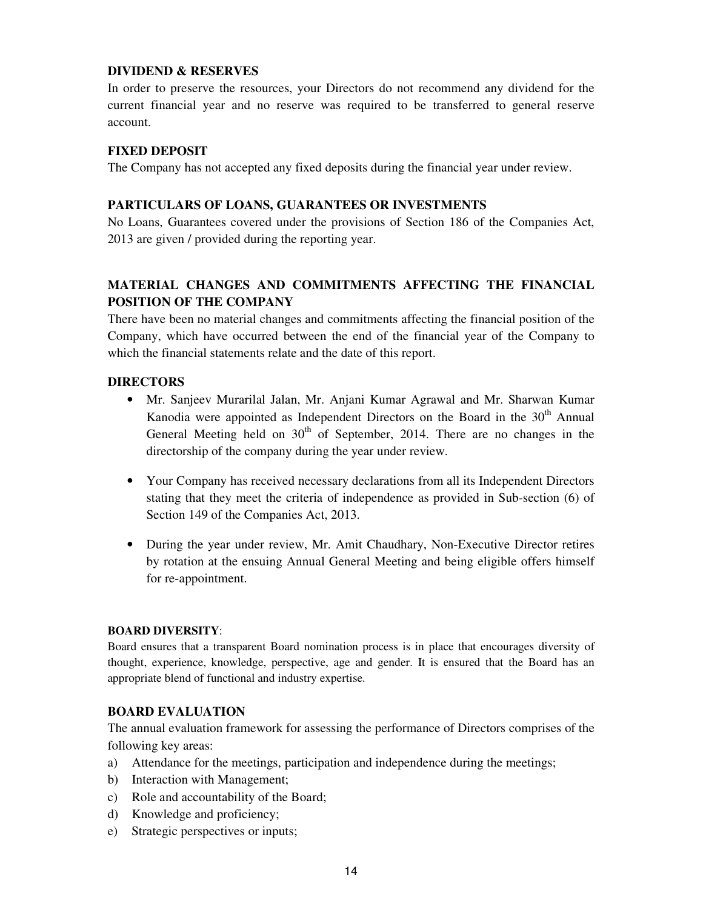## DIVIDEND & RESERVES

In order to preserve the resources, your Directors do not recommend any dividend for the current financial year and no reserve was required to be transferred to general reserve account.

## FIXED DEPOSIT

The Company has not accepted any fixed deposits during the financial year under review.

## PARTICULARS OF LOANS, GUARANTEES OR INVESTMENTS

No Loans, Guarantees covered under the provisions of Section 186 of the Companies Act, 2013 are given / provided during the reporting year.

## MATERIAL CHANGES AND COMMITMENTS AFFECTING THE FINANCIAL POSITION OF THE COMPANY

There have been no material changes and commitments affecting the financial position of the Company, which have occurred between the end of the financial year of the Company to which the financial statements relate and the date of this report.

## DIRECTORS

- Mr. Sanjeev Murarilal Jalan, Mr. Anjani Kumar Agrawal and Mr. Sharwan Kumar Kanodia were appointed as Independent Directors on the Board in the 30th Annual General Meeting held on 30th of September, 2014. There are no changes in the directorship of the company during the year under review.
- Your Company has received necessary declarations from all its Independent Directors stating that they meet the criteria of independence as provided in Sub-section (6) of Section 149 of the Companies Act, 2013.
- During the year under review, Mr. Amit Chaudhary, Non-Executive Director retires by rotation at the ensuing Annual General Meeting and being eligible offers himself for re-appointment.

**BOARD DIVERSITY**:

Board ensures that a transparent Board nomination process is in place that encourages diversity of thought, experience, knowledge, perspective, age and gender. It is ensured that the Board has an appropriate blend of functional and industry expertise.

## BOARD EVALUATION

The annual evaluation framework for assessing the performance of Directors comprises of the following key areas:

a) Attendance for the meetings, participation and independence during the meetings;
b) Interaction with Management;
c) Role and accountability of the Board;
d) Knowledge and proficiency;
e) Strategic perspectives or inputs;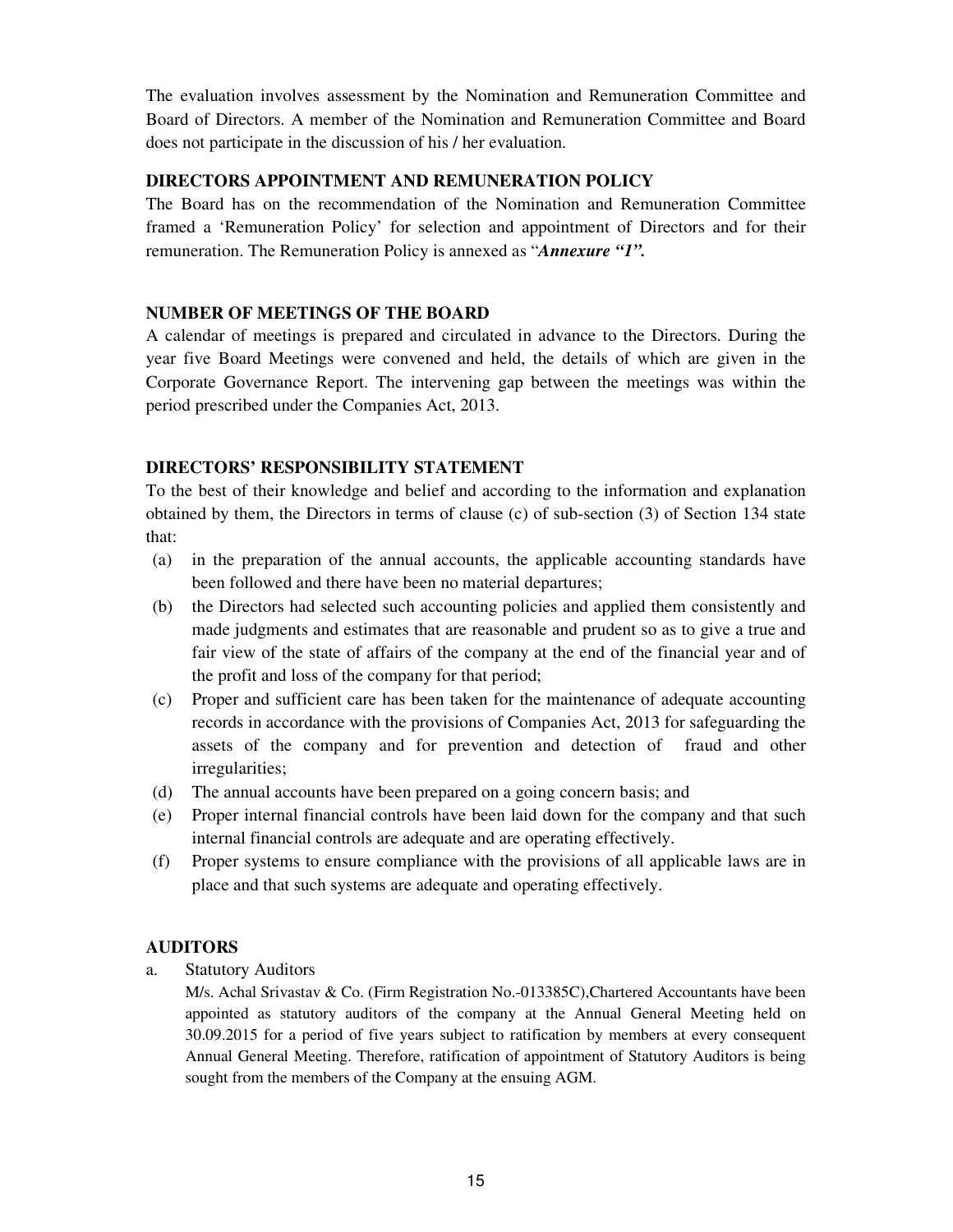The evaluation involves assessment by the Nomination and Remuneration Committee and Board of Directors. A member of the Nomination and Remuneration Committee and Board does not participate in the discussion of his / her evaluation.

**DIRECTORS APPOINTMENT AND REMUNERATION POLICY**

The Board has on the recommendation of the Nomination and Remuneration Committee framed a 'Remuneration Policy' for selection and appointment of Directors and for their remuneration. The Remuneration Policy is annexed as "***Annexure "1".***

**NUMBER OF MEETINGS OF THE BOARD**

A calendar of meetings is prepared and circulated in advance to the Directors. During the year five Board Meetings were convened and held, the details of which are given in the Corporate Governance Report. The intervening gap between the meetings was within the period prescribed under the Companies Act, 2013.

**DIRECTORS' RESPONSIBILITY STATEMENT**

To the best of their knowledge and belief and according to the information and explanation obtained by them, the Directors in terms of clause (c) of sub-section (3) of Section 134 state that:

(a) in the preparation of the annual accounts, the applicable accounting standards have been followed and there have been no material departures;
(b) the Directors had selected such accounting policies and applied them consistently and made judgments and estimates that are reasonable and prudent so as to give a true and fair view of the state of affairs of the company at the end of the financial year and of the profit and loss of the company for that period;
(c) Proper and sufficient care has been taken for the maintenance of adequate accounting records in accordance with the provisions of Companies Act, 2013 for safeguarding the assets of the company and for prevention and detection of fraud and other irregularities;
(d) The annual accounts have been prepared on a going concern basis; and
(e) Proper internal financial controls have been laid down for the company and that such internal financial controls are adequate and are operating effectively.
(f) Proper systems to ensure compliance with the provisions of all applicable laws are in place and that such systems are adequate and operating effectively.

**AUDITORS**

a. Statutory Auditors

M/s. Achal Srivastav & Co. (Firm Registration No.-013385C),Chartered Accountants have been appointed as statutory auditors of the company at the Annual General Meeting held on 30.09.2015 for a period of five years subject to ratification by members at every consequent Annual General Meeting. Therefore, ratification of appointment of Statutory Auditors is being sought from the members of the Company at the ensuing AGM.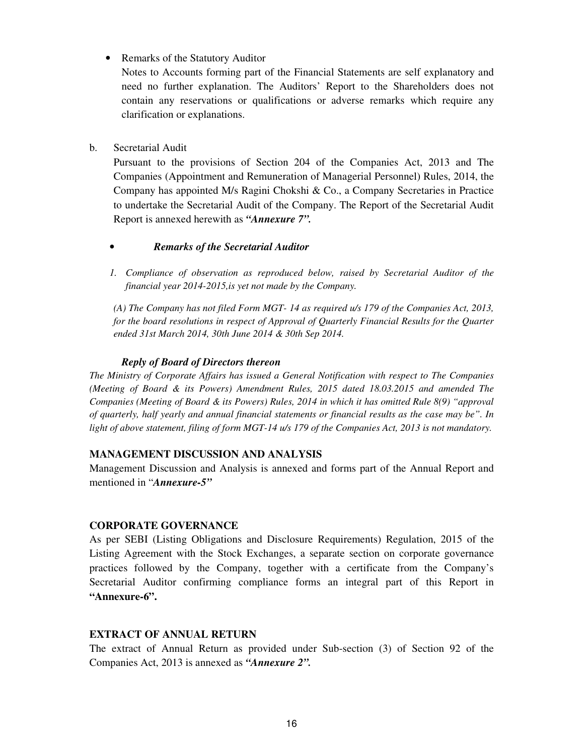- Remarks of the Statutory Auditor

  Notes to Accounts forming part of the Financial Statements are self explanatory and need no further explanation. The Auditors' Report to the Shareholders does not contain any reservations or qualifications or adverse remarks which require any clarification or explanations.

b. Secretarial Audit

Pursuant to the provisions of Section 204 of the Companies Act, 2013 and The Companies (Appointment and Remuneration of Managerial Personnel) Rules, 2014, the Company has appointed M/s Ragini Chokshi & Co., a Company Secretaries in Practice to undertake the Secretarial Audit of the Company. The Report of the Secretarial Audit Report is annexed herewith as ***"Annexure 7".***

- ***Remarks of the Secretarial Auditor***

1. *Compliance of observation as reproduced below, raised by Secretarial Auditor of the financial year 2014-2015,is yet not made by the Company.*

*(A) The Company has not filed Form MGT- 14 as required u/s 179 of the Companies Act, 2013, for the board resolutions in respect of Approval of Quarterly Financial Results for the Quarter ended 31st March 2014, 30th June 2014 & 30th Sep 2014.*

***Reply of Board of Directors thereon***

*The Ministry of Corporate Affairs has issued a General Notification with respect to The Companies (Meeting of Board & its Powers) Amendment Rules, 2015 dated 18.03.2015 and amended The Companies (Meeting of Board & its Powers) Rules, 2014 in which it has omitted Rule 8(9) "approval of quarterly, half yearly and annual financial statements or financial results as the case may be". In light of above statement, filing of form MGT-14 u/s 179 of the Companies Act, 2013 is not mandatory.*

**MANAGEMENT DISCUSSION AND ANALYSIS**

Management Discussion and Analysis is annexed and forms part of the Annual Report and mentioned in "***Annexure-5"***

**CORPORATE GOVERNANCE**

As per SEBI (Listing Obligations and Disclosure Requirements) Regulation, 2015 of the Listing Agreement with the Stock Exchanges, a separate section on corporate governance practices followed by the Company, together with a certificate from the Company's Secretarial Auditor confirming compliance forms an integral part of this Report in **"Annexure-6".**

**EXTRACT OF ANNUAL RETURN**

The extract of Annual Return as provided under Sub-section (3) of Section 92 of the Companies Act, 2013 is annexed as ***"Annexure 2".***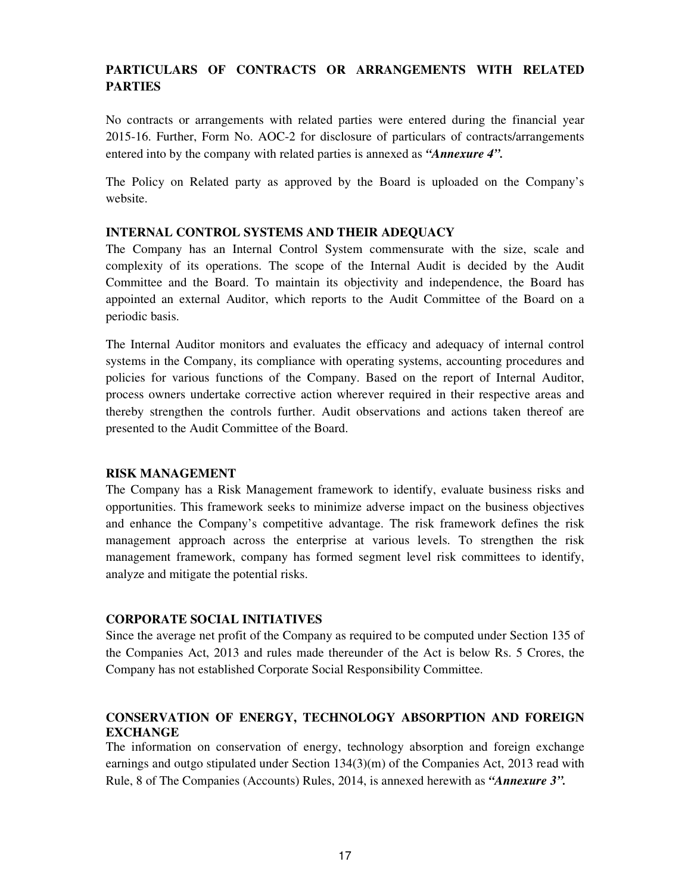## PARTICULARS OF CONTRACTS OR ARRANGEMENTS WITH RELATED PARTIES

No contracts or arrangements with related parties were entered during the financial year 2015-16. Further, Form No. AOC-2 for disclosure of particulars of contracts/arrangements entered into by the company with related parties is annexed as ***"Annexure 4".***

The Policy on Related party as approved by the Board is uploaded on the Company's website.

## INTERNAL CONTROL SYSTEMS AND THEIR ADEQUACY

The Company has an Internal Control System commensurate with the size, scale and complexity of its operations. The scope of the Internal Audit is decided by the Audit Committee and the Board. To maintain its objectivity and independence, the Board has appointed an external Auditor, which reports to the Audit Committee of the Board on a periodic basis.

The Internal Auditor monitors and evaluates the efficacy and adequacy of internal control systems in the Company, its compliance with operating systems, accounting procedures and policies for various functions of the Company. Based on the report of Internal Auditor, process owners undertake corrective action wherever required in their respective areas and thereby strengthen the controls further. Audit observations and actions taken thereof are presented to the Audit Committee of the Board.

## RISK MANAGEMENT

The Company has a Risk Management framework to identify, evaluate business risks and opportunities. This framework seeks to minimize adverse impact on the business objectives and enhance the Company's competitive advantage. The risk framework defines the risk management approach across the enterprise at various levels. To strengthen the risk management framework, company has formed segment level risk committees to identify, analyze and mitigate the potential risks.

## CORPORATE SOCIAL INITIATIVES

Since the average net profit of the Company as required to be computed under Section 135 of the Companies Act, 2013 and rules made thereunder of the Act is below Rs. 5 Crores, the Company has not established Corporate Social Responsibility Committee.

## CONSERVATION OF ENERGY, TECHNOLOGY ABSORPTION AND FOREIGN EXCHANGE

The information on conservation of energy, technology absorption and foreign exchange earnings and outgo stipulated under Section 134(3)(m) of the Companies Act, 2013 read with Rule, 8 of The Companies (Accounts) Rules, 2014, is annexed herewith as ***"Annexure 3".***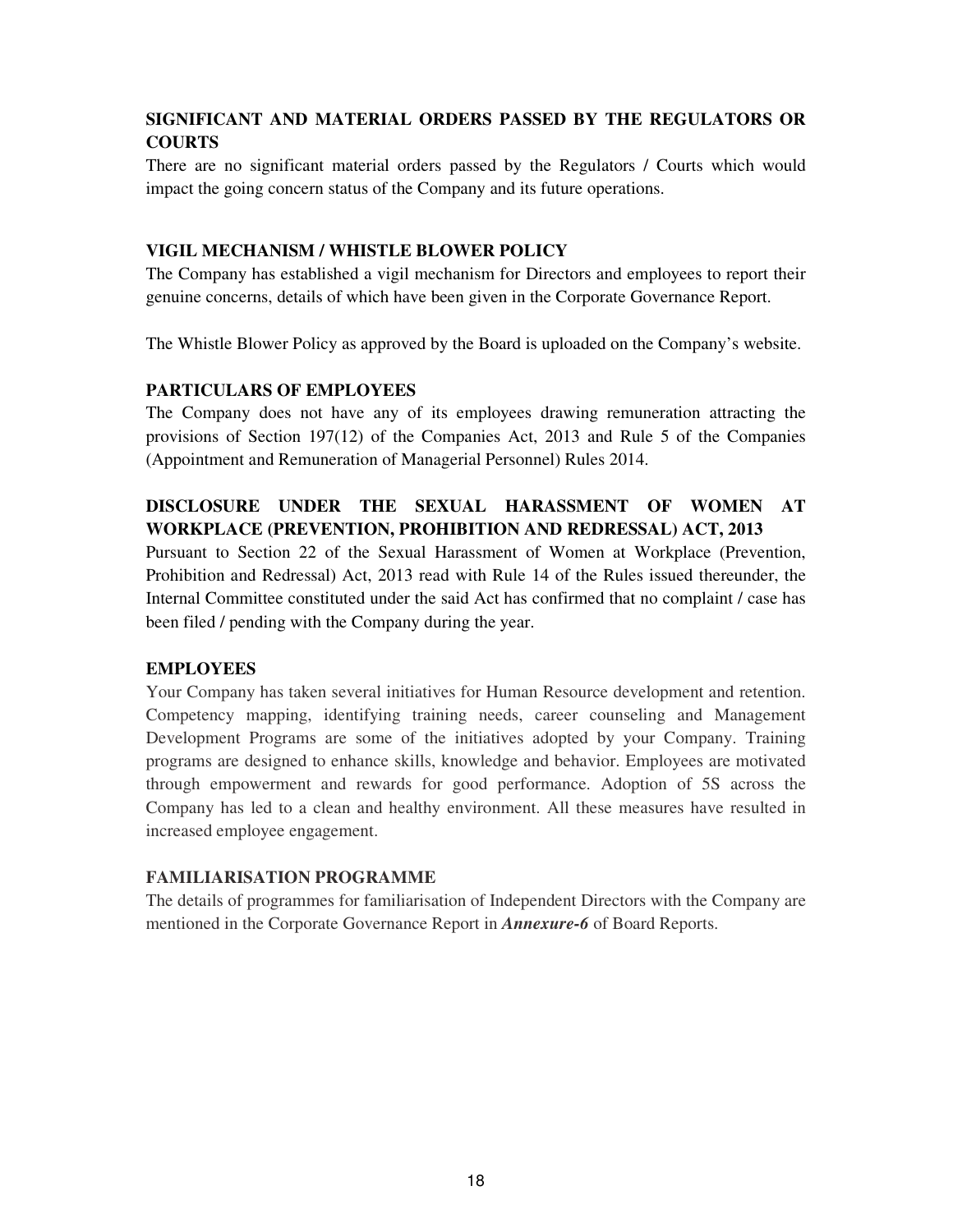## SIGNIFICANT AND MATERIAL ORDERS PASSED BY THE REGULATORS OR COURTS

There are no significant material orders passed by the Regulators / Courts which would impact the going concern status of the Company and its future operations.

## VIGIL MECHANISM / WHISTLE BLOWER POLICY

The Company has established a vigil mechanism for Directors and employees to report their genuine concerns, details of which have been given in the Corporate Governance Report.

The Whistle Blower Policy as approved by the Board is uploaded on the Company's website.

## PARTICULARS OF EMPLOYEES

The Company does not have any of its employees drawing remuneration attracting the provisions of Section 197(12) of the Companies Act, 2013 and Rule 5 of the Companies (Appointment and Remuneration of Managerial Personnel) Rules 2014.

## DISCLOSURE UNDER THE SEXUAL HARASSMENT OF WOMEN AT WORKPLACE (PREVENTION, PROHIBITION AND REDRESSAL) ACT, 2013

Pursuant to Section 22 of the Sexual Harassment of Women at Workplace (Prevention, Prohibition and Redressal) Act, 2013 read with Rule 14 of the Rules issued thereunder, the Internal Committee constituted under the said Act has confirmed that no complaint / case has been filed / pending with the Company during the year.

## EMPLOYEES

Your Company has taken several initiatives for Human Resource development and retention. Competency mapping, identifying training needs, career counseling and Management Development Programs are some of the initiatives adopted by your Company. Training programs are designed to enhance skills, knowledge and behavior. Employees are motivated through empowerment and rewards for good performance. Adoption of 5S across the Company has led to a clean and healthy environment. All these measures have resulted in increased employee engagement.

## FAMILIARISATION PROGRAMME

The details of programmes for familiarisation of Independent Directors with the Company are mentioned in the Corporate Governance Report in ***Annexure-6*** of Board Reports.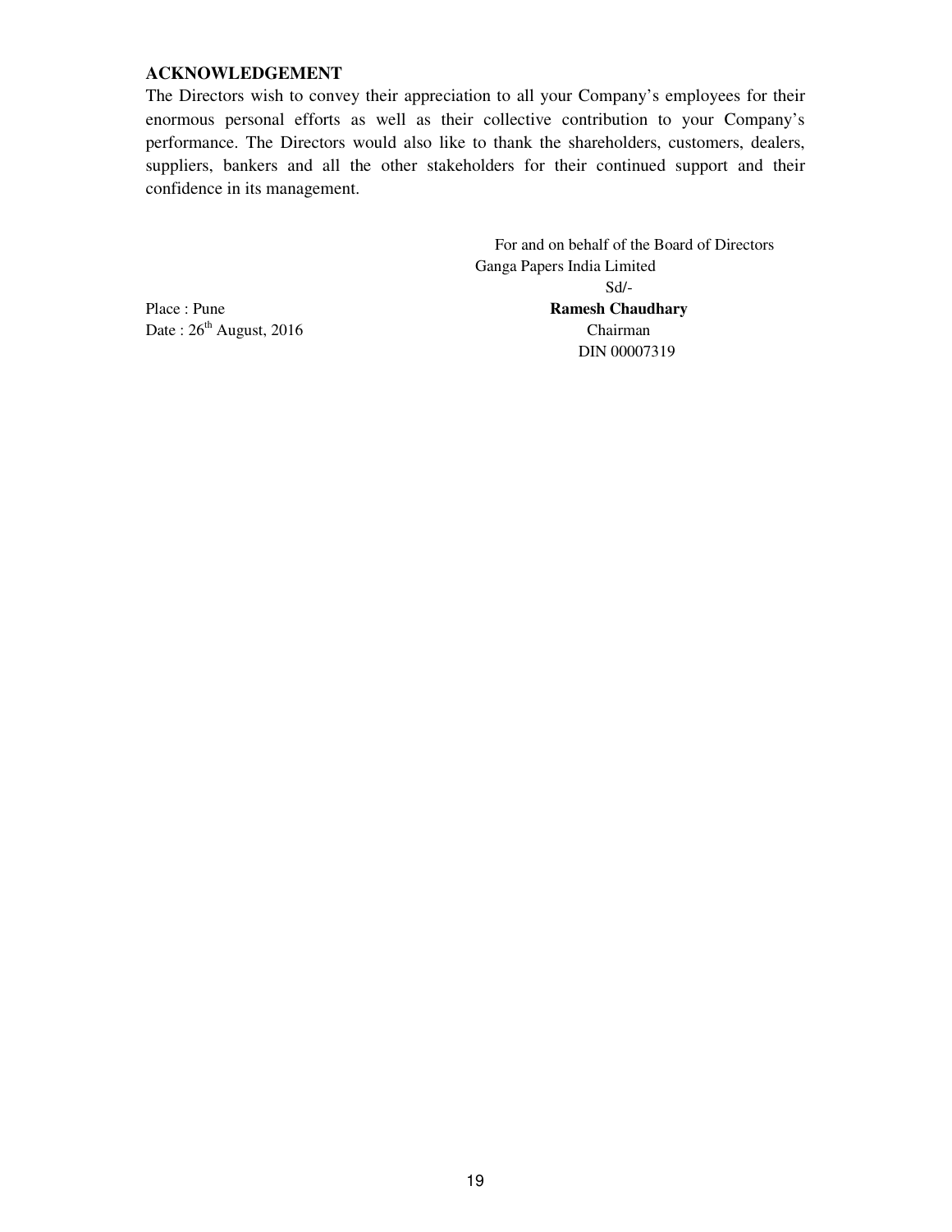**ACKNOWLEDGEMENT**

The Directors wish to convey their appreciation to all your Company's employees for their enormous personal efforts as well as their collective contribution to your Company's performance. The Directors would also like to thank the shareholders, customers, dealers, suppliers, bankers and all the other stakeholders for their continued support and their confidence in its management.

For and on behalf of the Board of Directors
Ganga Papers India Limited
Sd/-
**Ramesh Chaudhary**
Chairman
DIN 00007319

Place : Pune
Date : 26th August, 2016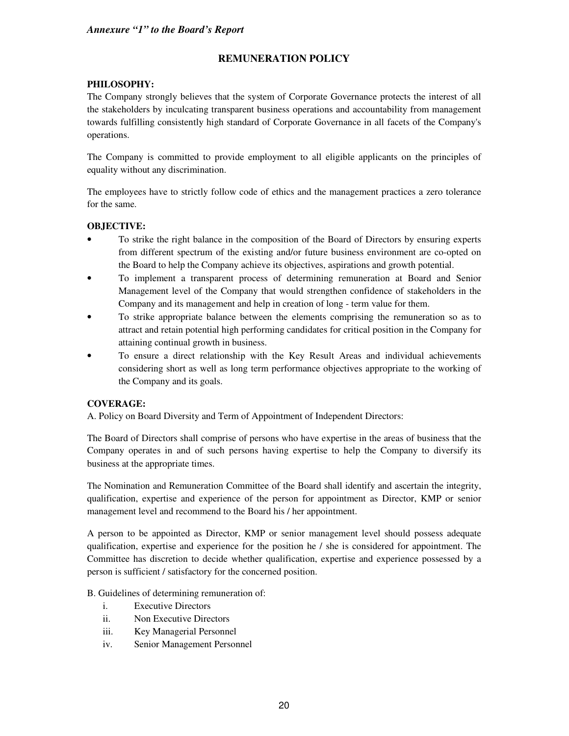*Annexure "1" to the Board's Report*

## REMUNERATION POLICY

**PHILOSOPHY:**

The Company strongly believes that the system of Corporate Governance protects the interest of all the stakeholders by inculcating transparent business operations and accountability from management towards fulfilling consistently high standard of Corporate Governance in all facets of the Company's operations.

The Company is committed to provide employment to all eligible applicants on the principles of equality without any discrimination.

The employees have to strictly follow code of ethics and the management practices a zero tolerance for the same.

**OBJECTIVE:**

- To strike the right balance in the composition of the Board of Directors by ensuring experts from different spectrum of the existing and/or future business environment are co-opted on the Board to help the Company achieve its objectives, aspirations and growth potential.
- To implement a transparent process of determining remuneration at Board and Senior Management level of the Company that would strengthen confidence of stakeholders in the Company and its management and help in creation of long - term value for them.
- To strike appropriate balance between the elements comprising the remuneration so as to attract and retain potential high performing candidates for critical position in the Company for attaining continual growth in business.
- To ensure a direct relationship with the Key Result Areas and individual achievements considering short as well as long term performance objectives appropriate to the working of the Company and its goals.

**COVERAGE:**

A. Policy on Board Diversity and Term of Appointment of Independent Directors:

The Board of Directors shall comprise of persons who have expertise in the areas of business that the Company operates in and of such persons having expertise to help the Company to diversify its business at the appropriate times.

The Nomination and Remuneration Committee of the Board shall identify and ascertain the integrity, qualification, expertise and experience of the person for appointment as Director, KMP or senior management level and recommend to the Board his / her appointment.

A person to be appointed as Director, KMP or senior management level should possess adequate qualification, expertise and experience for the position he / she is considered for appointment. The Committee has discretion to decide whether qualification, expertise and experience possessed by a person is sufficient / satisfactory for the concerned position.

B. Guidelines of determining remuneration of:

i. Executive Directors
ii. Non Executive Directors
iii. Key Managerial Personnel
iv. Senior Management Personnel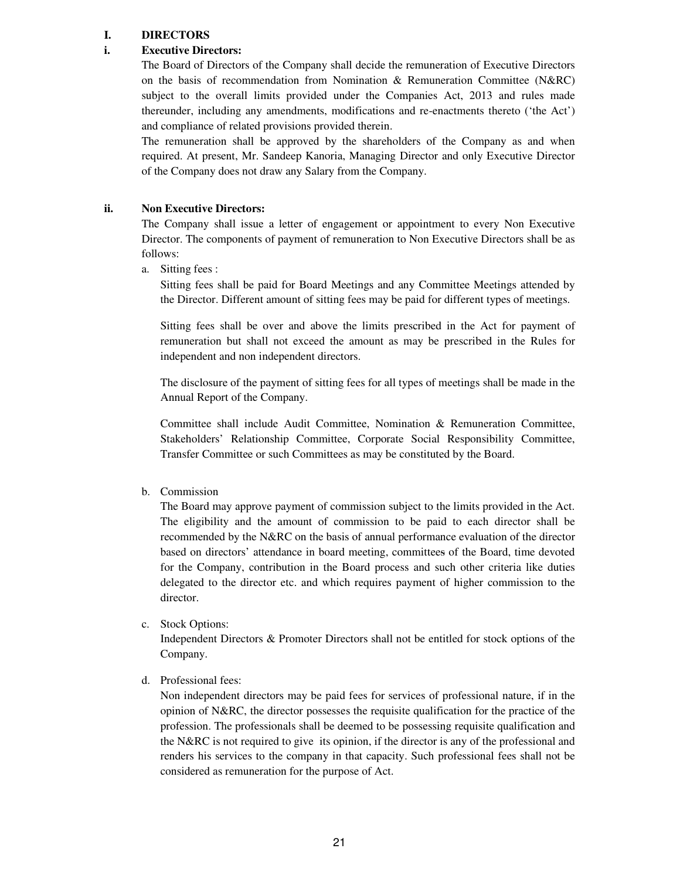## I. DIRECTORS

### i. Executive Directors:

The Board of Directors of the Company shall decide the remuneration of Executive Directors on the basis of recommendation from Nomination & Remuneration Committee (N&RC) subject to the overall limits provided under the Companies Act, 2013 and rules made thereunder, including any amendments, modifications and re-enactments thereto ('the Act') and compliance of related provisions provided therein.

The remuneration shall be approved by the shareholders of the Company as and when required. At present, Mr. Sandeep Kanoria, Managing Director and only Executive Director of the Company does not draw any Salary from the Company.

### ii. Non Executive Directors:

The Company shall issue a letter of engagement or appointment to every Non Executive Director. The components of payment of remuneration to Non Executive Directors shall be as follows:

a. Sitting fees :

Sitting fees shall be paid for Board Meetings and any Committee Meetings attended by the Director. Different amount of sitting fees may be paid for different types of meetings.

Sitting fees shall be over and above the limits prescribed in the Act for payment of remuneration but shall not exceed the amount as may be prescribed in the Rules for independent and non independent directors.

The disclosure of the payment of sitting fees for all types of meetings shall be made in the Annual Report of the Company.

Committee shall include Audit Committee, Nomination & Remuneration Committee, Stakeholders' Relationship Committee, Corporate Social Responsibility Committee, Transfer Committee or such Committees as may be constituted by the Board.

b. Commission

The Board may approve payment of commission subject to the limits provided in the Act. The eligibility and the amount of commission to be paid to each director shall be recommended by the N&RC on the basis of annual performance evaluation of the director based on directors' attendance in board meeting, committees of the Board, time devoted for the Company, contribution in the Board process and such other criteria like duties delegated to the director etc. and which requires payment of higher commission to the director.

c. Stock Options:

Independent Directors & Promoter Directors shall not be entitled for stock options of the Company.

d. Professional fees:

Non independent directors may be paid fees for services of professional nature, if in the opinion of N&RC, the director possesses the requisite qualification for the practice of the profession. The professionals shall be deemed to be possessing requisite qualification and the N&RC is not required to give its opinion, if the director is any of the professional and renders his services to the company in that capacity. Such professional fees shall not be considered as remuneration for the purpose of Act.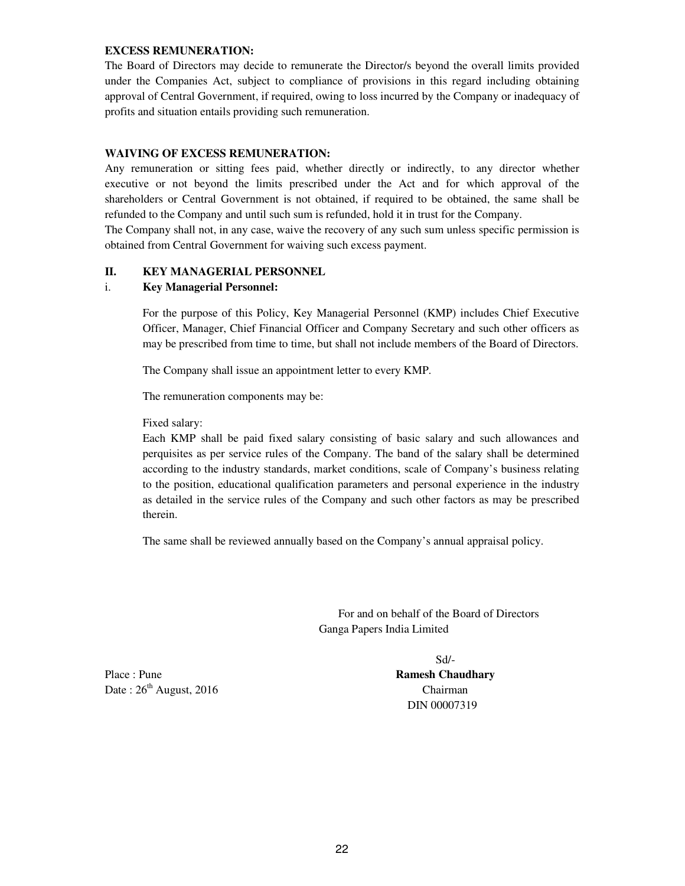**EXCESS REMUNERATION:**

The Board of Directors may decide to remunerate the Director/s beyond the overall limits provided under the Companies Act, subject to compliance of provisions in this regard including obtaining approval of Central Government, if required, owing to loss incurred by the Company or inadequacy of profits and situation entails providing such remuneration.

**WAIVING OF EXCESS REMUNERATION:**

Any remuneration or sitting fees paid, whether directly or indirectly, to any director whether executive or not beyond the limits prescribed under the Act and for which approval of the shareholders or Central Government is not obtained, if required to be obtained, the same shall be refunded to the Company and until such sum is refunded, hold it in trust for the Company.

The Company shall not, in any case, waive the recovery of any such sum unless specific permission is obtained from Central Government for waiving such excess payment.

**II. KEY MANAGERIAL PERSONNEL**

i. **Key Managerial Personnel:**

For the purpose of this Policy, Key Managerial Personnel (KMP) includes Chief Executive Officer, Manager, Chief Financial Officer and Company Secretary and such other officers as may be prescribed from time to time, but shall not include members of the Board of Directors.

The Company shall issue an appointment letter to every KMP.

The remuneration components may be:

Fixed salary:

Each KMP shall be paid fixed salary consisting of basic salary and such allowances and perquisites as per service rules of the Company. The band of the salary shall be determined according to the industry standards, market conditions, scale of Company's business relating to the position, educational qualification parameters and personal experience in the industry as detailed in the service rules of the Company and such other factors as may be prescribed therein.

The same shall be reviewed annually based on the Company's annual appraisal policy.

For and on behalf of the Board of Directors
Ganga Papers India Limited

Sd/-
**Ramesh Chaudhary**
Chairman
DIN 00007319

Place : Pune
Date : 26th August, 2016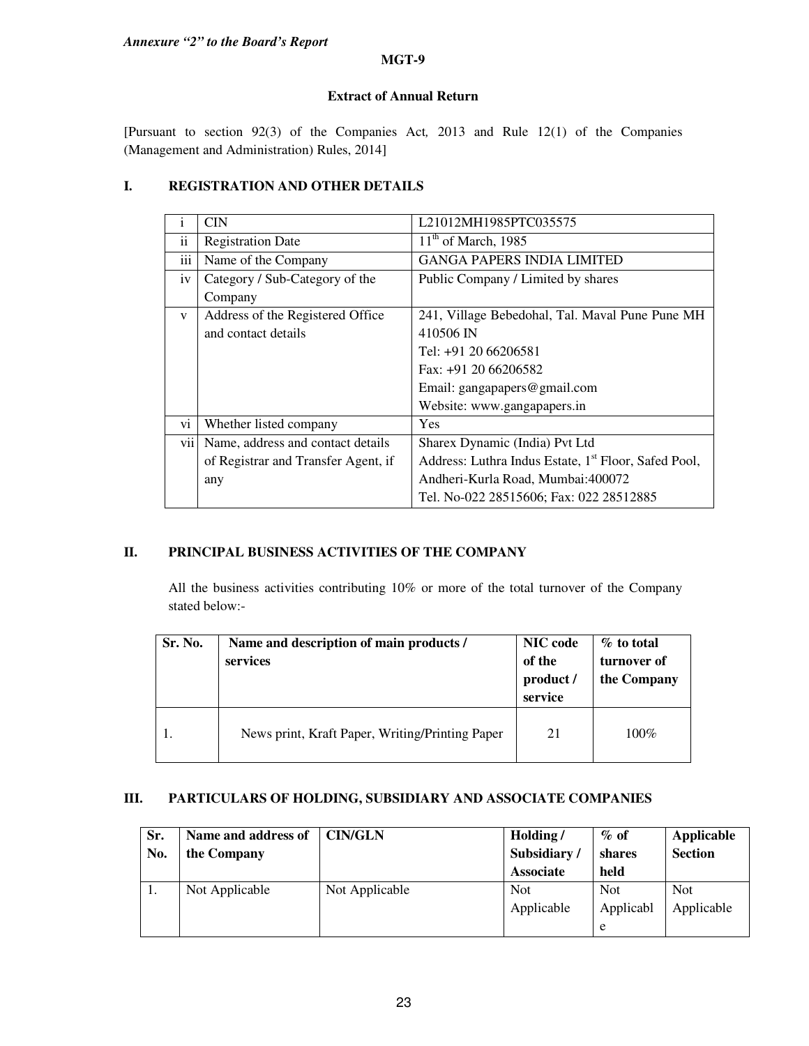*Annexure "2" to the Board's Report*

**MGT-9**

**Extract of Annual Return**

[Pursuant to section 92(3) of the Companies Act, 2013 and Rule 12(1) of the Companies (Management and Administration) Rules, 2014]

## I. REGISTRATION AND OTHER DETAILS

| | | |
|---|---|---|
| i | CIN | L21012MH1985PTC035575 |
| ii | Registration Date | 11th of March, 1985 |
| iii | Name of the Company | GANGA PAPERS INDIA LIMITED |
| iv | Category / Sub-Category of the Company | Public Company / Limited by shares |
| v | Address of the Registered Office and contact details | 241, Village Bebedohal, Tal. Maval Pune Pune MH 410506 IN<br>Tel: +91 20 66206581<br>Fax: +91 20 66206582<br>Email: gangapapers@gmail.com<br>Website: www.gangapapers.in |
| vi | Whether listed company | Yes |
| vii | Name, address and contact details of Registrar and Transfer Agent, if any | Sharex Dynamic (India) Pvt Ltd<br>Address: Luthra Indus Estate, 1st Floor, Safed Pool, Andheri-Kurla Road, Mumbai:400072<br>Tel. No-022 28515606; Fax: 022 28512885 |

## II. PRINCIPAL BUSINESS ACTIVITIES OF THE COMPANY

All the business activities contributing 10% or more of the total turnover of the Company stated below:-

| Sr. No. | Name and description of main products / services | NIC code of the product / service | % to total turnover of the Company |
|---|---|---|---|
| 1. | News print, Kraft Paper, Writing/Printing Paper | 21 | 100% |

## III. PARTICULARS OF HOLDING, SUBSIDIARY AND ASSOCIATE COMPANIES

| Sr. No. | Name and address of the Company | CIN/GLN | Holding / Subsidiary / Associate | % of shares held | Applicable Section |
|---|---|---|---|---|---|
| 1. | Not Applicable | Not Applicable | Not Applicable | Not Applicable | Not Applicable |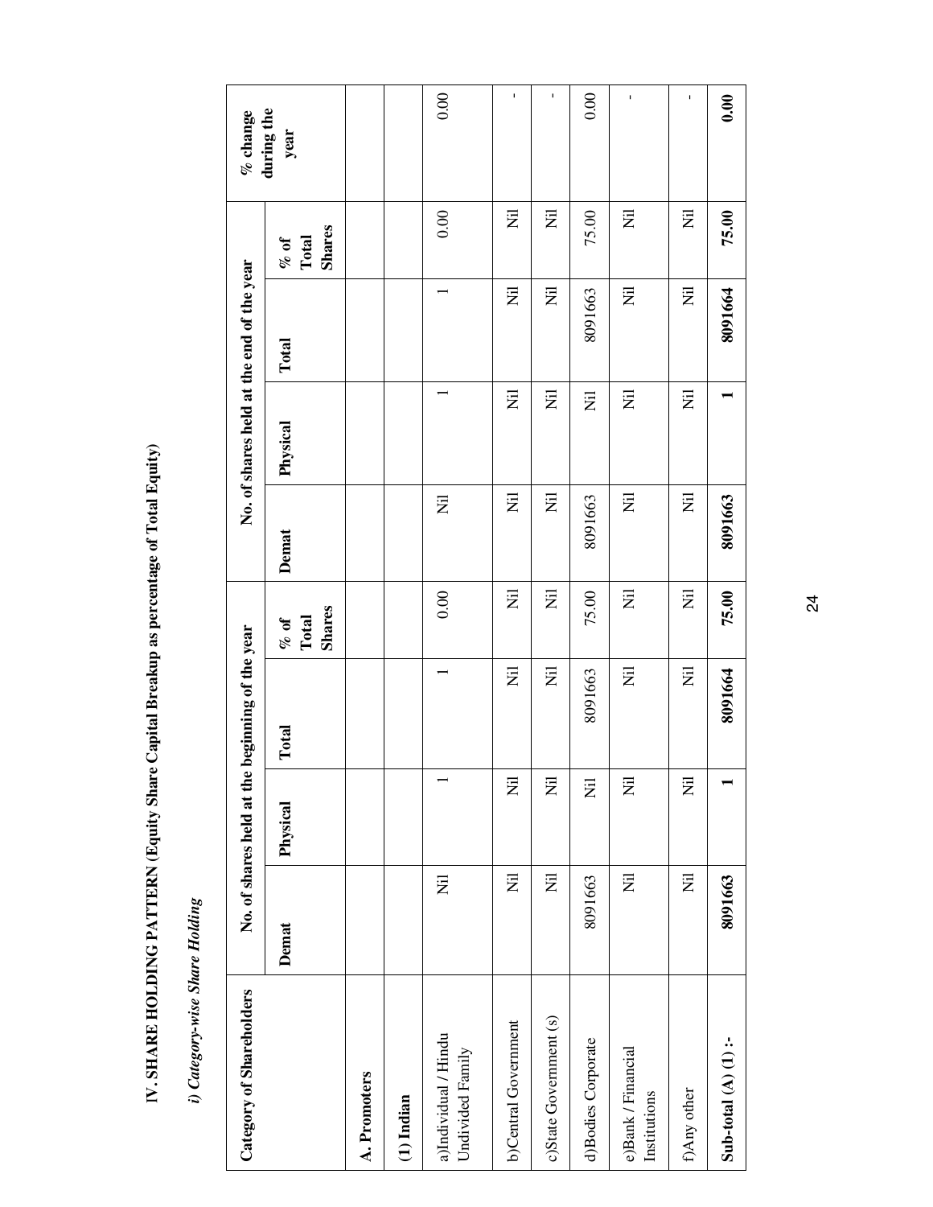# IV. SHARE HOLDING PATTERN (Equity Share Capital Breakup as percentage of Total Equity)

*i) Category-wise Share Holding*

| Category of Shareholders | No. of shares held at the beginning of the year | | | | No. of shares held at the end of the year | | | | % change during the year |
|---|---|---|---|---|---|---|---|---|---|
| | Demat | Physical | Total | % of Total Shares | Demat | Physical | Total | % of Total Shares | |
| **A. Promoters** | | | | | | | | | |
| **(1) Indian** | | | | | | | | | |
| a)Individual / Hindu Undivided Family | Nil | 1 | 1 | 0.00 | Nil | 1 | 1 | 0.00 | 0.00 |
| b)Central Government | Nil | Nil | Nil | Nil | Nil | Nil | Nil | Nil | - |
| c)State Government (s) | Nil | Nil | Nil | Nil | Nil | Nil | Nil | Nil | - |
| d)Bodies Corporate | 8091663 | Nil | 8091663 | 75.00 | 8091663 | Nil | 8091663 | 75.00 | 0.00 |
| e)Bank / Financial Institutions | Nil | Nil | Nil | Nil | Nil | Nil | Nil | Nil | - |
| f)Any other | Nil | Nil | Nil | Nil | Nil | Nil | Nil | Nil | - |
| **Sub-total (A) (1) :-** | **8091663** | **1** | **8091664** | **75.00** | **8091663** | **1** | **8091664** | **75.00** | **0.00** |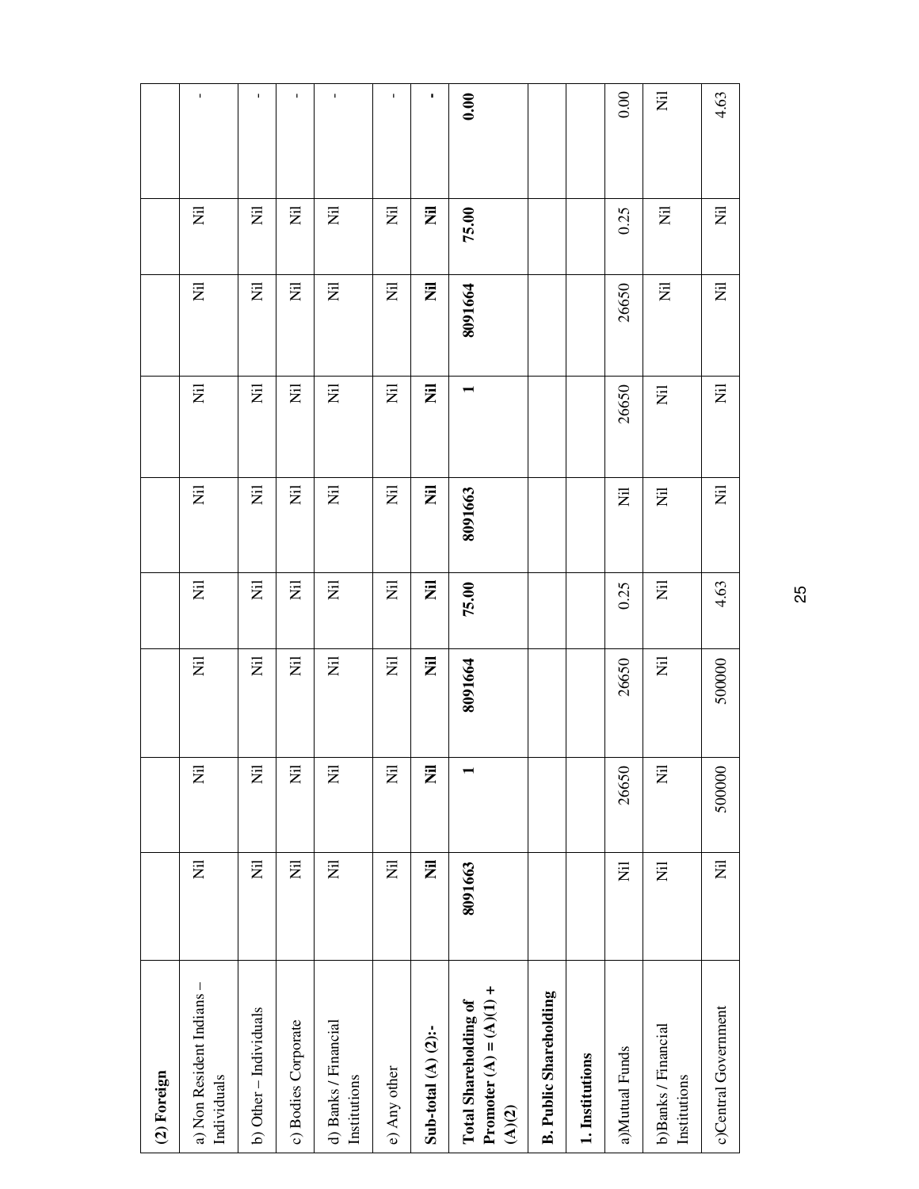| (2) Foreign | | | | | | | | | |
|---|---|---|---|---|---|---|---|---|---|
| a) Non Resident Indians – Individuals | Nil | Nil | Nil | Nil | Nil | Nil | Nil | Nil | - |
| b) Other – Individuals | Nil | Nil | Nil | Nil | Nil | Nil | Nil | Nil | - |
| c) Bodies Corporate | Nil | Nil | Nil | Nil | Nil | Nil | Nil | Nil | - |
| d) Banks / Financial Institutions | Nil | Nil | Nil | Nil | Nil | Nil | Nil | Nil | - |
| e) Any other | Nil | Nil | Nil | Nil | Nil | Nil | Nil | Nil | - |
| **Sub-total (A) (2):-** | **Nil** | **Nil** | **Nil** | **Nil** | **Nil** | **Nil** | **Nil** | **Nil** | **-** |
| **Total Shareholding of Promoter (A) = (A)(1) + (A)(2)** | **8091663** | **1** | **8091664** | **75.00** | **8091663** | **1** | **8091664** | **75.00** | **0.00** |
| **B. Public Shareholding** | | | | | | | | | |
| **1. Institutions** | | | | | | | | | |
| a)Mutual Funds | Nil | 26650 | 26650 | 0.25 | Nil | 26650 | 26650 | 0.25 | 0.00 |
| b)Banks / Financial Institutions | Nil | Nil | Nil | Nil | Nil | Nil | Nil | Nil | Nil |
| c)Central Government | Nil | 500000 | 500000 | 4.63 | Nil | Nil | Nil | Nil | 4.63 |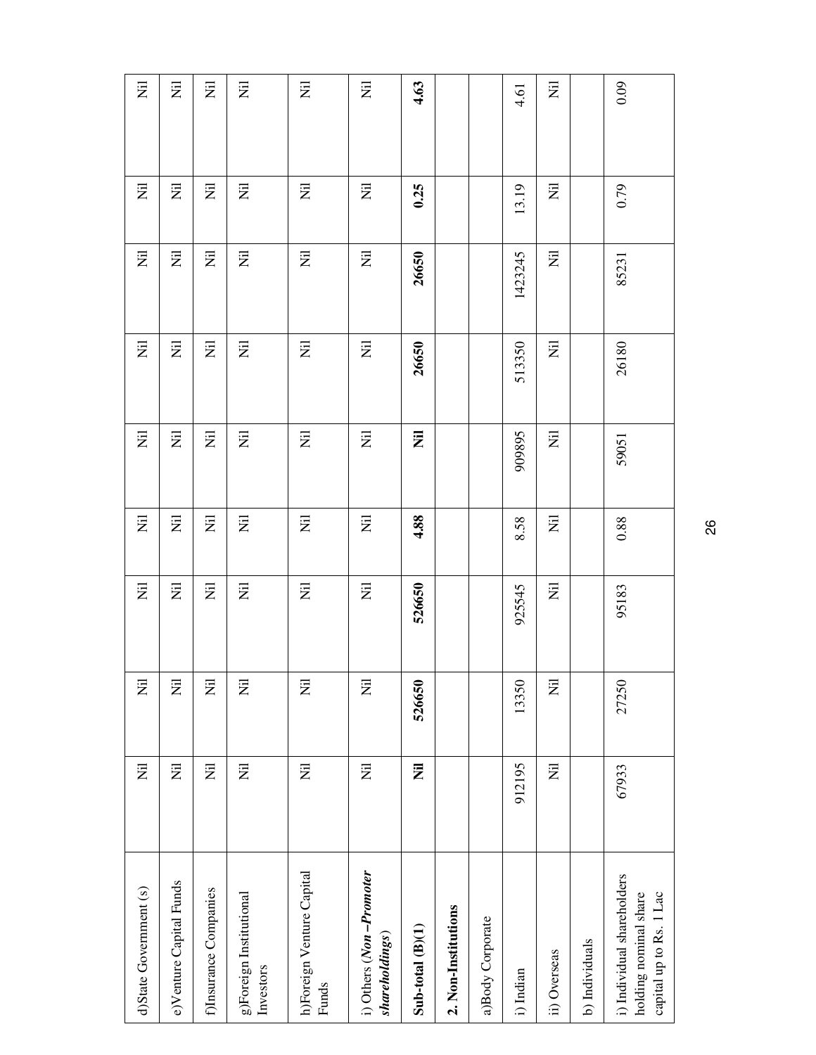| | | | | | | | | | |
|---|---|---|---|---|---|---|---|---|---|
| d)State Government (s) | Nil | Nil | Nil | Nil | Nil | Nil | Nil | Nil | Nil |
| e)Venture Capital Funds | Nil | Nil | Nil | Nil | Nil | Nil | Nil | Nil | Nil |
| f)Insurance Companies | Nil | Nil | Nil | Nil | Nil | Nil | Nil | Nil | Nil |
| g)Foreign Institutional Investors | Nil | Nil | Nil | Nil | Nil | Nil | Nil | Nil | Nil |
| h)Foreign Venture Capital Funds | Nil | Nil | Nil | Nil | Nil | Nil | Nil | Nil | Nil |
| i) Others (***Non –Promoter shareholdings***) | Nil | Nil | Nil | Nil | Nil | Nil | Nil | Nil | Nil |
| **Sub-total (B)(1)** | **Nil** | **526650** | **526650** | **4.88** | **Nil** | **26650** | **26650** | **0.25** | **4.63** |
| **2. Non-Institutions** | | | | | | | | | |
| a)Body Corporate | | | | | | | | | |
| i) Indian | 912195 | 13350 | 925545 | 8.58 | 909895 | 513350 | 1423245 | 13.19 | 4.61 |
| ii) Overseas | Nil | Nil | Nil | Nil | Nil | Nil | Nil | Nil | Nil |
| b) Individuals | | | | | | | | | |
| i) Individual shareholders holding nominal share capital up to Rs. 1 Lac | 67933 | 27250 | 95183 | 0.88 | 59051 | 26180 | 85231 | 0.79 | 0.09 |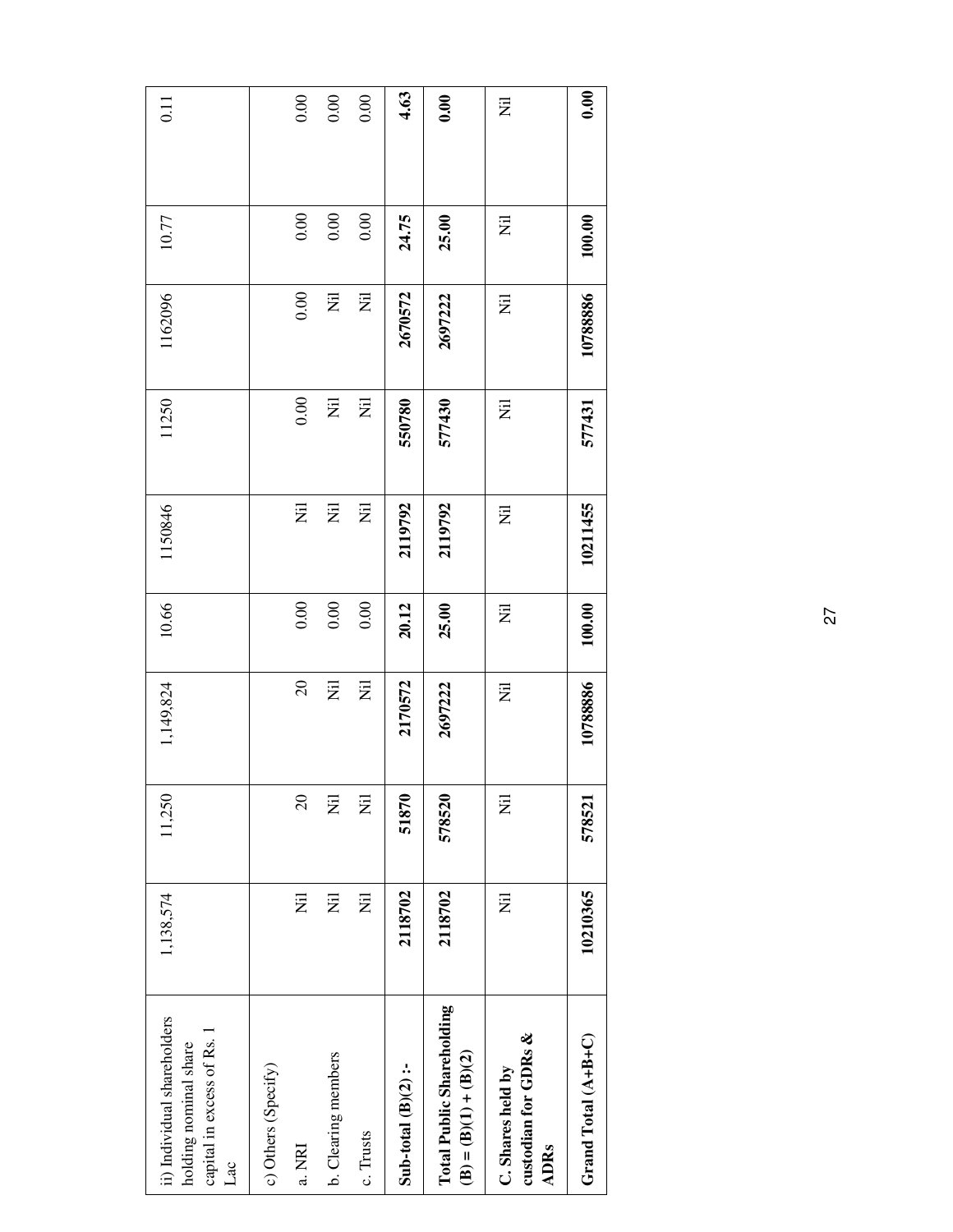| ii) Individual shareholders holding nominal share capital in excess of Rs. 1 Lac | 1,138,574 | 11,250 | 1,149,824 | 10.66 | 1150846 | 11250 | 1162096 | 10.77 | 0.11 |
|---|---|---|---|---|---|---|---|---|---|
| c) Others (Specify) | | | | | | | | | |
| a. NRI | Nil | 20 | 20 | 0.00 | Nil | 0.00 | 0.00 | 0.00 | 0.00 |
| b. Clearing members | Nil | Nil | Nil | 0.00 | Nil | Nil | Nil | 0.00 | 0.00 |
| c. Trusts | Nil | Nil | Nil | 0.00 | Nil | Nil | Nil | 0.00 | 0.00 |
| **Sub-total (B)(2) :-** | **2118702** | **51870** | **2170572** | **20.12** | **2119792** | **550780** | **2670572** | **24.75** | **4.63** |
| **Total Public Shareholding (B) = (B)(1) + (B)(2)** | **2118702** | **578520** | **2697222** | **25.00** | **2119792** | **577430** | **2697222** | **25.00** | **0.00** |
| **C. Shares held by custodian for GDRs & ADRs** | Nil | Nil | Nil | Nil | Nil | Nil | Nil | Nil | Nil |
| **Grand Total (A+B+C)** | **10210365** | **578521** | **10788886** | **100.00** | **10211455** | **577431** | **10788886** | **100.00** | **0.00** |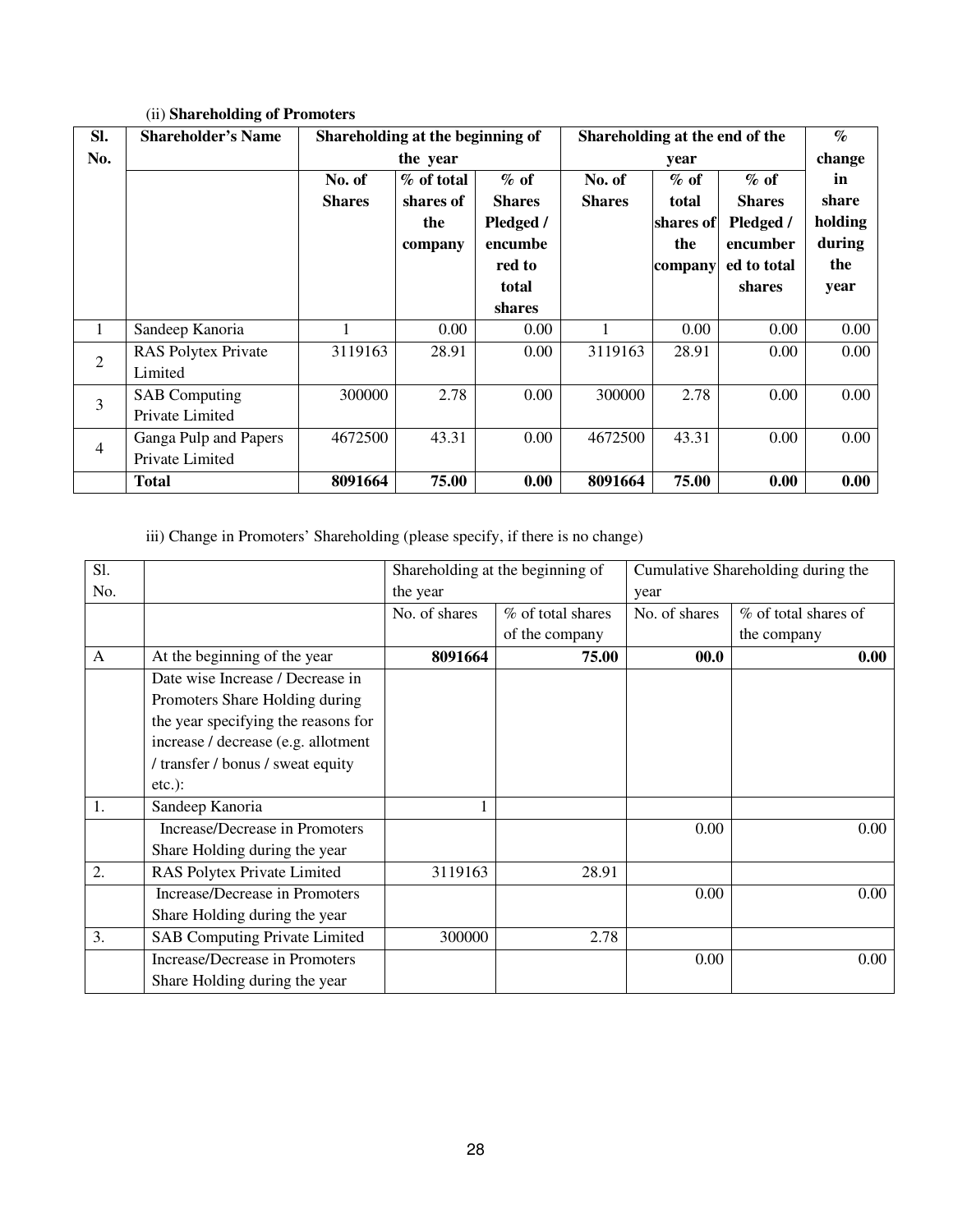(ii) **Shareholding of Promoters**

| Sl. No. | Shareholder's Name | Shareholding at the beginning of the year | | | Shareholding at the end of the year | | | % change in share holding during the year |
|---|---|---|---|---|---|---|---|---|
| | | **No. of Shares** | **% of total shares of the company** | **% of Shares Pledged / encumbered to total shares** | **No. of Shares** | **% of total shares of the company** | **% of Shares Pledged / encumbered to total shares** | |
| 1 | Sandeep Kanoria | 1 | 0.00 | 0.00 | 1 | 0.00 | 0.00 | 0.00 |
| 2 | RAS Polytex Private Limited | 3119163 | 28.91 | 0.00 | 3119163 | 28.91 | 0.00 | 0.00 |
| 3 | SAB Computing Private Limited | 300000 | 2.78 | 0.00 | 300000 | 2.78 | 0.00 | 0.00 |
| 4 | Ganga Pulp and Papers Private Limited | 4672500 | 43.31 | 0.00 | 4672500 | 43.31 | 0.00 | 0.00 |
| | **Total** | **8091664** | **75.00** | **0.00** | **8091664** | **75.00** | **0.00** | **0.00** |

iii) Change in Promoters' Shareholding (please specify, if there is no change)

| Sl. No. | | Shareholding at the beginning of the year | | Cumulative Shareholding during the year | |
|---|---|---|---|---|---|
| | | No. of shares | % of total shares of the company | No. of shares | % of total shares of the company |
| A | At the beginning of the year | **8091664** | **75.00** | **00.0** | **0.00** |
| | Date wise Increase / Decrease in Promoters Share Holding during the year specifying the reasons for increase / decrease (e.g. allotment / transfer / bonus / sweat equity etc.): | | | | |
| 1. | Sandeep Kanoria | 1 | | | |
| | Increase/Decrease in Promoters Share Holding during the year | | | 0.00 | 0.00 |
| 2. | RAS Polytex Private Limited | 3119163 | 28.91 | | |
| | Increase/Decrease in Promoters Share Holding during the year | | | 0.00 | 0.00 |
| 3. | SAB Computing Private Limited | 300000 | 2.78 | | |
| | Increase/Decrease in Promoters Share Holding during the year | | | 0.00 | 0.00 |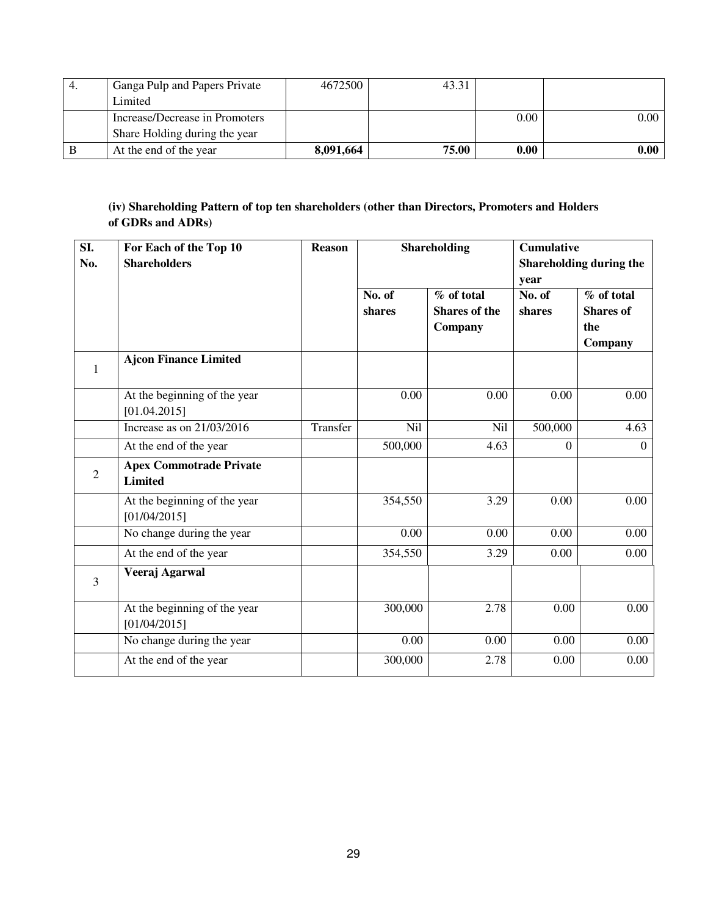| 4. | Ganga Pulp and Papers Private Limited | 4672500 | 43.31 | | |
|---|---|---|---|---|---|
| | Increase/Decrease in Promoters Share Holding during the year | | | 0.00 | 0.00 |
| B | At the end of the year | **8,091,664** | **75.00** | **0.00** | **0.00** |

**(iv) Shareholding Pattern of top ten shareholders (other than Directors, Promoters and Holders of GDRs and ADRs)**

| SI. No. | For Each of the Top 10 Shareholders | Reason | Shareholding | | Cumulative Shareholding during the year | |
|---|---|---|---|---|---|---|
| | | | No. of shares | % of total Shares of the Company | No. of shares | % of total Shares of the Company |
| 1 | **Ajcon Finance Limited** | | | | | |
| | At the beginning of the year [01.04.2015] | | 0.00 | 0.00 | 0.00 | 0.00 |
| | Increase as on 21/03/2016 | Transfer | Nil | Nil | 500,000 | 4.63 |
| | At the end of the year | | 500,000 | 4.63 | 0 | 0 |
| 2 | **Apex Commotrade Private Limited** | | | | | |
| | At the beginning of the year [01/04/2015] | | 354,550 | 3.29 | 0.00 | 0.00 |
| | No change during the year | | 0.00 | 0.00 | 0.00 | 0.00 |
| | At the end of the year | | 354,550 | 3.29 | 0.00 | 0.00 |
| 3 | **Veeraj Agarwal** | | | | | |
| | At the beginning of the year [01/04/2015] | | 300,000 | 2.78 | 0.00 | 0.00 |
| | No change during the year | | 0.00 | 0.00 | 0.00 | 0.00 |
| | At the end of the year | | 300,000 | 2.78 | 0.00 | 0.00 |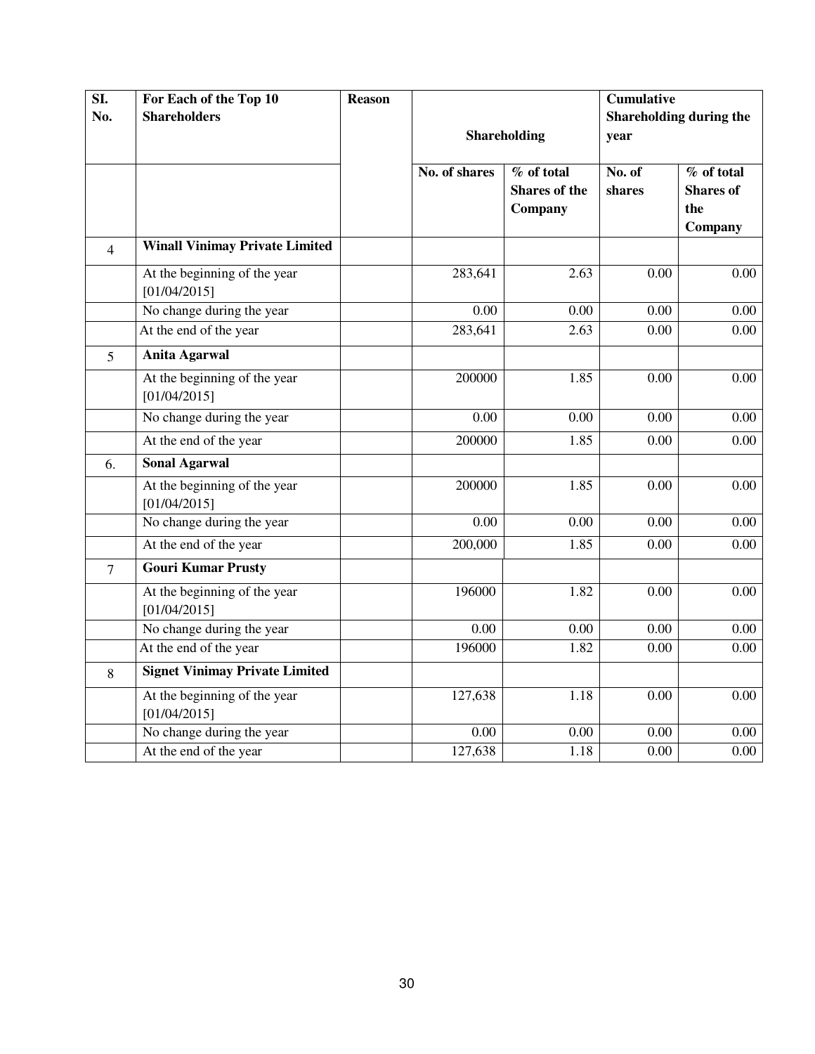| SI. No. | For Each of the Top 10 Shareholders | Reason | Shareholding | | Cumulative Shareholding during the year | |
|---|---|---|---|---|---|---|
| | | | No. of shares | % of total Shares of the Company | No. of shares | % of total Shares of the Company |
| 4 | **Winall Vinimay Private Limited** | | | | | |
| | At the beginning of the year [01/04/2015] | | 283,641 | 2.63 | 0.00 | 0.00 |
| | No change during the year | | 0.00 | 0.00 | 0.00 | 0.00 |
| | At the end of the year | | 283,641 | 2.63 | 0.00 | 0.00 |
| 5 | **Anita Agarwal** | | | | | |
| | At the beginning of the year [01/04/2015] | | 200000 | 1.85 | 0.00 | 0.00 |
| | No change during the year | | 0.00 | 0.00 | 0.00 | 0.00 |
| | At the end of the year | | 200000 | 1.85 | 0.00 | 0.00 |
| 6. | **Sonal Agarwal** | | | | | |
| | At the beginning of the year [01/04/2015] | | 200000 | 1.85 | 0.00 | 0.00 |
| | No change during the year | | 0.00 | 0.00 | 0.00 | 0.00 |
| | At the end of the year | | 200,000 | 1.85 | 0.00 | 0.00 |
| 7 | **Gouri Kumar Prusty** | | | | | |
| | At the beginning of the year [01/04/2015] | | 196000 | 1.82 | 0.00 | 0.00 |
| | No change during the year | | 0.00 | 0.00 | 0.00 | 0.00 |
| | At the end of the year | | 196000 | 1.82 | 0.00 | 0.00 |
| 8 | **Signet Vinimay Private Limited** | | | | | |
| | At the beginning of the year [01/04/2015] | | 127,638 | 1.18 | 0.00 | 0.00 |
| | No change during the year | | 0.00 | 0.00 | 0.00 | 0.00 |
| | At the end of the year | | 127,638 | 1.18 | 0.00 | 0.00 |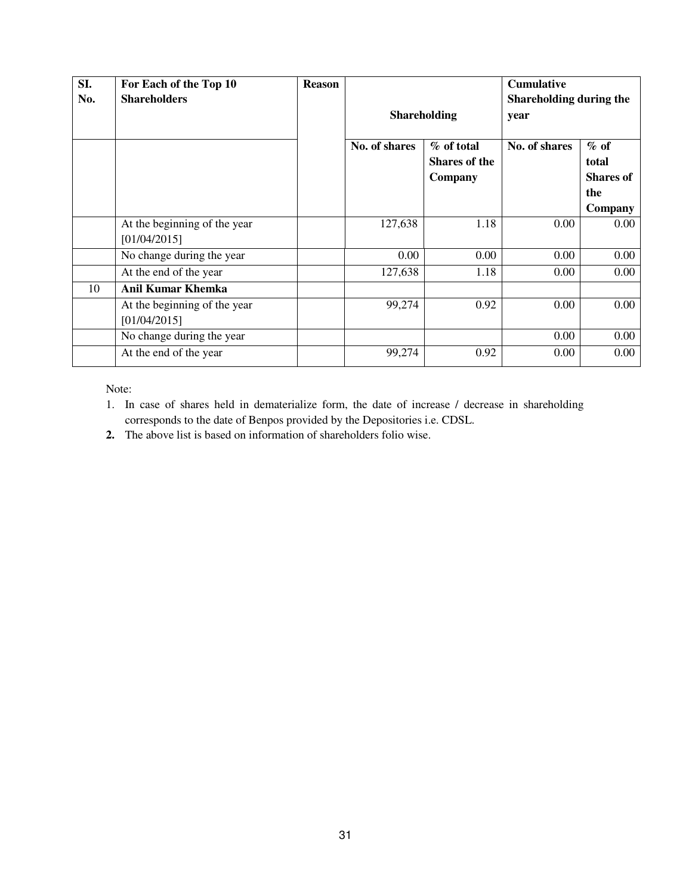| SI. No. | For Each of the Top 10 Shareholders | Reason | Shareholding | | Cumulative Shareholding during the year | |
|---|---|---|---|---|---|---|
| | | | No. of shares | % of total Shares of the Company | No. of shares | % of total Shares of the Company |
| | At the beginning of the year [01/04/2015] | | 127,638 | 1.18 | 0.00 | 0.00 |
| | No change during the year | | 0.00 | 0.00 | 0.00 | 0.00 |
| | At the end of the year | | 127,638 | 1.18 | 0.00 | 0.00 |
| 10 | **Anil Kumar Khemka** | | | | | |
| | At the beginning of the year [01/04/2015] | | 99,274 | 0.92 | 0.00 | 0.00 |
| | No change during the year | | | | 0.00 | 0.00 |
| | At the end of the year | | 99,274 | 0.92 | 0.00 | 0.00 |

Note:

1. In case of shares held in dematerialize form, the date of increase / decrease in shareholding corresponds to the date of Benpos provided by the Depositories i.e. CDSL.
2. The above list is based on information of shareholders folio wise.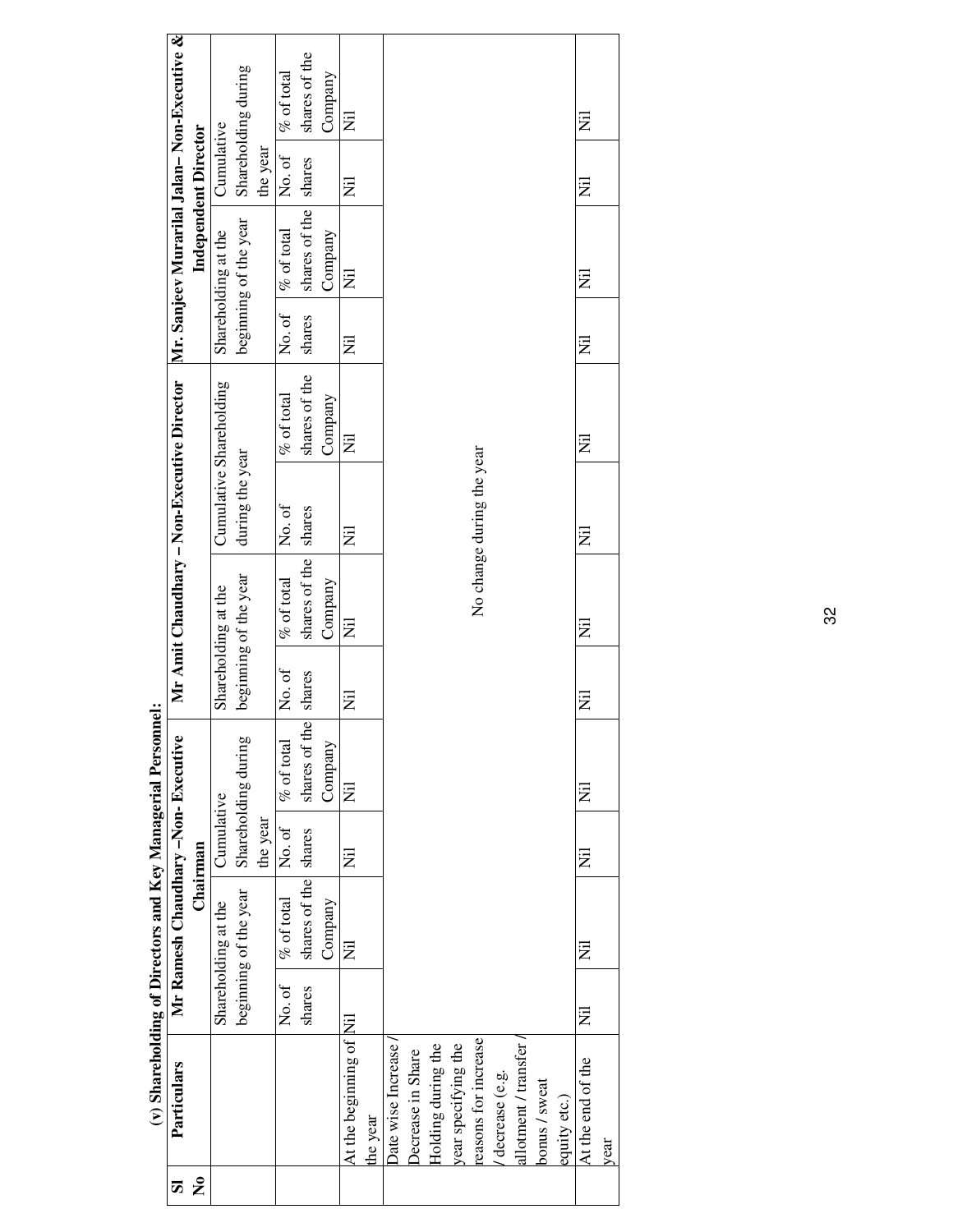**(v) Shareholding of Directors and Key Managerial Personnel:**

| Sl No | Particulars | Mr Ramesh Chaudhary –Non- Executive Chairman | | | | Mr Amit Chaudhary – Non-Executive Director | | | | Mr. Sanjeev Murarilal Jalan– Non-Executive & Independent Director | | | |
|---|---|---|---|---|---|---|---|---|---|---|---|---|---|
| | | Shareholding at the beginning of the year | | Cumulative Shareholding during the year | | Shareholding at the beginning of the year | | Cumulative Shareholding during the year | | Shareholding at the beginning of the year | | Cumulative Shareholding during the year | |
| | | No. of shares | % of total shares of the Company | No. of shares | % of total shares of the Company | No. of shares | % of total shares of the Company | No. of shares | % of total shares of the Company | No. of shares | % of total shares of the Company | No. of shares | % of total shares of the Company |
| | At the beginning of the year | Nil | Nil | Nil | Nil | Nil | Nil | Nil | Nil | Nil | Nil | Nil | Nil |
| | Date wise Increase / Decrease in Share Holding during the year specifying the reasons for increase / decrease (e.g. allotment / transfer / bonus / sweat equity etc.) | No change during the year | | | | | | | | | | | |
| | At the end of the year | Nil | Nil | Nil | Nil | Nil | Nil | Nil | Nil | Nil | Nil | Nil | Nil |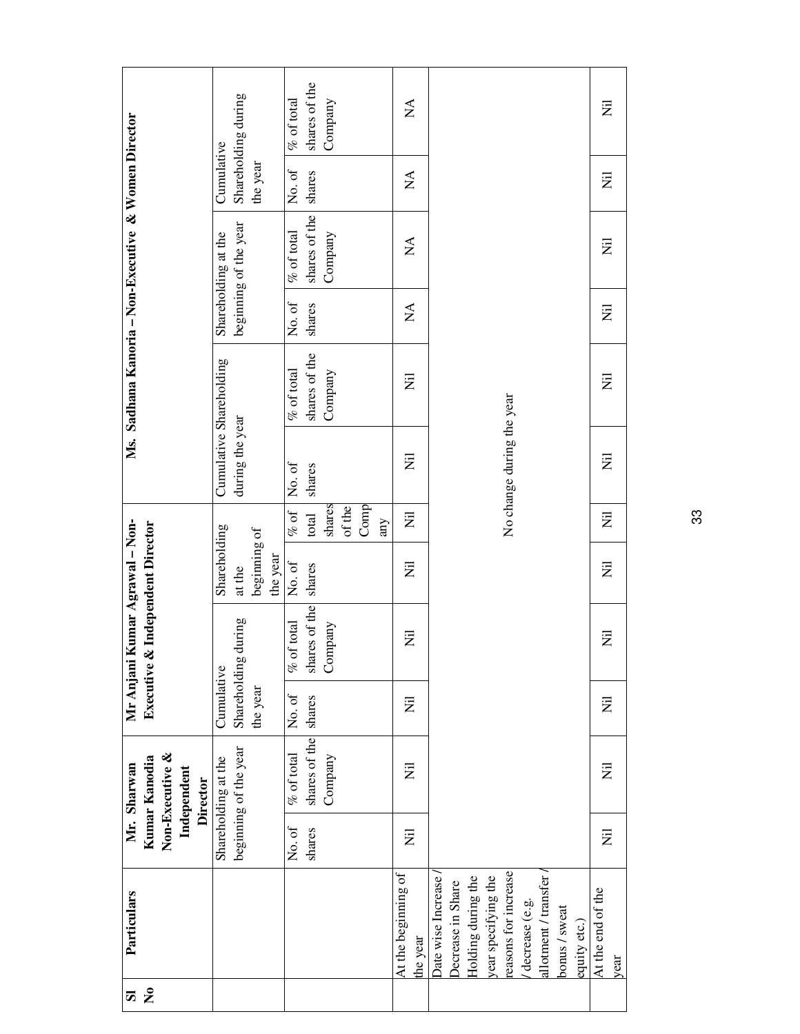| Sl No | Particulars | Mr. Sharwan Kumar Kanodia Non-Executive & Independent Director | | | | Mr Anjani Kumar Agrawal – Non-Executive & Independent Director | | | | Ms. Sadhana Kanoria – Non-Executive & Women Director | | | |
|---|---|---|---|---|---|---|---|---|---|---|---|---|---|
| | | Shareholding at the beginning of the year | | Cumulative Shareholding during the year | | Shareholding at the beginning of the year | | Cumulative Shareholding during the year | | Shareholding at the beginning of the year | | Cumulative Shareholding during the year | |
| | | No. of shares | % of total shares of the Company | No. of shares | % of total shares of the Company | No. of shares | % of total shares of the Company | No. of shares | % of total shares of the Company | No. of shares | % of total shares of the Company | No. of shares | % of total shares of the Company |
| | At the beginning of the year | Nil | Nil | Nil | Nil | Nil | Nil | Nil | Nil | NA | NA | NA | NA |
| | Date wise Increase / Decrease in Share Holding during the year specifying the reasons for increase / decrease (e.g. allotment / transfer / bonus / sweat equity etc.) | No change during the year | | | | | | | | | | | |
| | At the end of the year | Nil | Nil | Nil | Nil | Nil | Nil | Nil | Nil | Nil | Nil | Nil | Nil |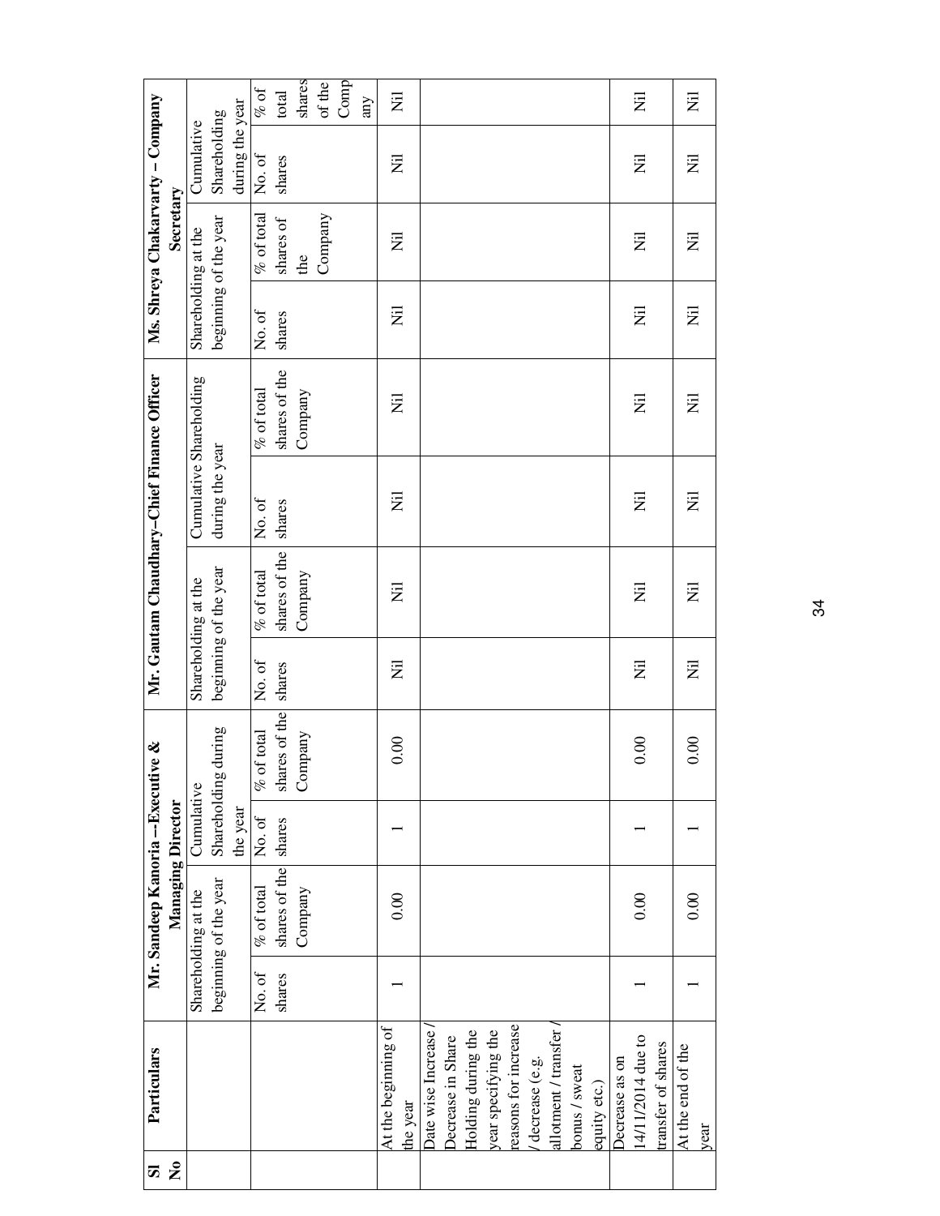| Sl No | Particulars | Mr. Sandeep Kanoria --Executive & Managing Director | | | | Mr. Gautam Chaudhary–Chief Finance Officer | | | | Ms. Shreya Chakarvarty – Company Secretary | | | |
|---|---|---|---|---|---|---|---|---|---|---|---|---|---|
| | | Shareholding at the beginning of the year | | Cumulative Shareholding during the year | | Shareholding at the beginning of the year | | Cumulative Shareholding during the year | | Shareholding at the beginning of the year | | Cumulative Shareholding during the year | |
| | | No. of shares | % of total shares of the Company | No. of shares | % of total shares of the Company | No. of shares | % of total shares of the Company | No. of shares | % of total shares of the Company | No. of shares | % of total shares of the Company | No. of shares | % of total shares of the Company |
| | At the beginning of the year | 1 | 0.00 | 1 | 0.00 | Nil | Nil | Nil | Nil | Nil | Nil | Nil | Nil |
| | Date wise Increase / Decrease in Share Holding during the year specifying the reasons for increase / decrease (e.g. allotment / transfer / bonus / sweat equity etc.) | | | | | | | | | | | | |
| | Decrease as on 14/11/2014 due to transfer of shares | 1 | 0.00 | 1 | 0.00 | Nil | Nil | Nil | Nil | Nil | Nil | Nil | Nil |
| | At the end of the year | 1 | 0.00 | 1 | 0.00 | Nil | Nil | Nil | Nil | Nil | Nil | Nil | Nil |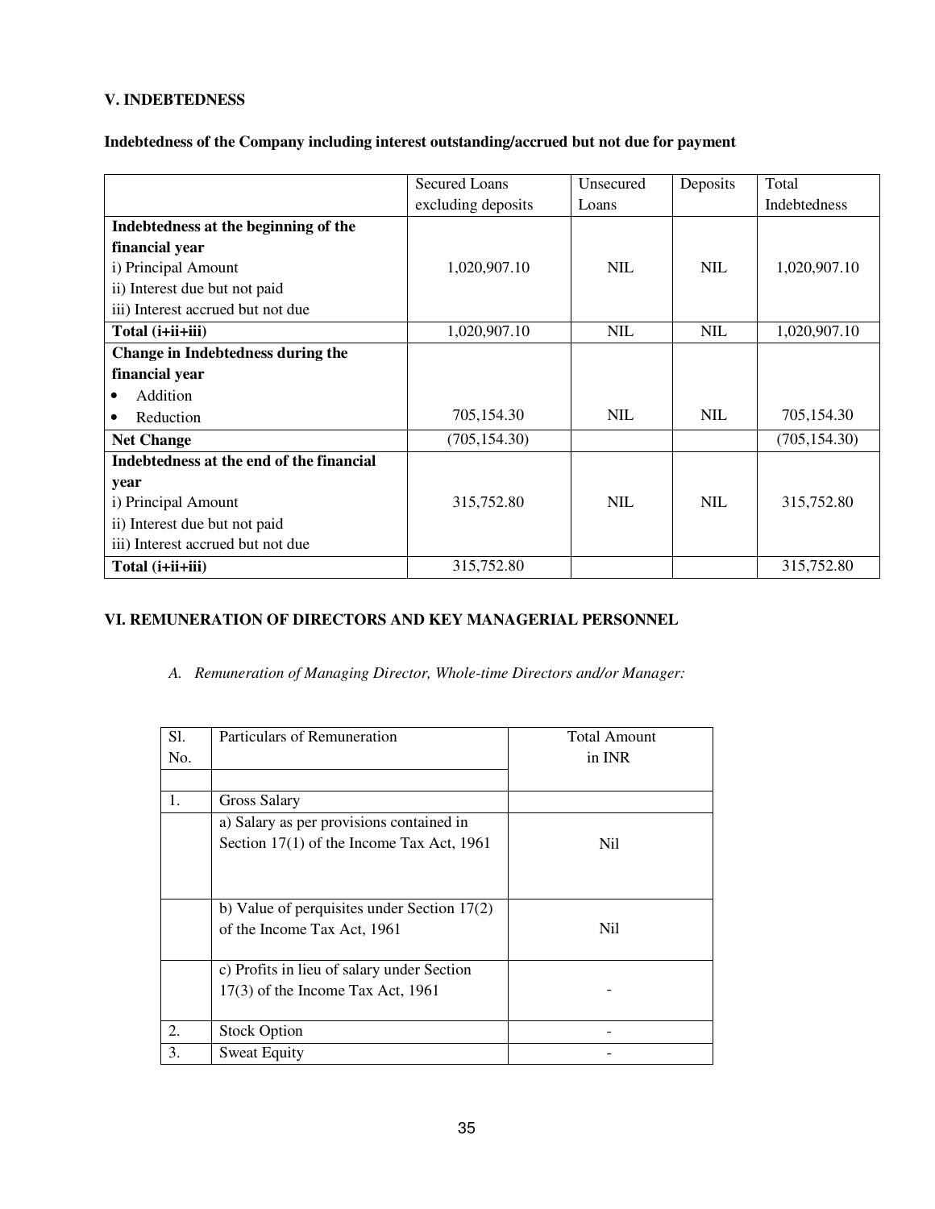## V. INDEBTEDNESS

**Indebtedness of the Company including interest outstanding/accrued but not due for payment**

| | Secured Loans excluding deposits | Unsecured Loans | Deposits | Total Indebtedness |
|---|---|---|---|---|
| **Indebtedness at the beginning of the financial year**<br>i) Principal Amount<br>ii) Interest due but not paid<br>iii) Interest accrued but not due | 1,020,907.10 | NIL | NIL | 1,020,907.10 |
| **Total (i+ii+iii)** | 1,020,907.10 | NIL | NIL | 1,020,907.10 |
| **Change in Indebtedness during the financial year**<br>• Addition<br>• Reduction | 705,154.30 | NIL | NIL | 705,154.30 |
| **Net Change** | (705,154.30) | | | (705,154.30) |
| **Indebtedness at the end of the financial year**<br>i) Principal Amount<br>ii) Interest due but not paid<br>iii) Interest accrued but not due | 315,752.80 | NIL | NIL | 315,752.80 |
| **Total (i+ii+iii)** | 315,752.80 | | | 315,752.80 |

## VI. REMUNERATION OF DIRECTORS AND KEY MANAGERIAL PERSONNEL

*A. Remuneration of Managing Director, Whole-time Directors and/or Manager:*

| Sl. No. | Particulars of Remuneration | Total Amount in INR |
|---|---|---|
| | | |
| 1. | Gross Salary | |
| | a) Salary as per provisions contained in Section 17(1) of the Income Tax Act, 1961 | Nil |
| | b) Value of perquisites under Section 17(2) of the Income Tax Act, 1961 | Nil |
| | c) Profits in lieu of salary under Section 17(3) of the Income Tax Act, 1961 | - |
| 2. | Stock Option | - |
| 3. | Sweat Equity | - |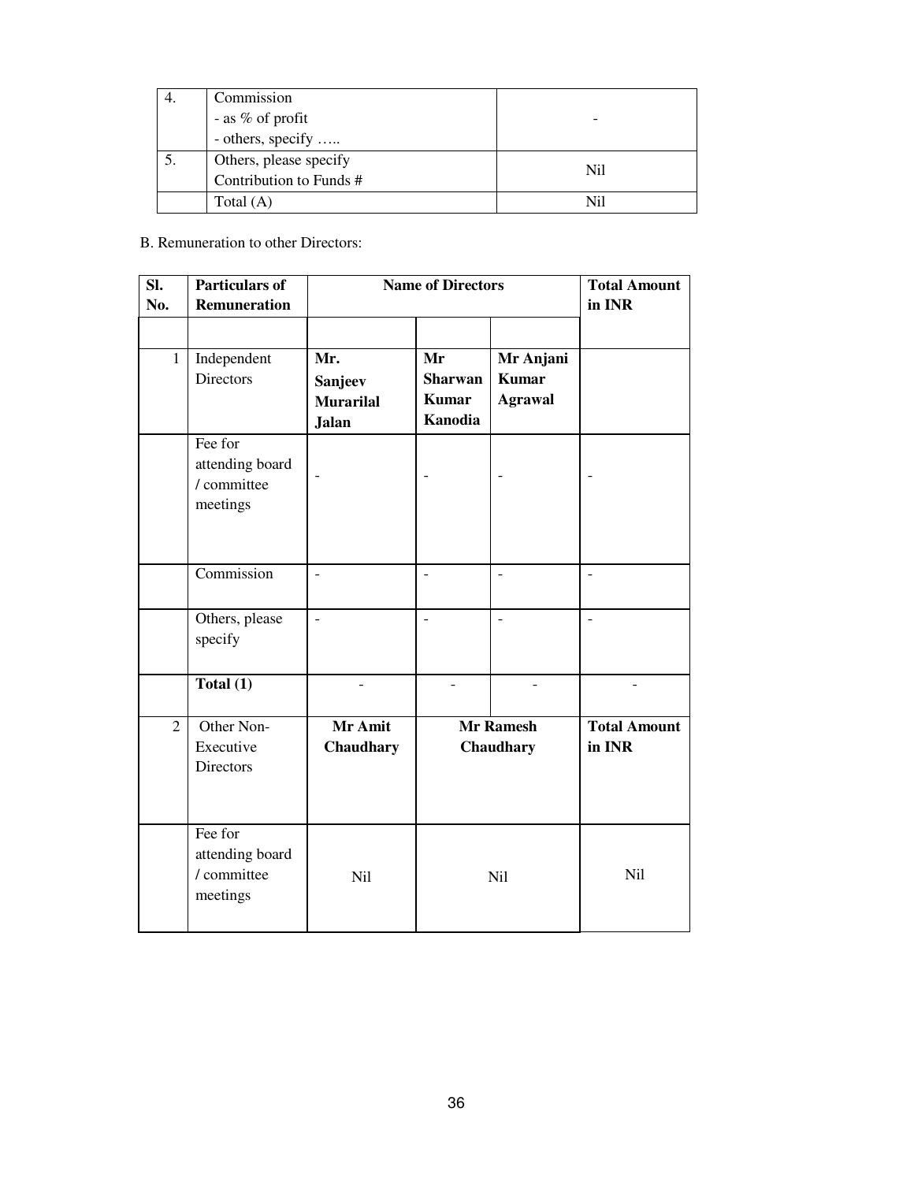| 4. | Commission<br>- as % of profit<br>- others, specify ….. | - |
|---|---|---|
| 5. | Others, please specify<br>Contribution to Funds # | Nil |
| | Total (A) | Nil |

B. Remuneration to other Directors:

| Sl. No. | Particulars of Remuneration | Name of Directors | | | Total Amount in INR |
|---|---|---|---|---|---|
| | | | | | |
| 1 | Independent Directors | **Mr. Sanjeev Murarilal Jalan** | **Mr Sharwan Kumar Kanodia** | **Mr Anjani Kumar Agrawal** | |
| | Fee for attending board / committee meetings | - | - | - | - |
| | Commission | - | - | - | - |
| | Others, please specify | - | - | - | - |
| | **Total (1)** | - | - | - | - |
| 2 | Other Non-Executive Directors | **Mr Amit Chaudhary** | **Mr Ramesh Chaudhary** | | **Total Amount in INR** |
| | Fee for attending board / committee meetings | Nil | Nil | | Nil |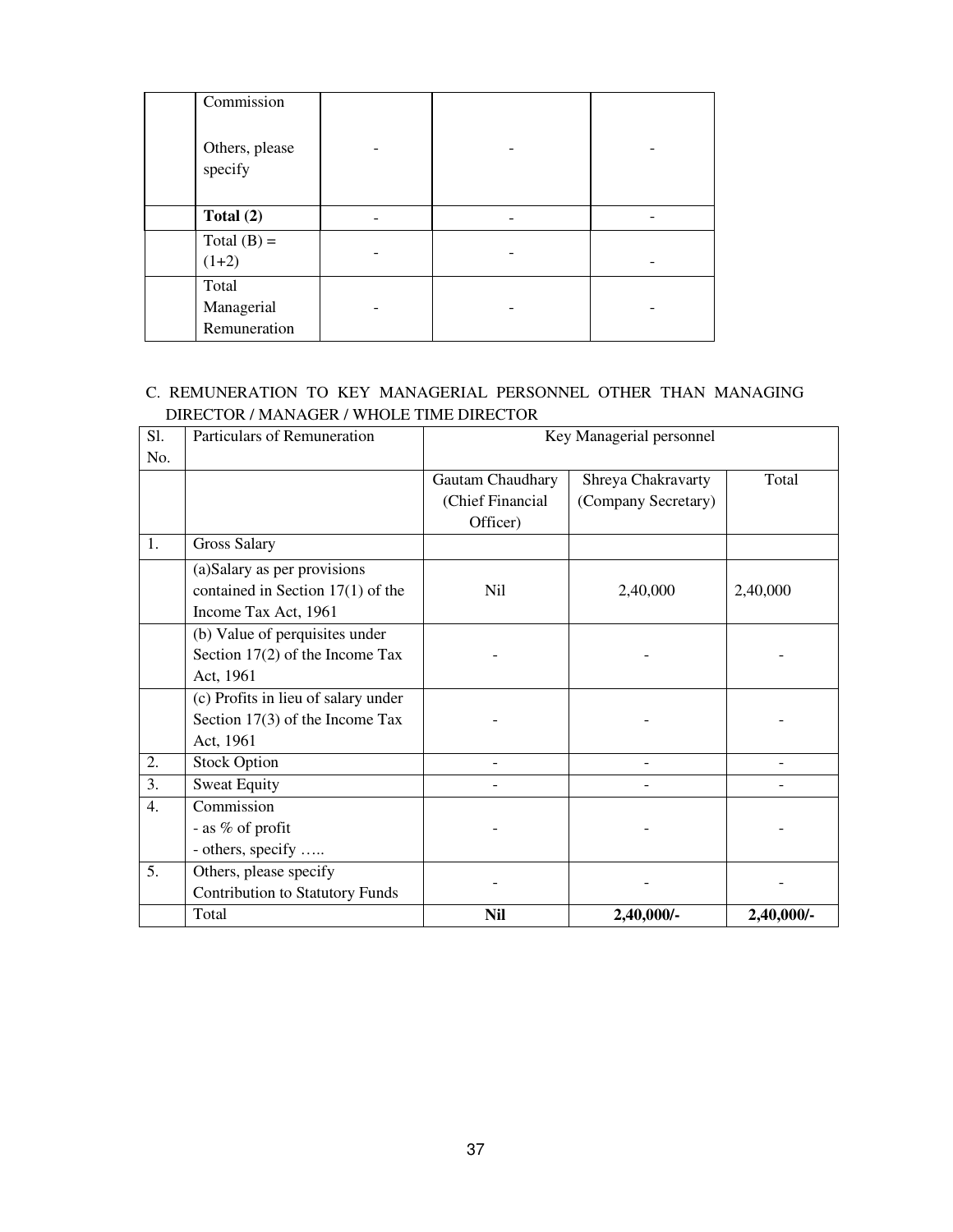| | Commission<br><br>Others, please specify | - | - | - |
|---|---|---|---|---|
| | **Total (2)** | - | - | - |
| | Total (B) = (1+2) | - | - | - |
| | Total Managerial Remuneration | - | - | - |

C. REMUNERATION TO KEY MANAGERIAL PERSONNEL OTHER THAN MANAGING DIRECTOR / MANAGER / WHOLE TIME DIRECTOR

| Sl. No. | Particulars of Remuneration | Key Managerial personnel | | |
|---|---|---|---|---|
| | | Gautam Chaudhary (Chief Financial Officer) | Shreya Chakravarty (Company Secretary) | Total |
| 1. | Gross Salary | | | |
| | (a)Salary as per provisions contained in Section 17(1) of the Income Tax Act, 1961 | Nil | 2,40,000 | 2,40,000 |
| | (b) Value of perquisites under Section 17(2) of the Income Tax Act, 1961 | - | - | - |
| | (c) Profits in lieu of salary under Section 17(3) of the Income Tax Act, 1961 | - | - | - |
| 2. | Stock Option | - | - | - |
| 3. | Sweat Equity | - | - | - |
| 4. | Commission<br>- as % of profit<br>- others, specify ….. | - | - | - |
| 5. | Others, please specify<br>Contribution to Statutory Funds | - | - | - |
| | Total | **Nil** | **2,40,000/-** | **2,40,000/-** |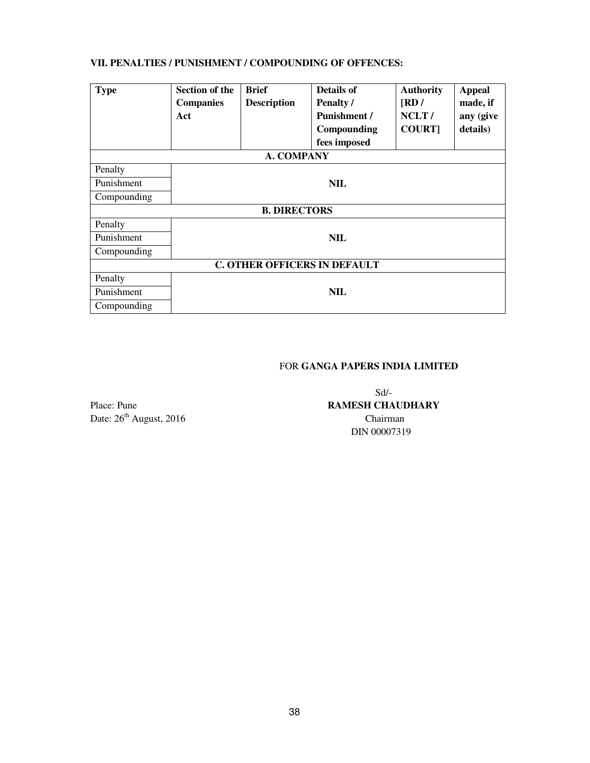**VII. PENALTIES / PUNISHMENT / COMPOUNDING OF OFFENCES:**

| Type | Section of the Companies Act | Brief Description | Details of Penalty / Punishment / Compounding fees imposed | Authority [RD / NCLT / COURT] | Appeal made, if any (give details) |
|---|---|---|---|---|---|
| **A. COMPANY** | | | | | |
| Penalty | | | | | |
| Punishment | | | **NIL** | | |
| Compounding | | | | | |
| **B. DIRECTORS** | | | | | |
| Penalty | | | | | |
| Punishment | | | **NIL** | | |
| Compounding | | | | | |
| **C. OTHER OFFICERS IN DEFAULT** | | | | | |
| Penalty | | | | | |
| Punishment | | | **NIL** | | |
| Compounding | | | | | |

FOR **GANGA PAPERS INDIA LIMITED**

Sd/-

**RAMESH CHAUDHARY**

Chairman

DIN 00007319

Place: Pune

Date: 26th August, 2016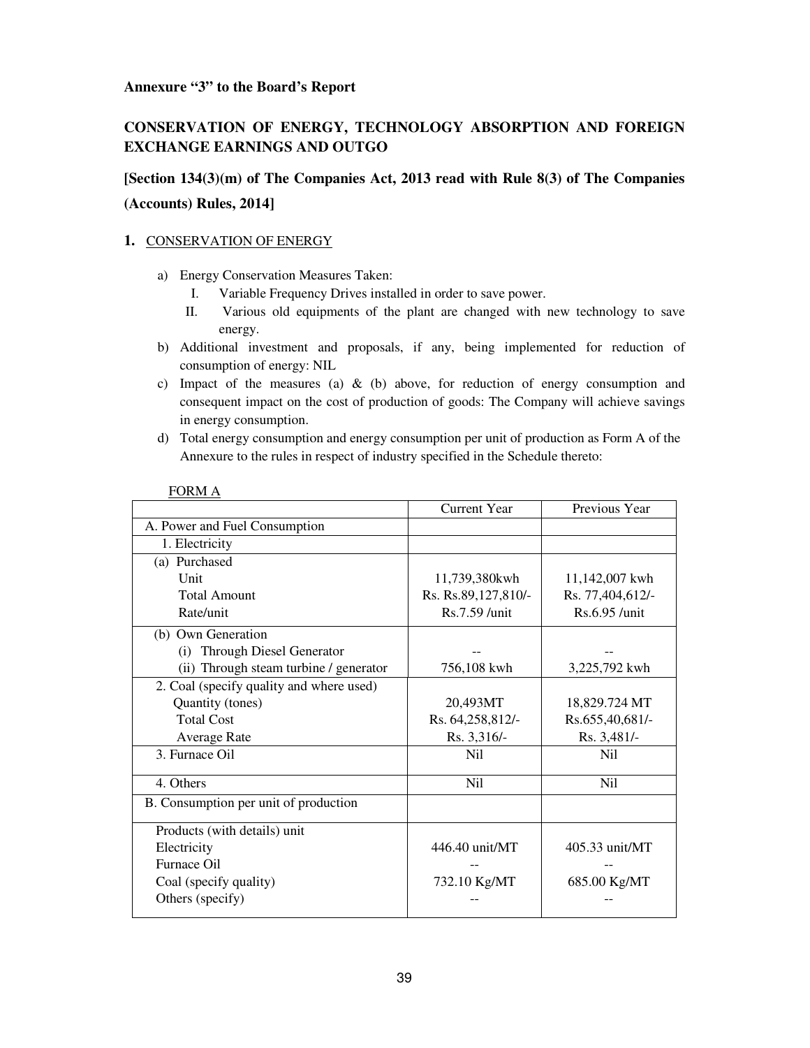**Annexure “3” to the Board’s Report**

## CONSERVATION OF ENERGY, TECHNOLOGY ABSORPTION AND FOREIGN EXCHANGE EARNINGS AND OUTGO

## [Section 134(3)(m) of The Companies Act, 2013 read with Rule 8(3) of The Companies (Accounts) Rules, 2014]

**1.** CONSERVATION OF ENERGY

a) Energy Conservation Measures Taken:
   I. Variable Frequency Drives installed in order to save power.
   II. Various old equipments of the plant are changed with new technology to save energy.

b) Additional investment and proposals, if any, being implemented for reduction of consumption of energy: NIL

c) Impact of the measures (a) & (b) above, for reduction of energy consumption and consequent impact on the cost of production of goods: The Company will achieve savings in energy consumption.

d) Total energy consumption and energy consumption per unit of production as Form A of the Annexure to the rules in respect of industry specified in the Schedule thereto:

FORM A

| | Current Year | Previous Year |
|---|---|---|
| A. Power and Fuel Consumption | | |
| 1. Electricity | | |
| (a) Purchased | | |
| Unit | 11,739,380kwh | 11,142,007 kwh |
| Total Amount | Rs. Rs.89,127,810/- | Rs. 77,404,612/- |
| Rate/unit | Rs.7.59 /unit | Rs.6.95 /unit |
| (b) Own Generation | | |
| (i) Through Diesel Generator | -- | -- |
| (ii) Through steam turbine / generator | 756,108 kwh | 3,225,792 kwh |
| 2. Coal (specify quality and where used) | | |
| Quantity (tones) | 20,493MT | 18,829.724 MT |
| Total Cost | Rs. 64,258,812/- | Rs.655,40,681/- |
| Average Rate | Rs. 3,316/- | Rs. 3,481/- |
| 3. Furnace Oil | Nil | Nil |
| 4. Others | Nil | Nil |
| B. Consumption per unit of production | | |
| Products (with details) unit | | |
| Electricity | 446.40 unit/MT | 405.33 unit/MT |
| Furnace Oil | -- | -- |
| Coal (specify quality) | 732.10 Kg/MT | 685.00 Kg/MT |
| Others (specify) | -- | -- |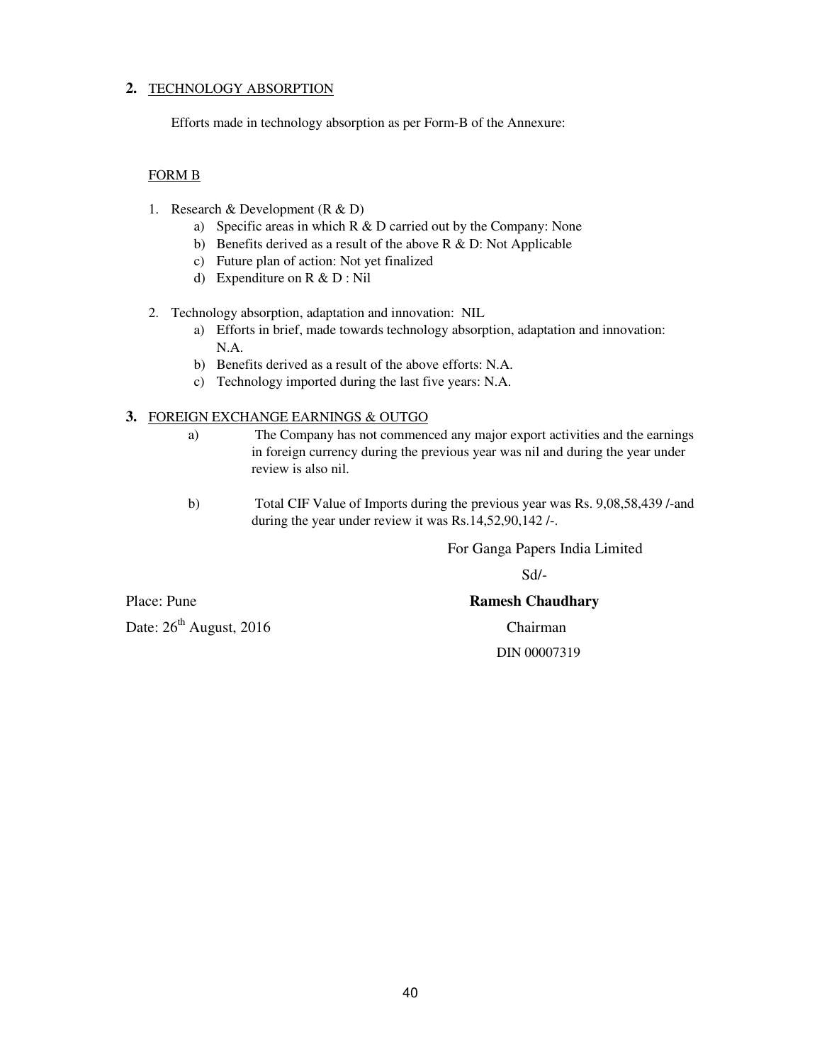## 2. TECHNOLOGY ABSORPTION

Efforts made in technology absorption as per Form-B of the Annexure:

### FORM B

1. Research & Development (R & D)
    a) Specific areas in which R & D carried out by the Company: None
    b) Benefits derived as a result of the above R & D: Not Applicable
    c) Future plan of action: Not yet finalized
    d) Expenditure on R & D : Nil

2. Technology absorption, adaptation and innovation: NIL
    a) Efforts in brief, made towards technology absorption, adaptation and innovation: N.A.
    b) Benefits derived as a result of the above efforts: N.A.
    c) Technology imported during the last five years: N.A.

## 3. FOREIGN EXCHANGE EARNINGS & OUTGO

a) The Company has not commenced any major export activities and the earnings in foreign currency during the previous year was nil and during the year under review is also nil.

b) Total CIF Value of Imports during the previous year was Rs. 9,08,58,439 /-and during the year under review it was Rs.14,52,90,142 /-.

For Ganga Papers India Limited

Sd/-

Place: Pune

Date: 26th August, 2016

**Ramesh Chaudhary**

Chairman

DIN 00007319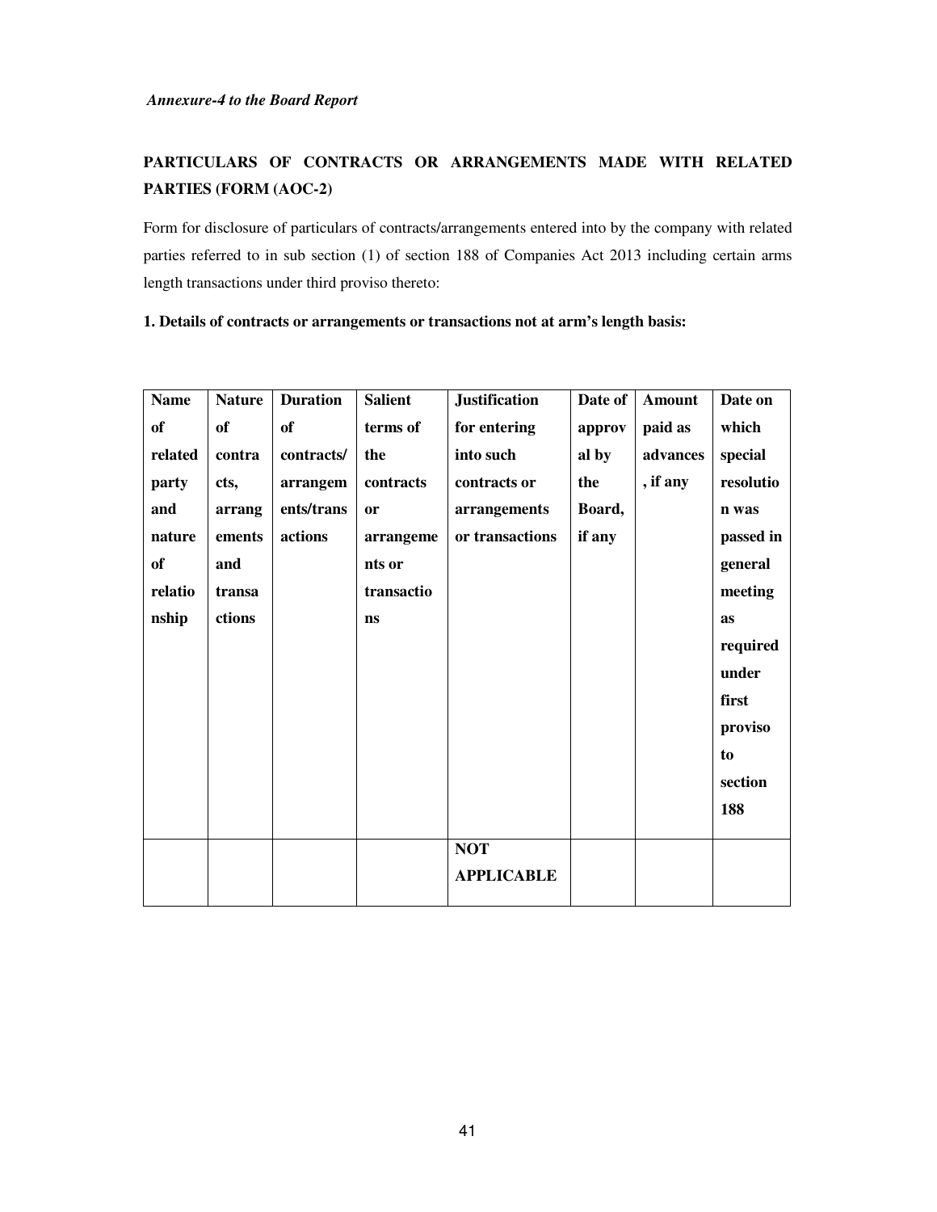*Annexure-4 to the Board Report*

**PARTICULARS OF CONTRACTS OR ARRANGEMENTS MADE WITH RELATED PARTIES (FORM (AOC-2)**

Form for disclosure of particulars of contracts/arrangements entered into by the company with related parties referred to in sub section (1) of section 188 of Companies Act 2013 including certain arms length transactions under third proviso thereto:

**1. Details of contracts or arrangements or transactions not at arm's length basis:**

| Name of related party and nature of relationship | Nature of contracts, arrangements and transactions | Duration of contracts/ arrangements/transactions | Salient terms of the contracts or arrangements or transactions | Justification for entering into such contracts or arrangements or transactions | Date of approval by the Board, if any | Amount paid as advances, if any | Date on which special resolution was passed in general meeting as required under first proviso to section 188 |
|---|---|---|---|---|---|---|---|
| | | | | **NOT APPLICABLE** | | | |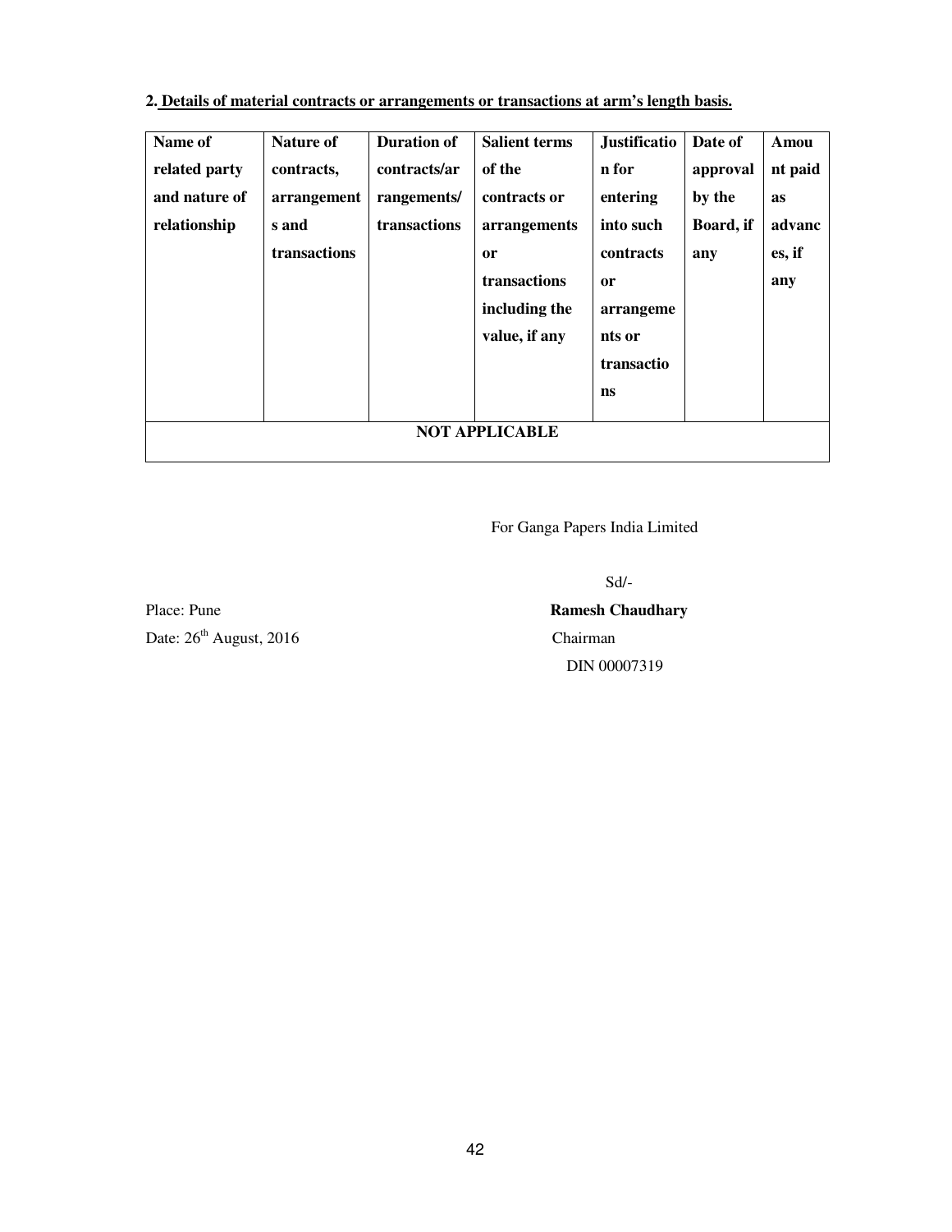**2. <u>Details of material contracts or arrangements or transactions at arm's length basis.</u>**

| Name of related party and nature of relationship | Nature of contracts, arrangements and transactions | Duration of contracts/arrangements/transactions | Salient terms of the contracts or arrangements or transactions including the value, if any | Justification for entering into such contracts or arrangements or transactions | Date of approval by the Board, if any | Amount paid as advances, if any |
|---|---|---|---|---|---|---|
| **NOT APPLICABLE** | | | | | | |

For Ganga Papers India Limited

Sd/-

**Ramesh Chaudhary**
Chairman
DIN 00007319

Place: Pune
Date: 26th August, 2016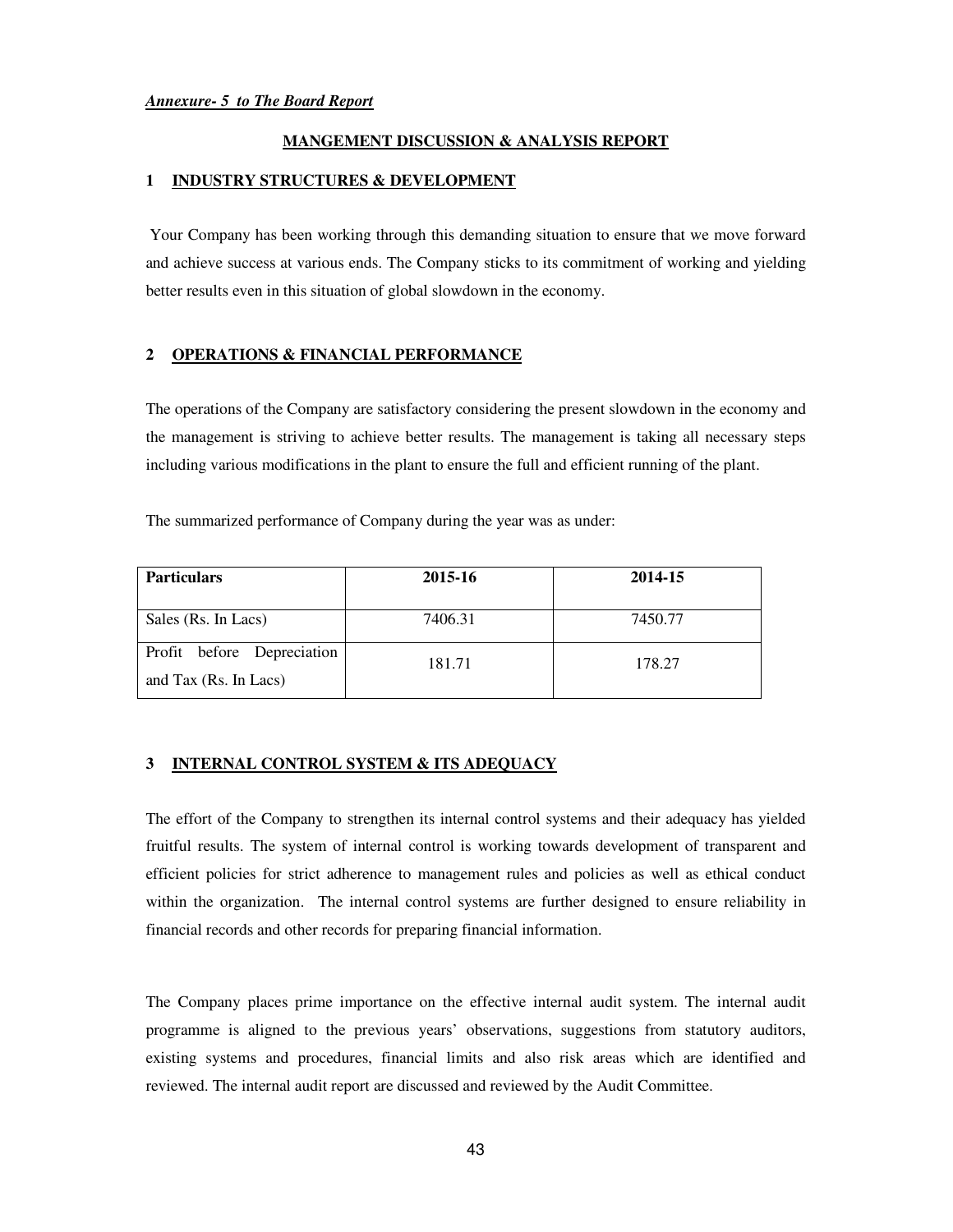***Annexure- 5 to The Board Report***

## MANGEMENT DISCUSSION & ANALYSIS REPORT

### 1 INDUSTRY STRUCTURES & DEVELOPMENT

Your Company has been working through this demanding situation to ensure that we move forward and achieve success at various ends. The Company sticks to its commitment of working and yielding better results even in this situation of global slowdown in the economy.

### 2 OPERATIONS & FINANCIAL PERFORMANCE

The operations of the Company are satisfactory considering the present slowdown in the economy and the management is striving to achieve better results. The management is taking all necessary steps including various modifications in the plant to ensure the full and efficient running of the plant.

The summarized performance of Company during the year was as under:

| Particulars | 2015-16 | 2014-15 |
|---|---|---|
| Sales (Rs. In Lacs) | 7406.31 | 7450.77 |
| Profit before Depreciation and Tax (Rs. In Lacs) | 181.71 | 178.27 |

### 3 INTERNAL CONTROL SYSTEM & ITS ADEQUACY

The effort of the Company to strengthen its internal control systems and their adequacy has yielded fruitful results. The system of internal control is working towards development of transparent and efficient policies for strict adherence to management rules and policies as well as ethical conduct within the organization. The internal control systems are further designed to ensure reliability in financial records and other records for preparing financial information.

The Company places prime importance on the effective internal audit system. The internal audit programme is aligned to the previous years' observations, suggestions from statutory auditors, existing systems and procedures, financial limits and also risk areas which are identified and reviewed. The internal audit report are discussed and reviewed by the Audit Committee.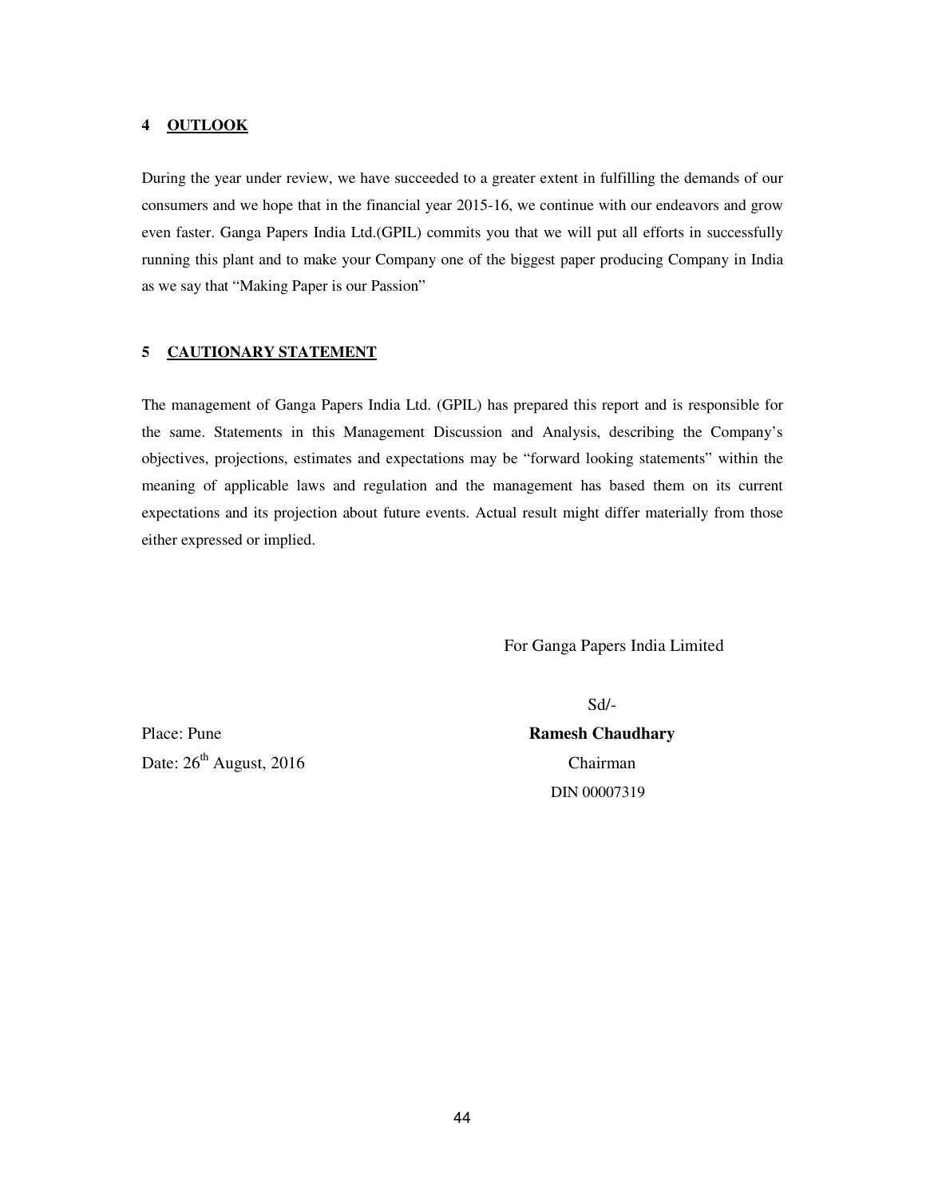## 4 OUTLOOK

During the year under review, we have succeeded to a greater extent in fulfilling the demands of our consumers and we hope that in the financial year 2015-16, we continue with our endeavors and grow even faster. Ganga Papers India Ltd.(GPIL) commits you that we will put all efforts in successfully running this plant and to make your Company one of the biggest paper producing Company in India as we say that "Making Paper is our Passion"

## 5 CAUTIONARY STATEMENT

The management of Ganga Papers India Ltd. (GPIL) has prepared this report and is responsible for the same. Statements in this Management Discussion and Analysis, describing the Company's objectives, projections, estimates and expectations may be "forward looking statements" within the meaning of applicable laws and regulation and the management has based them on its current expectations and its projection about future events. Actual result might differ materially from those either expressed or implied.

For Ganga Papers India Limited

Sd/-

**Ramesh Chaudhary**
Chairman
DIN 00007319

Place: Pune
Date: 26th August, 2016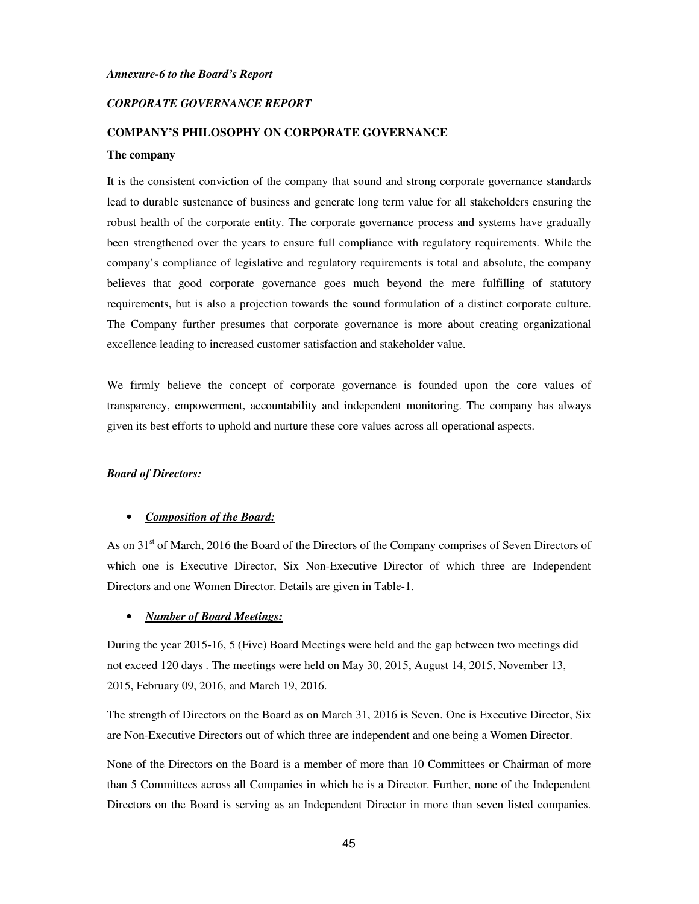*Annexure-6 to the Board's Report*

*CORPORATE GOVERNANCE REPORT*

**COMPANY'S PHILOSOPHY ON CORPORATE GOVERNANCE**

**The company**

It is the consistent conviction of the company that sound and strong corporate governance standards lead to durable sustenance of business and generate long term value for all stakeholders ensuring the robust health of the corporate entity. The corporate governance process and systems have gradually been strengthened over the years to ensure full compliance with regulatory requirements. While the company's compliance of legislative and regulatory requirements is total and absolute, the company believes that good corporate governance goes much beyond the mere fulfilling of statutory requirements, but is also a projection towards the sound formulation of a distinct corporate culture. The Company further presumes that corporate governance is more about creating organizational excellence leading to increased customer satisfaction and stakeholder value.

We firmly believe the concept of corporate governance is founded upon the core values of transparency, empowerment, accountability and independent monitoring. The company has always given its best efforts to uphold and nurture these core values across all operational aspects.

***Board of Directors:***

- ***Composition of the Board:***

As on 31st of March, 2016 the Board of the Directors of the Company comprises of Seven Directors of which one is Executive Director, Six Non-Executive Director of which three are Independent Directors and one Women Director. Details are given in Table-1.

- ***Number of Board Meetings:***

During the year 2015-16, 5 (Five) Board Meetings were held and the gap between two meetings did not exceed 120 days . The meetings were held on May 30, 2015, August 14, 2015, November 13, 2015, February 09, 2016, and March 19, 2016.

The strength of Directors on the Board as on March 31, 2016 is Seven. One is Executive Director, Six are Non-Executive Directors out of which three are independent and one being a Women Director.

None of the Directors on the Board is a member of more than 10 Committees or Chairman of more than 5 Committees across all Companies in which he is a Director. Further, none of the Independent Directors on the Board is serving as an Independent Director in more than seven listed companies.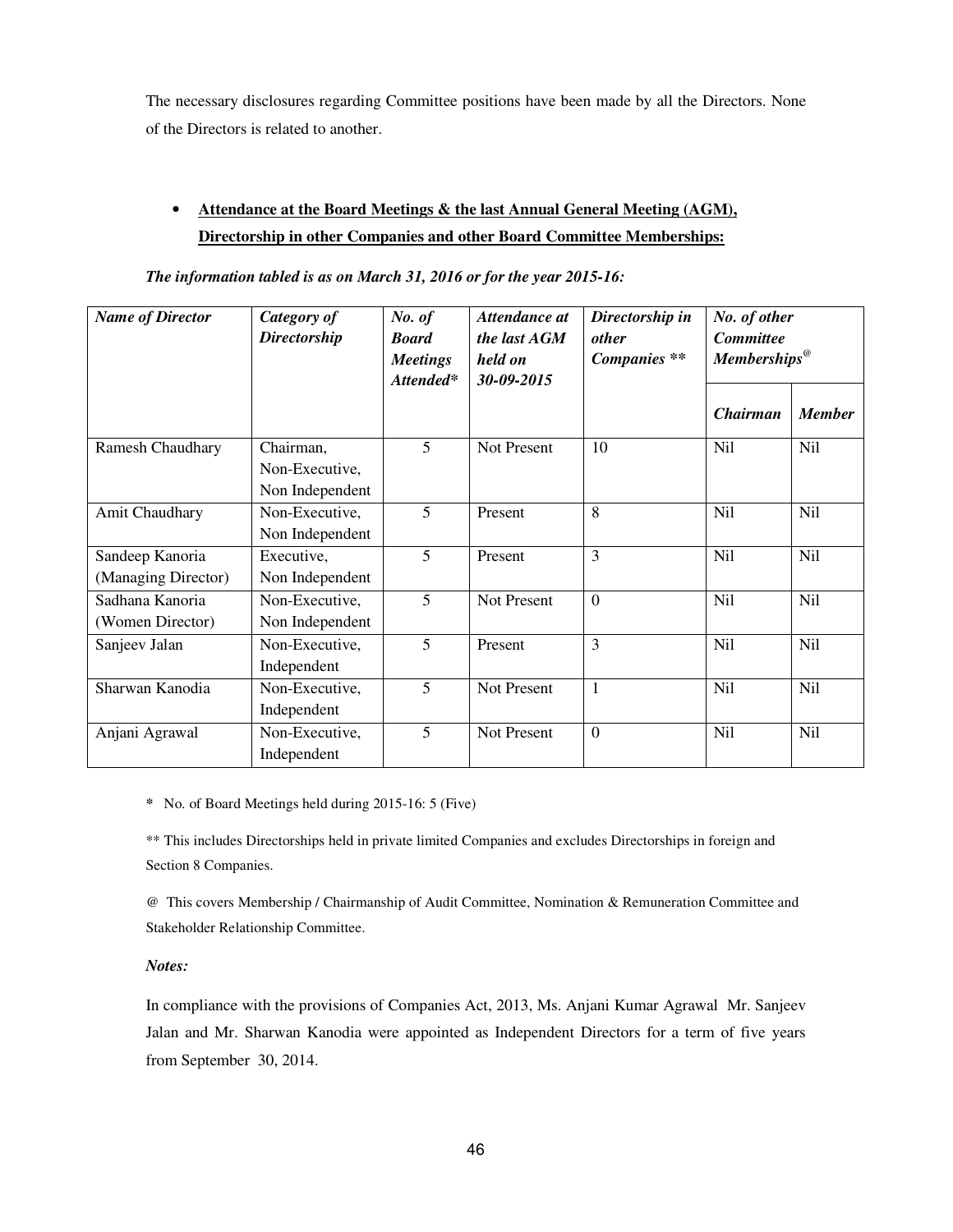The necessary disclosures regarding Committee positions have been made by all the Directors. None of the Directors is related to another.

- **Attendance at the Board Meetings & the last Annual General Meeting (AGM), Directorship in other Companies and other Board Committee Memberships:**

***The information tabled is as on March 31, 2016 or for the year 2015-16:***

| *Name of Director* | *Category of Directorship* | *No. of Board Meetings Attended** | *Attendance at the last AGM held on 30-09-2015* | *Directorship in other Companies *** | *No. of other Committee Memberships@* | |
|---|---|---|---|---|---|---|
| | | | | | *Chairman* | *Member* |
| Ramesh Chaudhary | Chairman, Non-Executive, Non Independent | 5 | Not Present | 10 | Nil | Nil |
| Amit Chaudhary | Non-Executive, Non Independent | 5 | Present | 8 | Nil | Nil |
| Sandeep Kanoria (Managing Director) | Executive, Non Independent | 5 | Present | 3 | Nil | Nil |
| Sadhana Kanoria (Women Director) | Non-Executive, Non Independent | 5 | Not Present | 0 | Nil | Nil |
| Sanjeev Jalan | Non-Executive, Independent | 5 | Present | 3 | Nil | Nil |
| Sharwan Kanodia | Non-Executive, Independent | 5 | Not Present | 1 | Nil | Nil |
| Anjani Agrawal | Non-Executive, Independent | 5 | Not Present | 0 | Nil | Nil |

\* No. of Board Meetings held during 2015-16: 5 (Five)

** This includes Directorships held in private limited Companies and excludes Directorships in foreign and Section 8 Companies.

@ This covers Membership / Chairmanship of Audit Committee, Nomination & Remuneration Committee and Stakeholder Relationship Committee.

***Notes:***

In compliance with the provisions of Companies Act, 2013, Ms. Anjani Kumar Agrawal Mr. Sanjeev Jalan and Mr. Sharwan Kanodia were appointed as Independent Directors for a term of five years from September 30, 2014.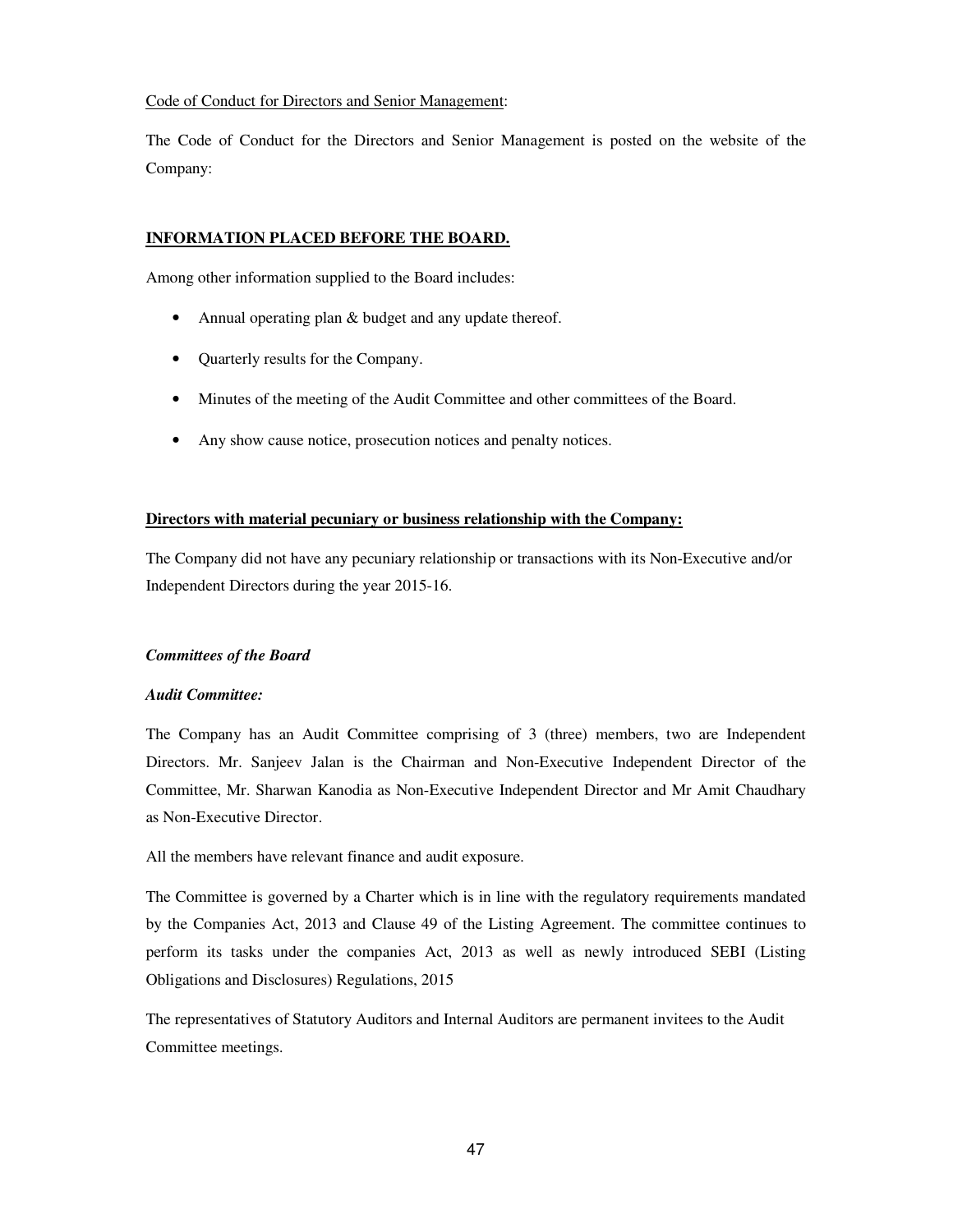Code of Conduct for Directors and Senior Management:

The Code of Conduct for the Directors and Senior Management is posted on the website of the Company:

**INFORMATION PLACED BEFORE THE BOARD.**

Among other information supplied to the Board includes:

- Annual operating plan & budget and any update thereof.
- Quarterly results for the Company.
- Minutes of the meeting of the Audit Committee and other committees of the Board.
- Any show cause notice, prosecution notices and penalty notices.

**Directors with material pecuniary or business relationship with the Company:**

The Company did not have any pecuniary relationship or transactions with its Non-Executive and/or Independent Directors during the year 2015-16.

***Committees of the Board***

***Audit Committee:***

The Company has an Audit Committee comprising of 3 (three) members, two are Independent Directors. Mr. Sanjeev Jalan is the Chairman and Non-Executive Independent Director of the Committee, Mr. Sharwan Kanodia as Non-Executive Independent Director and Mr Amit Chaudhary as Non-Executive Director.

All the members have relevant finance and audit exposure.

The Committee is governed by a Charter which is in line with the regulatory requirements mandated by the Companies Act, 2013 and Clause 49 of the Listing Agreement. The committee continues to perform its tasks under the companies Act, 2013 as well as newly introduced SEBI (Listing Obligations and Disclosures) Regulations, 2015

The representatives of Statutory Auditors and Internal Auditors are permanent invitees to the Audit Committee meetings.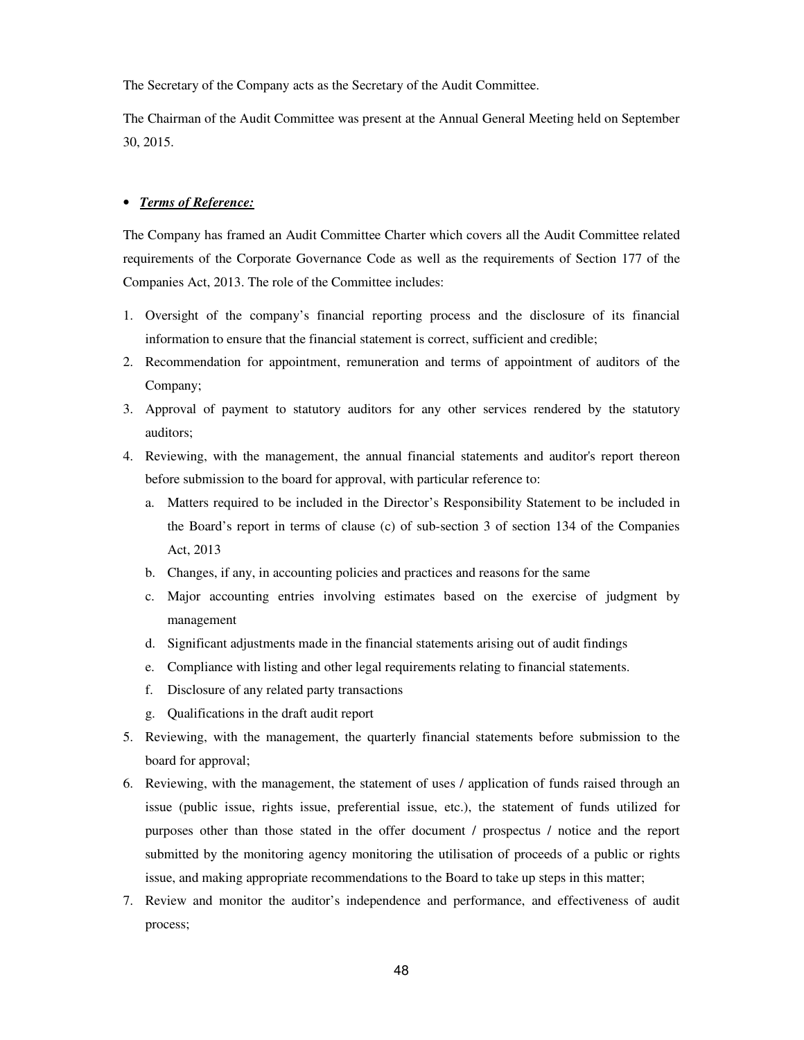The Secretary of the Company acts as the Secretary of the Audit Committee.

The Chairman of the Audit Committee was present at the Annual General Meeting held on September 30, 2015.

- ***Terms of Reference:***

The Company has framed an Audit Committee Charter which covers all the Audit Committee related requirements of the Corporate Governance Code as well as the requirements of Section 177 of the Companies Act, 2013. The role of the Committee includes:

1. Oversight of the company's financial reporting process and the disclosure of its financial information to ensure that the financial statement is correct, sufficient and credible;
2. Recommendation for appointment, remuneration and terms of appointment of auditors of the Company;
3. Approval of payment to statutory auditors for any other services rendered by the statutory auditors;
4. Reviewing, with the management, the annual financial statements and auditor's report thereon before submission to the board for approval, with particular reference to:
    a. Matters required to be included in the Director's Responsibility Statement to be included in the Board's report in terms of clause (c) of sub-section 3 of section 134 of the Companies Act, 2013
    b. Changes, if any, in accounting policies and practices and reasons for the same
    c. Major accounting entries involving estimates based on the exercise of judgment by management
    d. Significant adjustments made in the financial statements arising out of audit findings
    e. Compliance with listing and other legal requirements relating to financial statements.
    f. Disclosure of any related party transactions
    g. Qualifications in the draft audit report
5. Reviewing, with the management, the quarterly financial statements before submission to the board for approval;
6. Reviewing, with the management, the statement of uses / application of funds raised through an issue (public issue, rights issue, preferential issue, etc.), the statement of funds utilized for purposes other than those stated in the offer document / prospectus / notice and the report submitted by the monitoring agency monitoring the utilisation of proceeds of a public or rights issue, and making appropriate recommendations to the Board to take up steps in this matter;
7. Review and monitor the auditor's independence and performance, and effectiveness of audit process;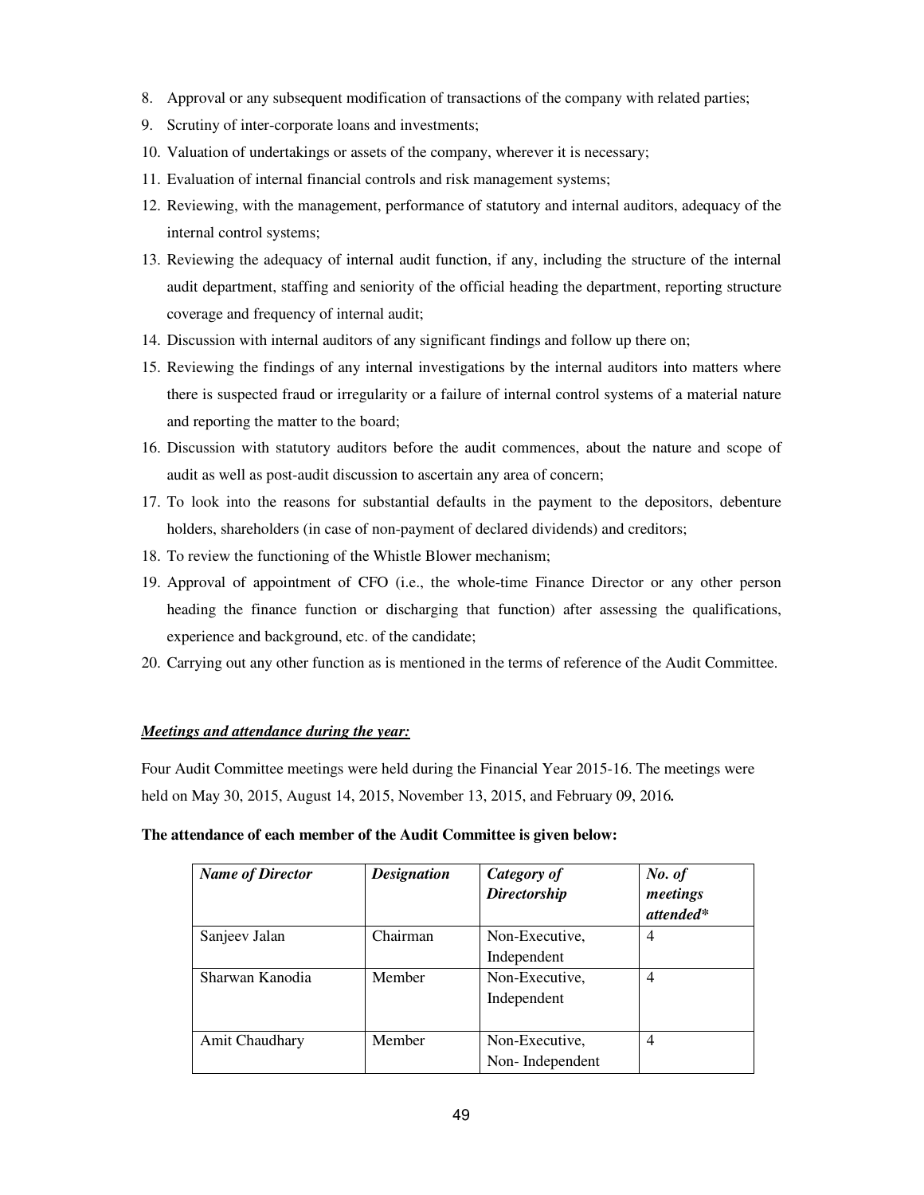8. Approval or any subsequent modification of transactions of the company with related parties;
9. Scrutiny of inter-corporate loans and investments;
10. Valuation of undertakings or assets of the company, wherever it is necessary;
11. Evaluation of internal financial controls and risk management systems;
12. Reviewing, with the management, performance of statutory and internal auditors, adequacy of the internal control systems;
13. Reviewing the adequacy of internal audit function, if any, including the structure of the internal audit department, staffing and seniority of the official heading the department, reporting structure coverage and frequency of internal audit;
14. Discussion with internal auditors of any significant findings and follow up there on;
15. Reviewing the findings of any internal investigations by the internal auditors into matters where there is suspected fraud or irregularity or a failure of internal control systems of a material nature and reporting the matter to the board;
16. Discussion with statutory auditors before the audit commences, about the nature and scope of audit as well as post-audit discussion to ascertain any area of concern;
17. To look into the reasons for substantial defaults in the payment to the depositors, debenture holders, shareholders (in case of non-payment of declared dividends) and creditors;
18. To review the functioning of the Whistle Blower mechanism;
19. Approval of appointment of CFO (i.e., the whole-time Finance Director or any other person heading the finance function or discharging that function) after assessing the qualifications, experience and background, etc. of the candidate;
20. Carrying out any other function as is mentioned in the terms of reference of the Audit Committee.

***Meetings and attendance during the year:***

Four Audit Committee meetings were held during the Financial Year 2015-16. The meetings were held on May 30, 2015, August 14, 2015, November 13, 2015, and February 09, 2016.

**The attendance of each member of the Audit Committee is given below:**

| *Name of Director* | *Designation* | *Category of Directorship* | *No. of meetings attended** |
|---|---|---|---|
| Sanjeev Jalan | Chairman | Non-Executive, Independent | 4 |
| Sharwan Kanodia | Member | Non-Executive, Independent | 4 |
| Amit Chaudhary | Member | Non-Executive, Non- Independent | 4 |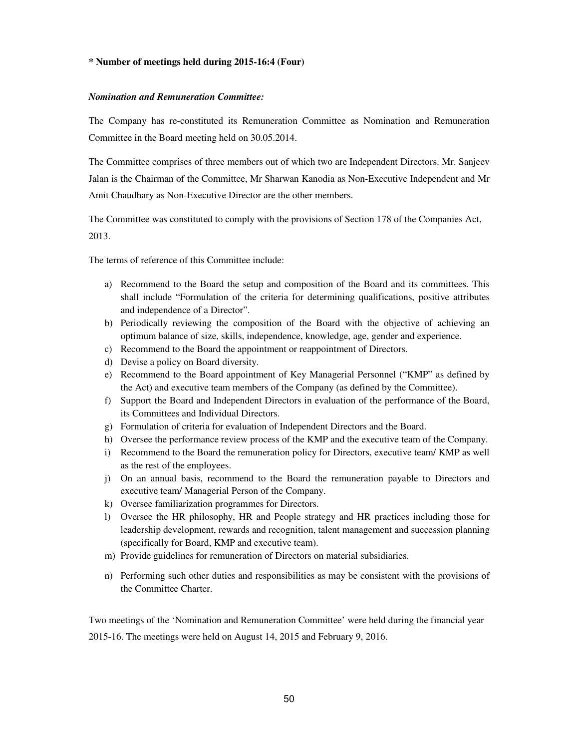**\* Number of meetings held during 2015-16:4 (Four)**

***Nomination and Remuneration Committee:***

The Company has re-constituted its Remuneration Committee as Nomination and Remuneration Committee in the Board meeting held on 30.05.2014.

The Committee comprises of three members out of which two are Independent Directors. Mr. Sanjeev Jalan is the Chairman of the Committee, Mr Sharwan Kanodia as Non-Executive Independent and Mr Amit Chaudhary as Non-Executive Director are the other members.

The Committee was constituted to comply with the provisions of Section 178 of the Companies Act, 2013.

The terms of reference of this Committee include:

a) Recommend to the Board the setup and composition of the Board and its committees. This shall include "Formulation of the criteria for determining qualifications, positive attributes and independence of a Director".
b) Periodically reviewing the composition of the Board with the objective of achieving an optimum balance of size, skills, independence, knowledge, age, gender and experience.
c) Recommend to the Board the appointment or reappointment of Directors.
d) Devise a policy on Board diversity.
e) Recommend to the Board appointment of Key Managerial Personnel ("KMP" as defined by the Act) and executive team members of the Company (as defined by the Committee).
f) Support the Board and Independent Directors in evaluation of the performance of the Board, its Committees and Individual Directors.
g) Formulation of criteria for evaluation of Independent Directors and the Board.
h) Oversee the performance review process of the KMP and the executive team of the Company.
i) Recommend to the Board the remuneration policy for Directors, executive team/ KMP as well as the rest of the employees.
j) On an annual basis, recommend to the Board the remuneration payable to Directors and executive team/ Managerial Person of the Company.
k) Oversee familiarization programmes for Directors.
l) Oversee the HR philosophy, HR and People strategy and HR practices including those for leadership development, rewards and recognition, talent management and succession planning (specifically for Board, KMP and executive team).
m) Provide guidelines for remuneration of Directors on material subsidiaries.
n) Performing such other duties and responsibilities as may be consistent with the provisions of the Committee Charter.

Two meetings of the 'Nomination and Remuneration Committee' were held during the financial year 2015-16. The meetings were held on August 14, 2015 and February 9, 2016.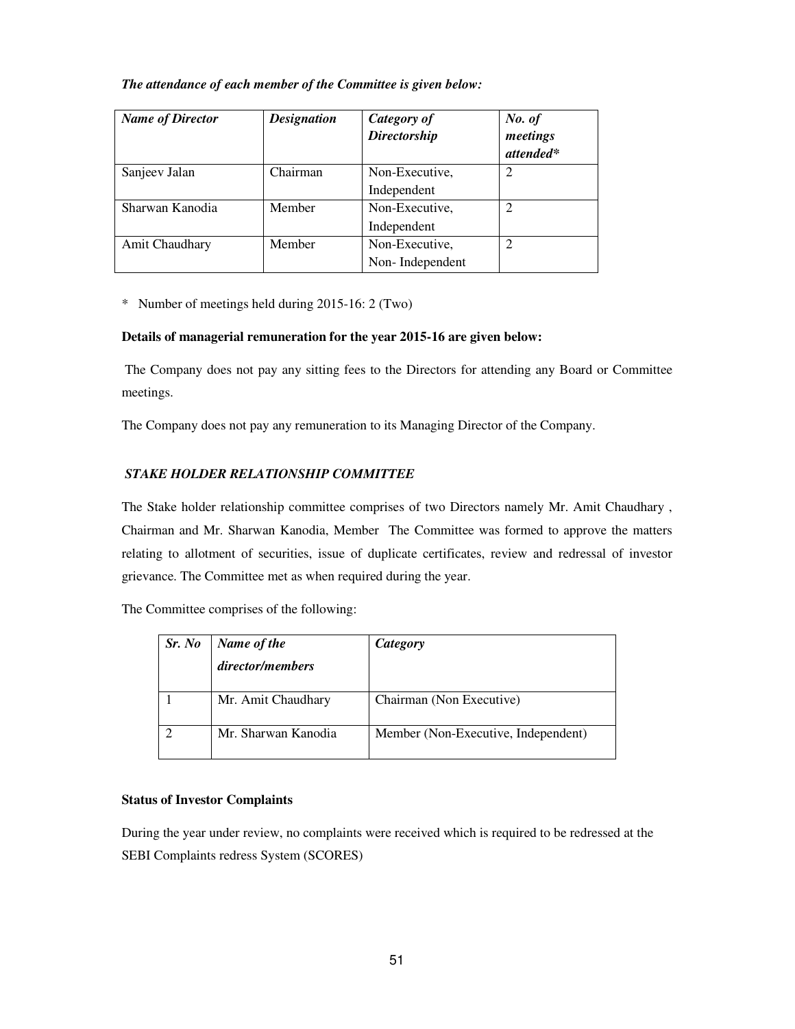*The attendance of each member of the Committee is given below:*

| *Name of Director* | *Designation* | *Category of Directorship* | *No. of meetings attended** |
|---|---|---|---|
| Sanjeev Jalan | Chairman | Non-Executive, Independent | 2 |
| Sharwan Kanodia | Member | Non-Executive, Independent | 2 |
| Amit Chaudhary | Member | Non-Executive, Non- Independent | 2 |

* Number of meetings held during 2015-16: 2 (Two)

**Details of managerial remuneration for the year 2015-16 are given below:**

The Company does not pay any sitting fees to the Directors for attending any Board or Committee meetings.

The Company does not pay any remuneration to its Managing Director of the Company.

***STAKE HOLDER RELATIONSHIP COMMITTEE***

The Stake holder relationship committee comprises of two Directors namely Mr. Amit Chaudhary , Chairman and Mr. Sharwan Kanodia, Member The Committee was formed to approve the matters relating to allotment of securities, issue of duplicate certificates, review and redressal of investor grievance. The Committee met as when required during the year.

The Committee comprises of the following:

| *Sr. No* | *Name of the director/members* | *Category* |
|---|---|---|
| 1 | Mr. Amit Chaudhary | Chairman (Non Executive) |
| 2 | Mr. Sharwan Kanodia | Member (Non-Executive, Independent) |

**Status of Investor Complaints**

During the year under review, no complaints were received which is required to be redressed at the SEBI Complaints redress System (SCORES)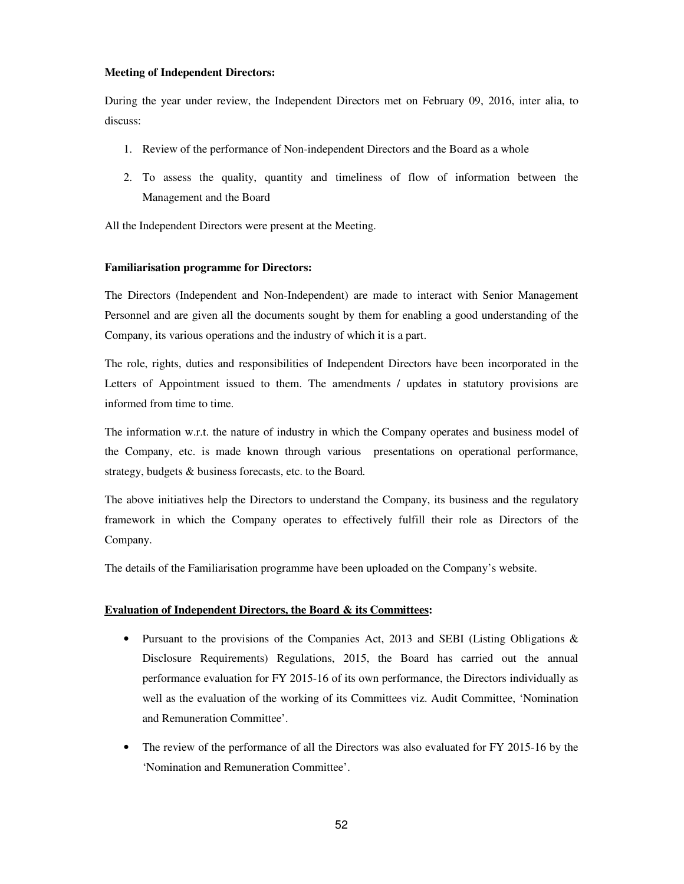**Meeting of Independent Directors:**

During the year under review, the Independent Directors met on February 09, 2016, inter alia, to discuss:

1. Review of the performance of Non-independent Directors and the Board as a whole
2. To assess the quality, quantity and timeliness of flow of information between the Management and the Board

All the Independent Directors were present at the Meeting.

**Familiarisation programme for Directors:**

The Directors (Independent and Non-Independent) are made to interact with Senior Management Personnel and are given all the documents sought by them for enabling a good understanding of the Company, its various operations and the industry of which it is a part.

The role, rights, duties and responsibilities of Independent Directors have been incorporated in the Letters of Appointment issued to them. The amendments / updates in statutory provisions are informed from time to time.

The information w.r.t. the nature of industry in which the Company operates and business model of the Company, etc. is made known through various presentations on operational performance, strategy, budgets & business forecasts, etc. to the Board.

The above initiatives help the Directors to understand the Company, its business and the regulatory framework in which the Company operates to effectively fulfill their role as Directors of the Company.

The details of the Familiarisation programme have been uploaded on the Company's website.

**Evaluation of Independent Directors, the Board & its Committees:**

- Pursuant to the provisions of the Companies Act, 2013 and SEBI (Listing Obligations & Disclosure Requirements) Regulations, 2015, the Board has carried out the annual performance evaluation for FY 2015-16 of its own performance, the Directors individually as well as the evaluation of the working of its Committees viz. Audit Committee, 'Nomination and Remuneration Committee'.
- The review of the performance of all the Directors was also evaluated for FY 2015-16 by the 'Nomination and Remuneration Committee'.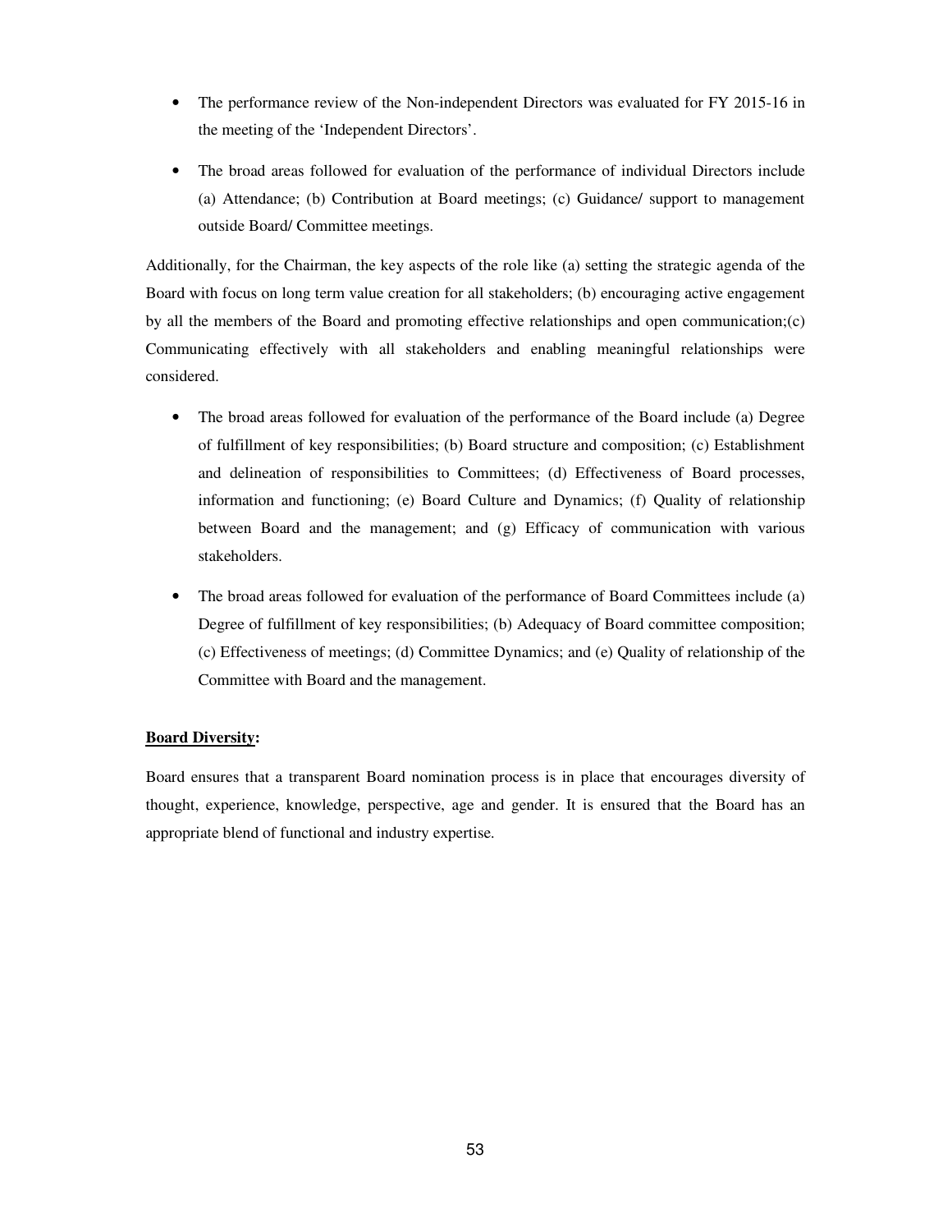- The performance review of the Non-independent Directors was evaluated for FY 2015-16 in the meeting of the 'Independent Directors'.

- The broad areas followed for evaluation of the performance of individual Directors include (a) Attendance; (b) Contribution at Board meetings; (c) Guidance/ support to management outside Board/ Committee meetings.

Additionally, for the Chairman, the key aspects of the role like (a) setting the strategic agenda of the Board with focus on long term value creation for all stakeholders; (b) encouraging active engagement by all the members of the Board and promoting effective relationships and open communication;(c) Communicating effectively with all stakeholders and enabling meaningful relationships were considered.

- The broad areas followed for evaluation of the performance of the Board include (a) Degree of fulfillment of key responsibilities; (b) Board structure and composition; (c) Establishment and delineation of responsibilities to Committees; (d) Effectiveness of Board processes, information and functioning; (e) Board Culture and Dynamics; (f) Quality of relationship between Board and the management; and (g) Efficacy of communication with various stakeholders.

- The broad areas followed for evaluation of the performance of Board Committees include (a) Degree of fulfillment of key responsibilities; (b) Adequacy of Board committee composition; (c) Effectiveness of meetings; (d) Committee Dynamics; and (e) Quality of relationship of the Committee with Board and the management.

**Board Diversity:**

Board ensures that a transparent Board nomination process is in place that encourages diversity of thought, experience, knowledge, perspective, age and gender. It is ensured that the Board has an appropriate blend of functional and industry expertise.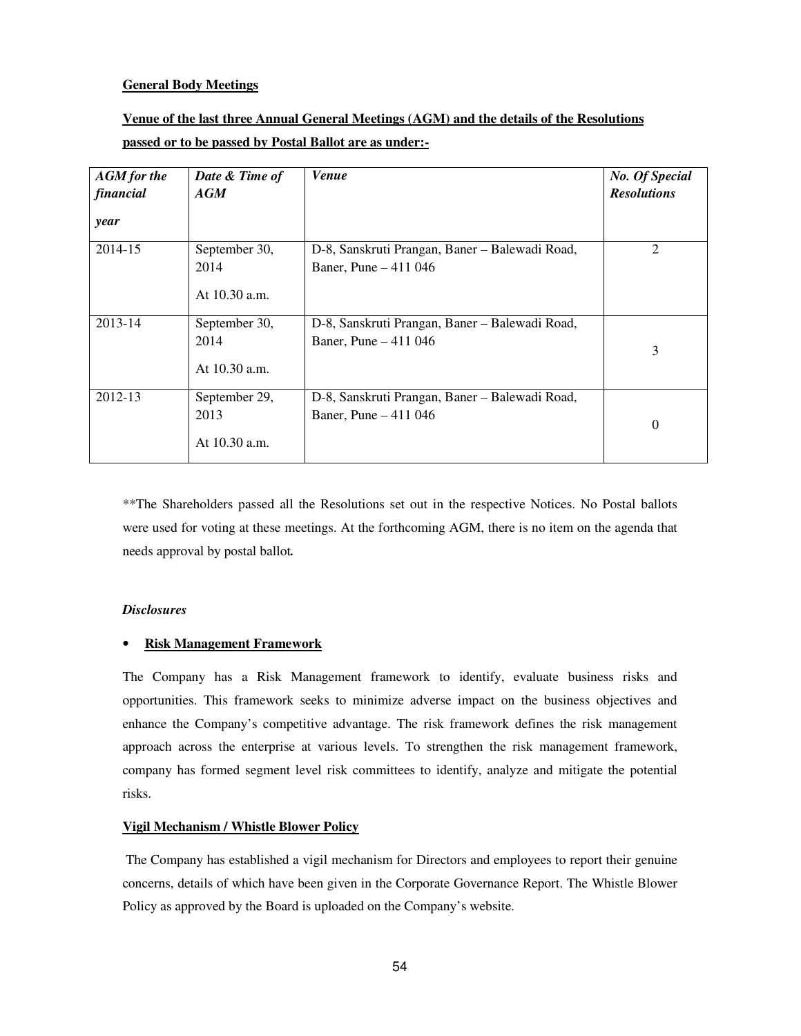**General Body Meetings**

**Venue of the last three Annual General Meetings (AGM) and the details of the Resolutions passed or to be passed by Postal Ballot are as under:-**

| *AGM for the financial year* | *Date & Time of AGM* | *Venue* | *No. Of Special Resolutions* |
|---|---|---|---|
| 2014-15 | September 30, 2014 At 10.30 a.m. | D-8, Sanskruti Prangan, Baner – Balewadi Road, Baner, Pune – 411 046 | 2 |
| 2013-14 | September 30, 2014 At 10.30 a.m. | D-8, Sanskruti Prangan, Baner – Balewadi Road, Baner, Pune – 411 046 | 3 |
| 2012-13 | September 29, 2013 At 10.30 a.m. | D-8, Sanskruti Prangan, Baner – Balewadi Road, Baner, Pune – 411 046 | 0 |

**The Shareholders passed all the Resolutions set out in the respective Notices. No Postal ballots were used for voting at these meetings. At the forthcoming AGM, there is no item on the agenda that needs approval by postal ballot**.**

***Disclosures***

- **Risk Management Framework**

The Company has a Risk Management framework to identify, evaluate business risks and opportunities. This framework seeks to minimize adverse impact on the business objectives and enhance the Company's competitive advantage. The risk framework defines the risk management approach across the enterprise at various levels. To strengthen the risk management framework, company has formed segment level risk committees to identify, analyze and mitigate the potential risks.

**Vigil Mechanism / Whistle Blower Policy**

The Company has established a vigil mechanism for Directors and employees to report their genuine concerns, details of which have been given in the Corporate Governance Report. The Whistle Blower Policy as approved by the Board is uploaded on the Company's website.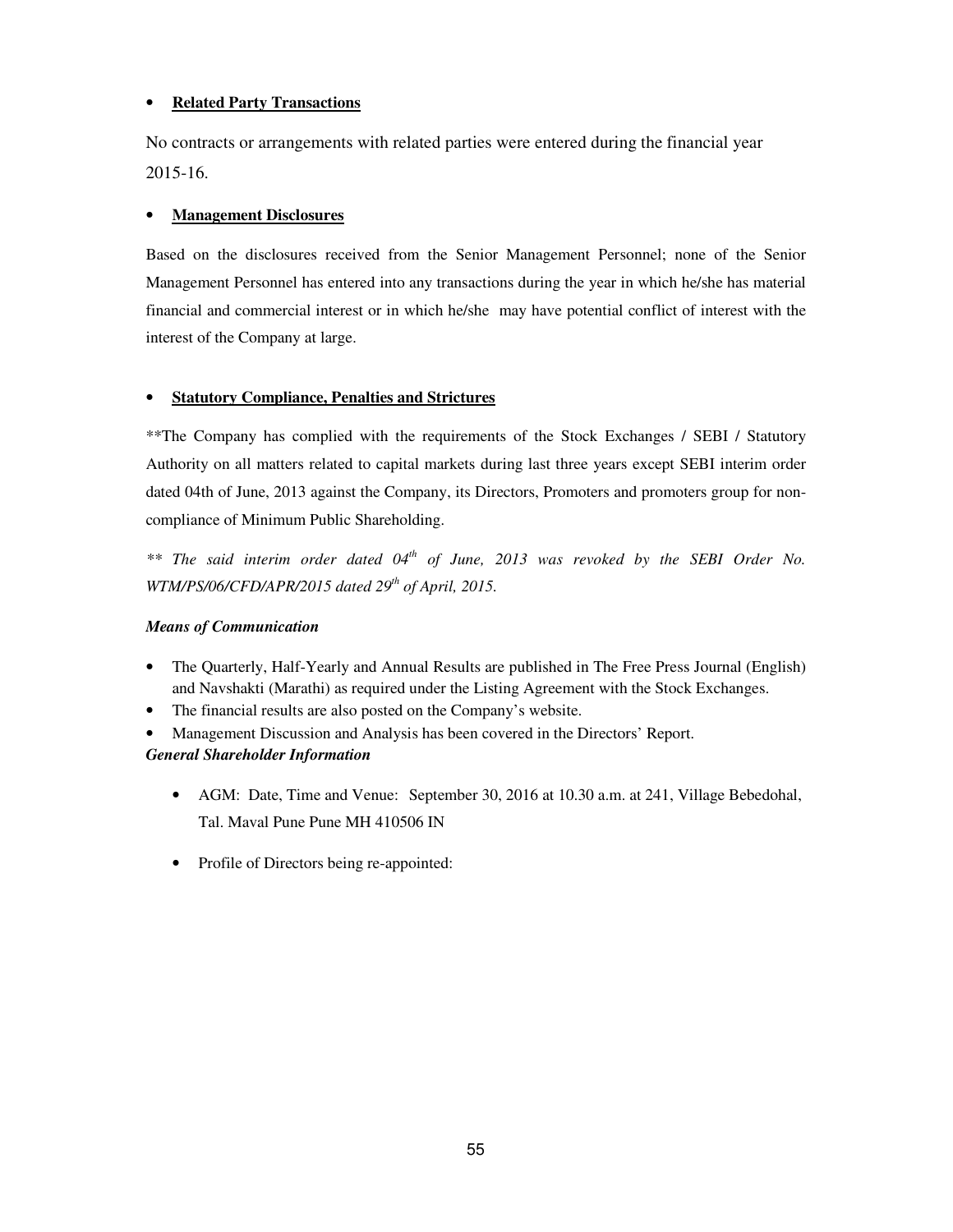- **Related Party Transactions**

No contracts or arrangements with related parties were entered during the financial year 2015-16.

- **Management Disclosures**

Based on the disclosures received from the Senior Management Personnel; none of the Senior Management Personnel has entered into any transactions during the year in which he/she has material financial and commercial interest or in which he/she may have potential conflict of interest with the interest of the Company at large.

- **Statutory Compliance, Penalties and Strictures**

**The Company has complied with the requirements of the Stock Exchanges / SEBI / Statutory Authority on all matters related to capital markets during last three years except SEBI interim order dated 04th of June, 2013 against the Company, its Directors, Promoters and promoters group for non-compliance of Minimum Public Shareholding.

*** The said interim order dated 04th of June, 2013 was revoked by the SEBI Order No. WTM/PS/06/CFD/APR/2015 dated 29th of April, 2015.*

***Means of Communication***

- The Quarterly, Half-Yearly and Annual Results are published in The Free Press Journal (English) and Navshakti (Marathi) as required under the Listing Agreement with the Stock Exchanges.
- The financial results are also posted on the Company's website.
- Management Discussion and Analysis has been covered in the Directors' Report.

***General Shareholder Information***

- AGM: Date, Time and Venue: September 30, 2016 at 10.30 a.m. at 241, Village Bebedohal, Tal. Maval Pune Pune MH 410506 IN
- Profile of Directors being re-appointed: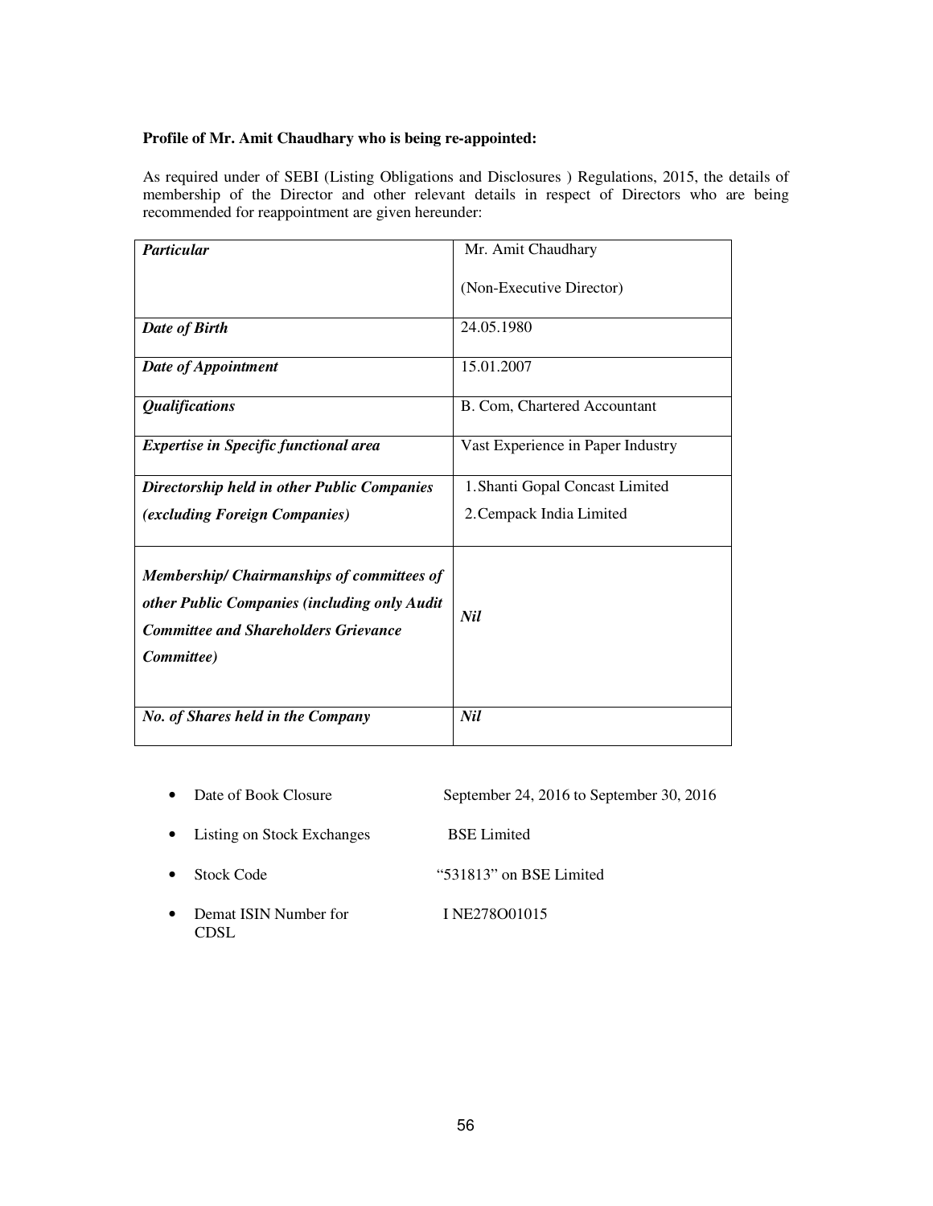**Profile of Mr. Amit Chaudhary who is being re-appointed:**

As required under of SEBI (Listing Obligations and Disclosures ) Regulations, 2015, the details of membership of the Director and other relevant details in respect of Directors who are being recommended for reappointment are given hereunder:

| ***Particular*** | Mr. Amit Chaudhary<br><br>(Non-Executive Director) |
|---|---|
| ***Date of Birth*** | 24.05.1980 |
| ***Date of Appointment*** | 15.01.2007 |
| ***Qualifications*** | B. Com, Chartered Accountant |
| ***Expertise in Specific functional area*** | Vast Experience in Paper Industry |
| ***Directorship held in other Public Companies (excluding Foreign Companies)*** | 1. Shanti Gopal Concast Limited<br>2. Cempack India Limited |
| ***Membership/ Chairmanships of committees of other Public Companies (including only Audit Committee and Shareholders Grievance Committee)*** | ***Nil*** |
| ***No. of Shares held in the Company*** | ***Nil*** |

- Date of Book Closure — September 24, 2016 to September 30, 2016
- Listing on Stock Exchanges — BSE Limited
- Stock Code — "531813" on BSE Limited
- Demat ISIN Number for CDSL — I NE278O01015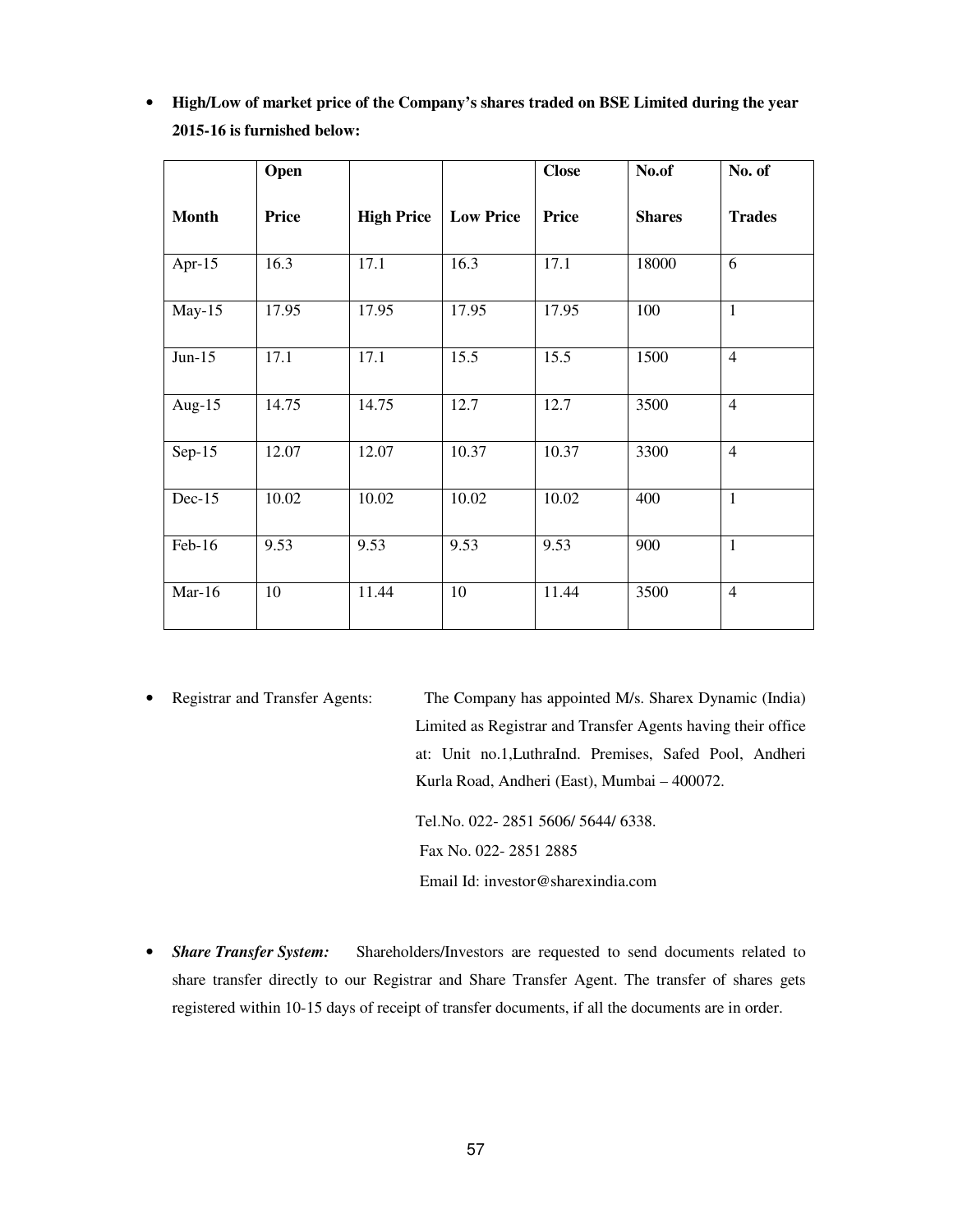- **High/Low of market price of the Company's shares traded on BSE Limited during the year 2015-16 is furnished below:**

| Month | Open Price | High Price | Low Price | Close Price | No.of Shares | No. of Trades |
|---|---|---|---|---|---|---|
| Apr-15 | 16.3 | 17.1 | 16.3 | 17.1 | 18000 | 6 |
| May-15 | 17.95 | 17.95 | 17.95 | 17.95 | 100 | 1 |
| Jun-15 | 17.1 | 17.1 | 15.5 | 15.5 | 1500 | 4 |
| Aug-15 | 14.75 | 14.75 | 12.7 | 12.7 | 3500 | 4 |
| Sep-15 | 12.07 | 12.07 | 10.37 | 10.37 | 3300 | 4 |
| Dec-15 | 10.02 | 10.02 | 10.02 | 10.02 | 400 | 1 |
| Feb-16 | 9.53 | 9.53 | 9.53 | 9.53 | 900 | 1 |
| Mar-16 | 10 | 11.44 | 10 | 11.44 | 3500 | 4 |

- Registrar and Transfer Agents: The Company has appointed M/s. Sharex Dynamic (India) Limited as Registrar and Transfer Agents having their office at: Unit no.1,LuthraInd. Premises, Safed Pool, Andheri Kurla Road, Andheri (East), Mumbai – 400072.

  Tel.No. 022- 2851 5606/ 5644/ 6338.
  Fax No. 022- 2851 2885
  Email Id: investor@sharexindia.com

- ***Share Transfer System:*** Shareholders/Investors are requested to send documents related to share transfer directly to our Registrar and Share Transfer Agent. The transfer of shares gets registered within 10-15 days of receipt of transfer documents, if all the documents are in order.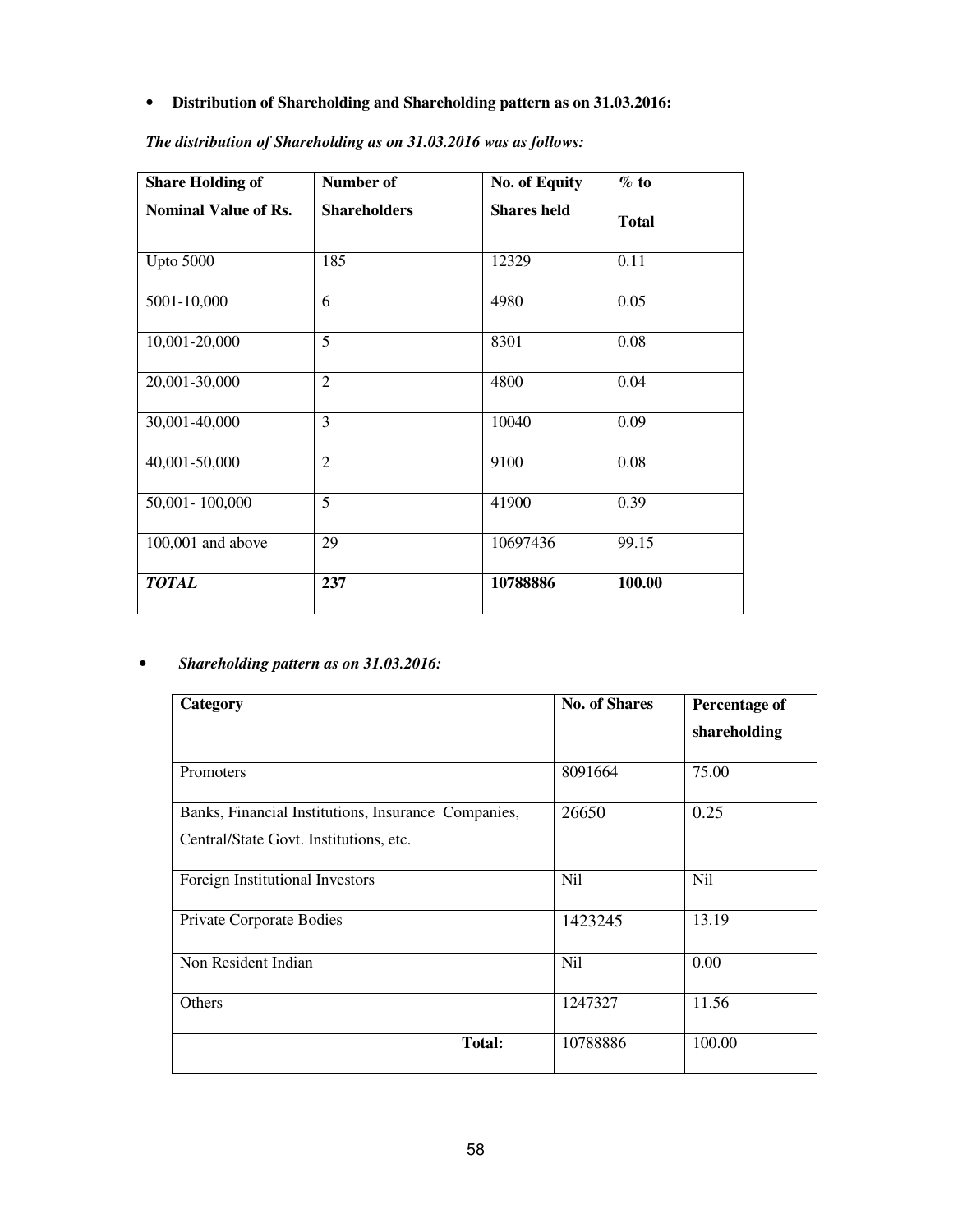- **Distribution of Shareholding and Shareholding pattern as on 31.03.2016:**

***The distribution of Shareholding as on 31.03.2016 was as follows:***

| Share Holding of Nominal Value of Rs. | Number of Shareholders | No. of Equity Shares held | % to Total |
|---|---|---|---|
| Upto 5000 | 185 | 12329 | 0.11 |
| 5001-10,000 | 6 | 4980 | 0.05 |
| 10,001-20,000 | 5 | 8301 | 0.08 |
| 20,001-30,000 | 2 | 4800 | 0.04 |
| 30,001-40,000 | 3 | 10040 | 0.09 |
| 40,001-50,000 | 2 | 9100 | 0.08 |
| 50,001- 100,000 | 5 | 41900 | 0.39 |
| 100,001 and above | 29 | 10697436 | 99.15 |
| ***TOTAL*** | **237** | **10788886** | **100.00** |

- ***Shareholding pattern as on 31.03.2016:***

| Category | No. of Shares | Percentage of shareholding |
|---|---|---|
| Promoters | 8091664 | 75.00 |
| Banks, Financial Institutions, Insurance Companies, Central/State Govt. Institutions, etc. | 26650 | 0.25 |
| Foreign Institutional Investors | Nil | Nil |
| Private Corporate Bodies | 1423245 | 13.19 |
| Non Resident Indian | Nil | 0.00 |
| Others | 1247327 | 11.56 |
| **Total:** | 10788886 | 100.00 |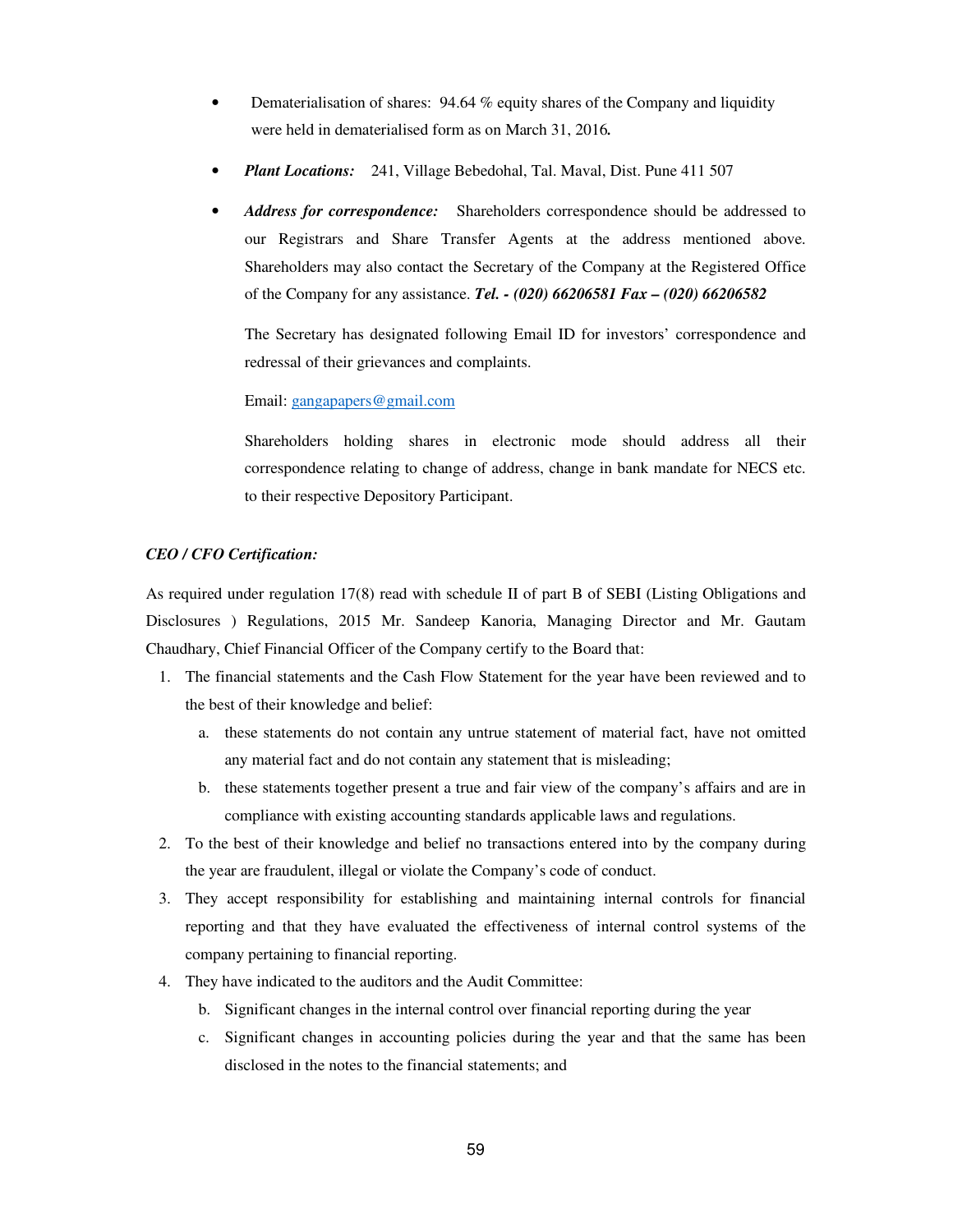- Dematerialisation of shares: 94.64 % equity shares of the Company and liquidity were held in dematerialised form as on March 31, 2016**.**

- ***Plant Locations:*** 241, Village Bebedohal, Tal. Maval, Dist. Pune 411 507

- ***Address for correspondence:*** Shareholders correspondence should be addressed to our Registrars and Share Transfer Agents at the address mentioned above. Shareholders may also contact the Secretary of the Company at the Registered Office of the Company for any assistance. ***Tel. - (020) 66206581 Fax – (020) 66206582***

  The Secretary has designated following Email ID for investors' correspondence and redressal of their grievances and complaints.

  Email: gangapapers@gmail.com

  Shareholders holding shares in electronic mode should address all their correspondence relating to change of address, change in bank mandate for NECS etc. to their respective Depository Participant.

***CEO / CFO Certification:***

As required under regulation 17(8) read with schedule II of part B of SEBI (Listing Obligations and Disclosures ) Regulations, 2015 Mr. Sandeep Kanoria, Managing Director and Mr. Gautam Chaudhary, Chief Financial Officer of the Company certify to the Board that:

1. The financial statements and the Cash Flow Statement for the year have been reviewed and to the best of their knowledge and belief:
   a. these statements do not contain any untrue statement of material fact, have not omitted any material fact and do not contain any statement that is misleading;
   b. these statements together present a true and fair view of the company's affairs and are in compliance with existing accounting standards applicable laws and regulations.
2. To the best of their knowledge and belief no transactions entered into by the company during the year are fraudulent, illegal or violate the Company's code of conduct.
3. They accept responsibility for establishing and maintaining internal controls for financial reporting and that they have evaluated the effectiveness of internal control systems of the company pertaining to financial reporting.
4. They have indicated to the auditors and the Audit Committee:
   b. Significant changes in the internal control over financial reporting during the year
   c. Significant changes in accounting policies during the year and that the same has been disclosed in the notes to the financial statements; and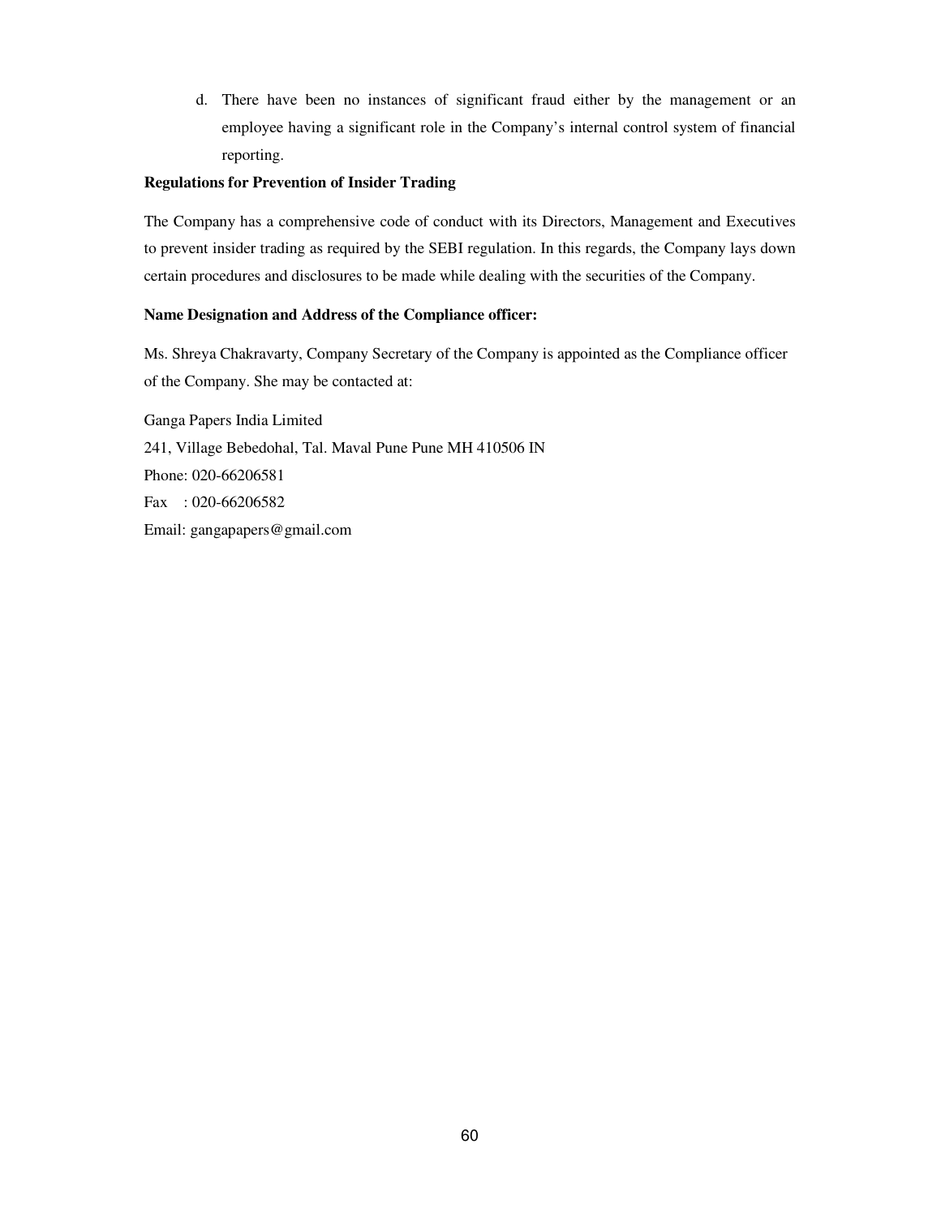d. There have been no instances of significant fraud either by the management or an employee having a significant role in the Company's internal control system of financial reporting.

**Regulations for Prevention of Insider Trading**

The Company has a comprehensive code of conduct with its Directors, Management and Executives to prevent insider trading as required by the SEBI regulation. In this regards, the Company lays down certain procedures and disclosures to be made while dealing with the securities of the Company.

**Name Designation and Address of the Compliance officer:**

Ms. Shreya Chakravarty, Company Secretary of the Company is appointed as the Compliance officer of the Company. She may be contacted at:

Ganga Papers India Limited
241, Village Bebedohal, Tal. Maval Pune Pune MH 410506 IN
Phone: 020-66206581
Fax : 020-66206582
Email: gangapapers@gmail.com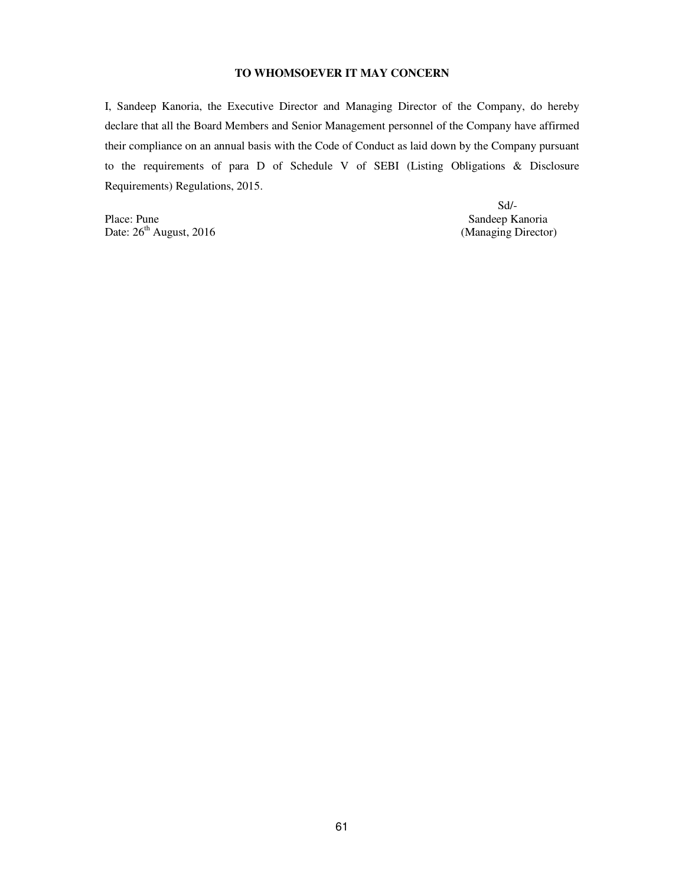**TO WHOMSOEVER IT MAY CONCERN**

I, Sandeep Kanoria, the Executive Director and Managing Director of the Company, do hereby declare that all the Board Members and Senior Management personnel of the Company have affirmed their compliance on an annual basis with the Code of Conduct as laid down by the Company pursuant to the requirements of para D of Schedule V of SEBI (Listing Obligations & Disclosure Requirements) Regulations, 2015.

Place: Pune
Date: 26th August, 2016

Sd/-
Sandeep Kanoria
(Managing Director)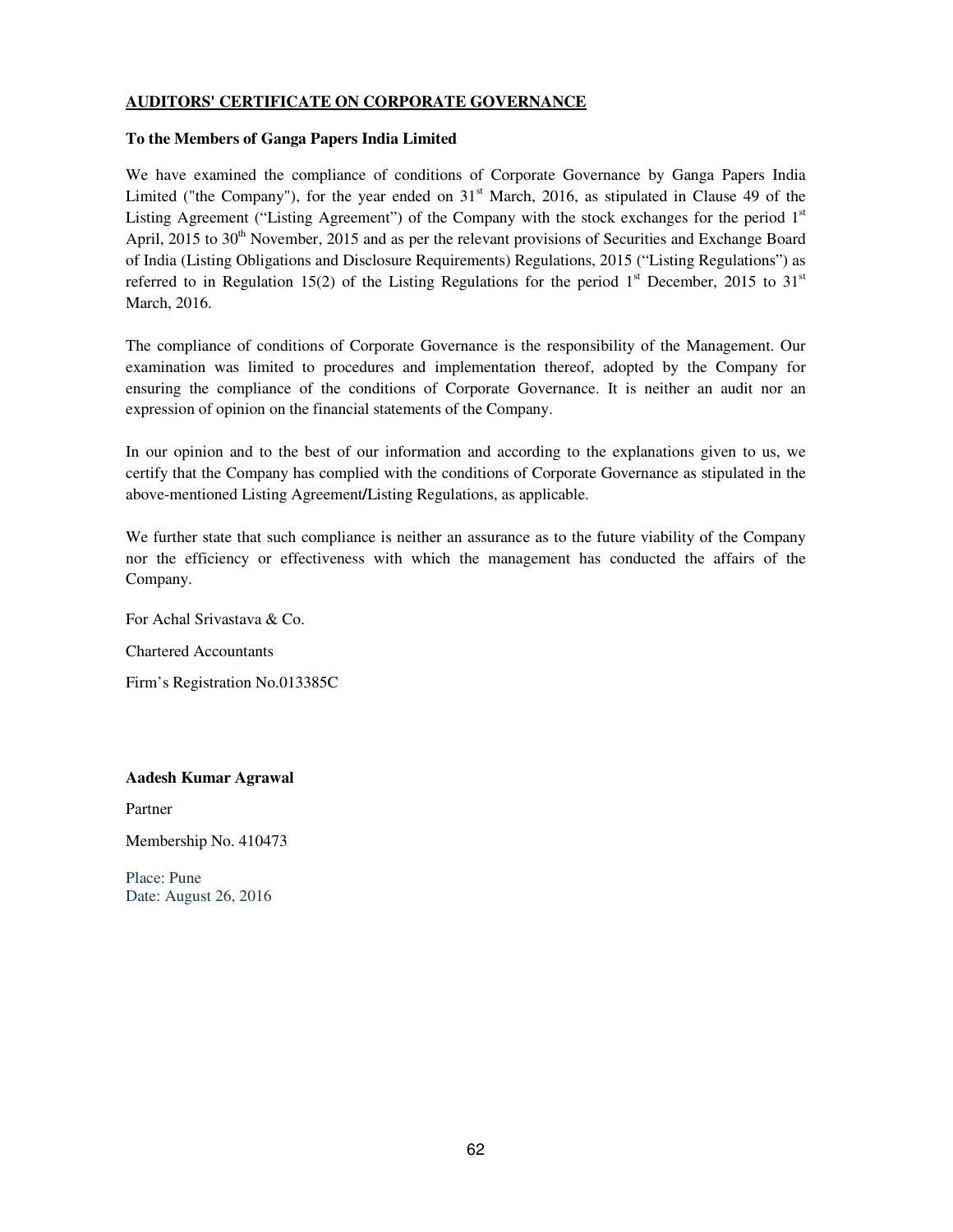## AUDITORS' CERTIFICATE ON CORPORATE GOVERNANCE

**To the Members of Ganga Papers India Limited**

We have examined the compliance of conditions of Corporate Governance by Ganga Papers India Limited ("the Company"), for the year ended on 31st March, 2016, as stipulated in Clause 49 of the Listing Agreement ("Listing Agreement") of the Company with the stock exchanges for the period 1st April, 2015 to 30th November, 2015 and as per the relevant provisions of Securities and Exchange Board of India (Listing Obligations and Disclosure Requirements) Regulations, 2015 ("Listing Regulations") as referred to in Regulation 15(2) of the Listing Regulations for the period 1st December, 2015 to 31st March, 2016.

The compliance of conditions of Corporate Governance is the responsibility of the Management. Our examination was limited to procedures and implementation thereof, adopted by the Company for ensuring the compliance of the conditions of Corporate Governance. It is neither an audit nor an expression of opinion on the financial statements of the Company.

In our opinion and to the best of our information and according to the explanations given to us, we certify that the Company has complied with the conditions of Corporate Governance as stipulated in the above-mentioned Listing Agreement/Listing Regulations, as applicable.

We further state that such compliance is neither an assurance as to the future viability of the Company nor the efficiency or effectiveness with which the management has conducted the affairs of the Company.

For Achal Srivastava & Co.

Chartered Accountants

Firm's Registration No.013385C

**Aadesh Kumar Agrawal**

Partner

Membership No. 410473

Place: Pune
Date: August 26, 2016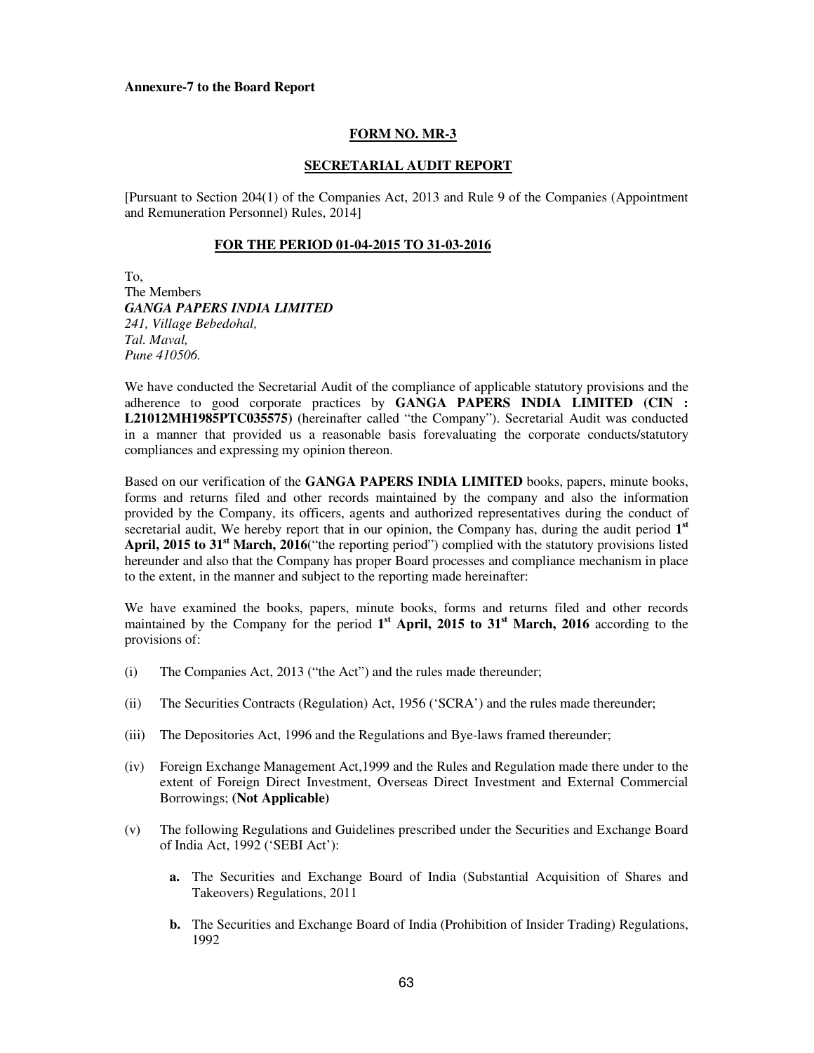**Annexure-7 to the Board Report**

## FORM NO. MR-3

## SECRETARIAL AUDIT REPORT

[Pursuant to Section 204(1) of the Companies Act, 2013 and Rule 9 of the Companies (Appointment and Remuneration Personnel) Rules, 2014]

### FOR THE PERIOD 01-04-2015 TO 31-03-2016

To,
The Members
***GANGA PAPERS INDIA LIMITED***
*241, Village Bebedohal,*
*Tal. Maval,*
*Pune 410506.*

We have conducted the Secretarial Audit of the compliance of applicable statutory provisions and the adherence to good corporate practices by **GANGA PAPERS INDIA LIMITED (CIN : L21012MH1985PTC035575)** (hereinafter called "the Company"). Secretarial Audit was conducted in a manner that provided us a reasonable basis forevaluating the corporate conducts/statutory compliances and expressing my opinion thereon.

Based on our verification of the **GANGA PAPERS INDIA LIMITED** books, papers, minute books, forms and returns filed and other records maintained by the company and also the information provided by the Company, its officers, agents and authorized representatives during the conduct of secretarial audit, We hereby report that in our opinion, the Company has, during the audit period **1st April, 2015 to 31st March, 2016**("the reporting period") complied with the statutory provisions listed hereunder and also that the Company has proper Board processes and compliance mechanism in place to the extent, in the manner and subject to the reporting made hereinafter:

We have examined the books, papers, minute books, forms and returns filed and other records maintained by the Company for the period **1st April, 2015 to 31st March, 2016** according to the provisions of:

(i) The Companies Act, 2013 ("the Act") and the rules made thereunder;

(ii) The Securities Contracts (Regulation) Act, 1956 ('SCRA') and the rules made thereunder;

(iii) The Depositories Act, 1996 and the Regulations and Bye-laws framed thereunder;

(iv) Foreign Exchange Management Act,1999 and the Rules and Regulation made there under to the extent of Foreign Direct Investment, Overseas Direct Investment and External Commercial Borrowings; **(Not Applicable)**

(v) The following Regulations and Guidelines prescribed under the Securities and Exchange Board of India Act, 1992 ('SEBI Act'):

  **a.** The Securities and Exchange Board of India (Substantial Acquisition of Shares and Takeovers) Regulations, 2011

  **b.** The Securities and Exchange Board of India (Prohibition of Insider Trading) Regulations, 1992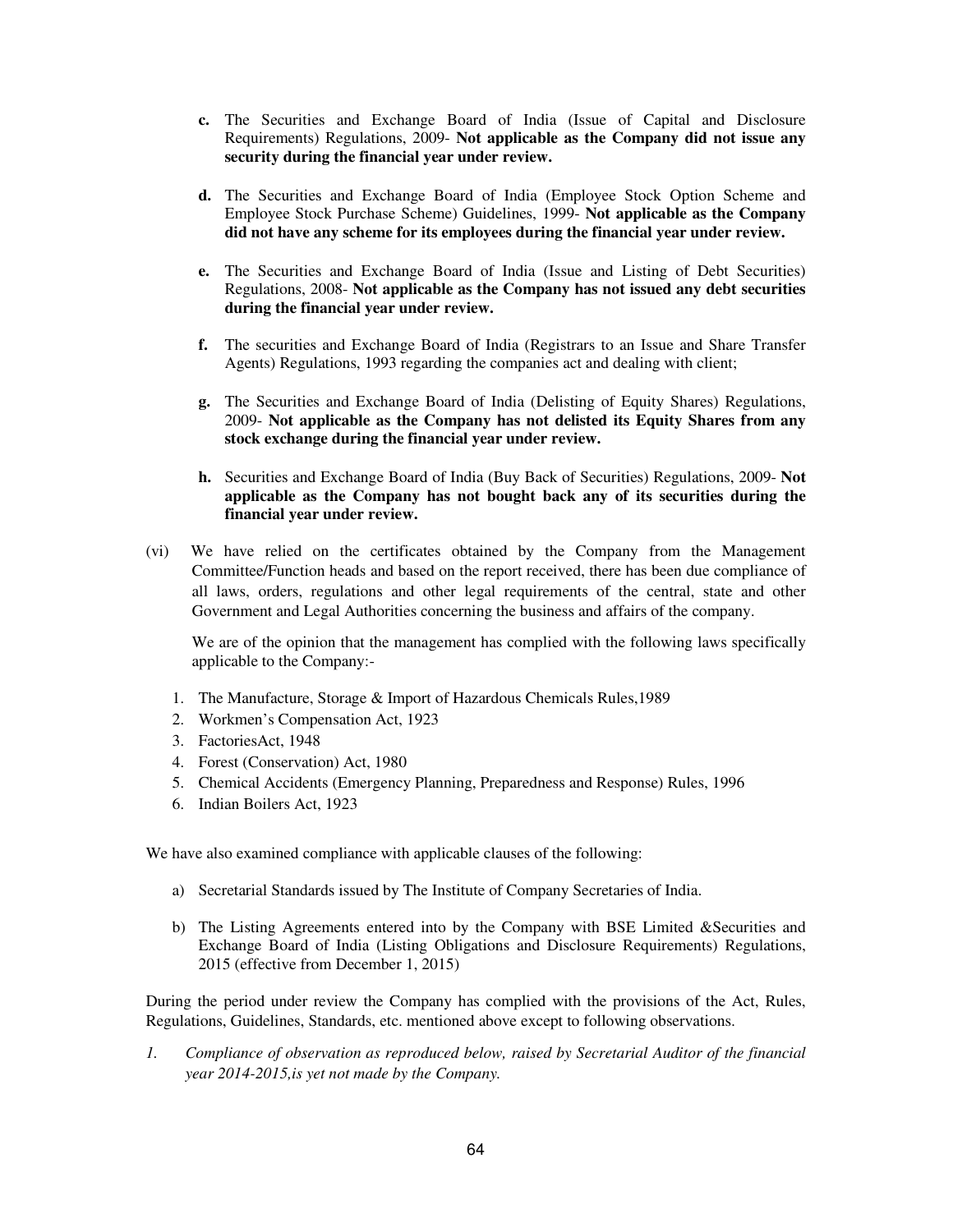c. The Securities and Exchange Board of India (Issue of Capital and Disclosure Requirements) Regulations, 2009- **Not applicable as the Company did not issue any security during the financial year under review.**

d. The Securities and Exchange Board of India (Employee Stock Option Scheme and Employee Stock Purchase Scheme) Guidelines, 1999- **Not applicable as the Company did not have any scheme for its employees during the financial year under review.**

e. The Securities and Exchange Board of India (Issue and Listing of Debt Securities) Regulations, 2008- **Not applicable as the Company has not issued any debt securities during the financial year under review.**

f. The securities and Exchange Board of India (Registrars to an Issue and Share Transfer Agents) Regulations, 1993 regarding the companies act and dealing with client;

g. The Securities and Exchange Board of India (Delisting of Equity Shares) Regulations, 2009- **Not applicable as the Company has not delisted its Equity Shares from any stock exchange during the financial year under review.**

h. Securities and Exchange Board of India (Buy Back of Securities) Regulations, 2009- **Not applicable as the Company has not bought back any of its securities during the financial year under review.**

(vi) We have relied on the certificates obtained by the Company from the Management Committee/Function heads and based on the report received, there has been due compliance of all laws, orders, regulations and other legal requirements of the central, state and other Government and Legal Authorities concerning the business and affairs of the company.

We are of the opinion that the management has complied with the following laws specifically applicable to the Company:-

1. The Manufacture, Storage & Import of Hazardous Chemicals Rules,1989
2. Workmen's Compensation Act, 1923
3. FactoriesAct, 1948
4. Forest (Conservation) Act, 1980
5. Chemical Accidents (Emergency Planning, Preparedness and Response) Rules, 1996
6. Indian Boilers Act, 1923

We have also examined compliance with applicable clauses of the following:

a) Secretarial Standards issued by The Institute of Company Secretaries of India.

b) The Listing Agreements entered into by the Company with BSE Limited &Securities and Exchange Board of India (Listing Obligations and Disclosure Requirements) Regulations, 2015 (effective from December 1, 2015)

During the period under review the Company has complied with the provisions of the Act, Rules, Regulations, Guidelines, Standards, etc. mentioned above except to following observations.

1. *Compliance of observation as reproduced below, raised by Secretarial Auditor of the financial year 2014-2015,is yet not made by the Company.*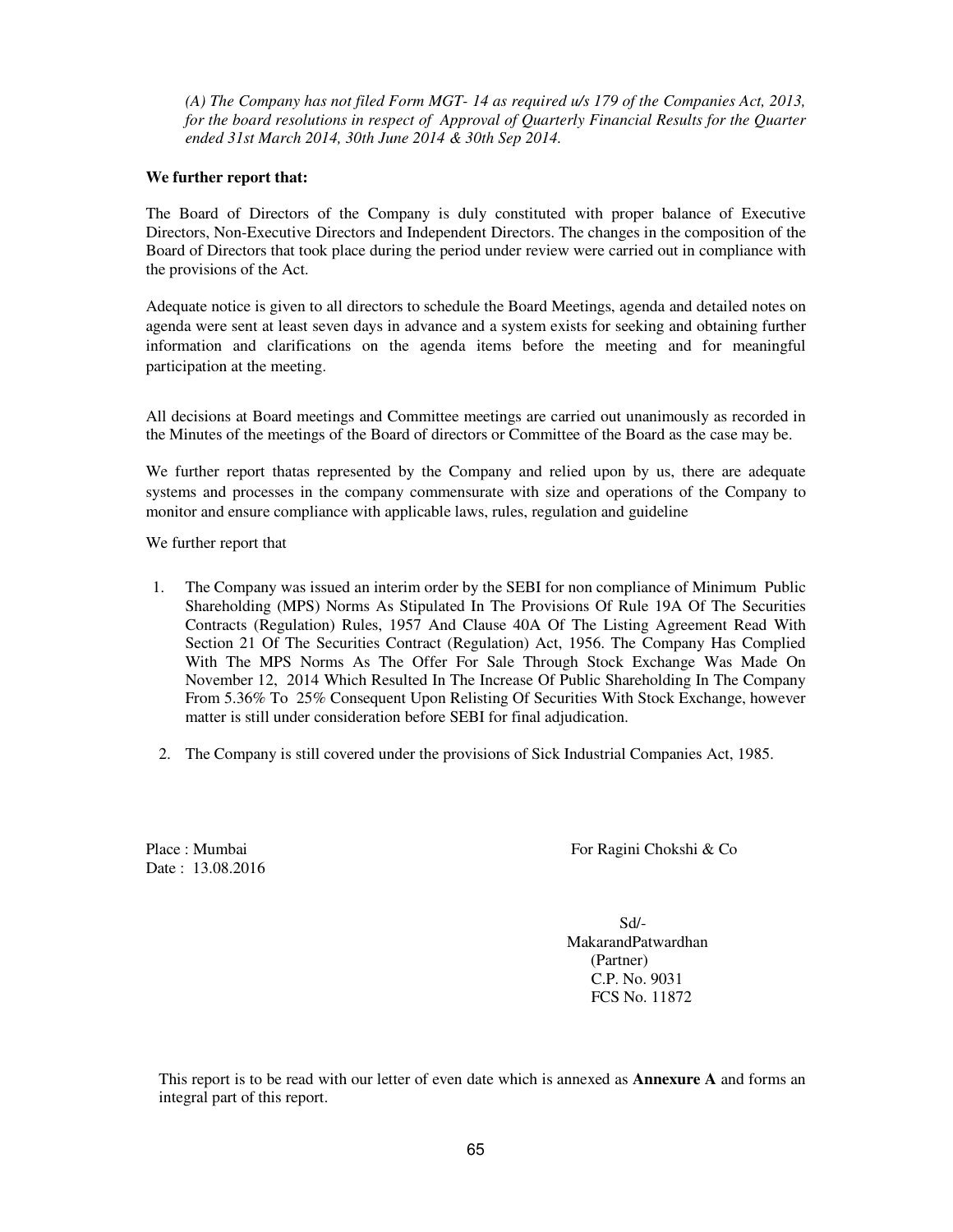*(A) The Company has not filed Form MGT- 14 as required u/s 179 of the Companies Act, 2013, for the board resolutions in respect of Approval of Quarterly Financial Results for the Quarter ended 31st March 2014, 30th June 2014 & 30th Sep 2014.*

**We further report that:**

The Board of Directors of the Company is duly constituted with proper balance of Executive Directors, Non-Executive Directors and Independent Directors. The changes in the composition of the Board of Directors that took place during the period under review were carried out in compliance with the provisions of the Act.

Adequate notice is given to all directors to schedule the Board Meetings, agenda and detailed notes on agenda were sent at least seven days in advance and a system exists for seeking and obtaining further information and clarifications on the agenda items before the meeting and for meaningful participation at the meeting.

All decisions at Board meetings and Committee meetings are carried out unanimously as recorded in the Minutes of the meetings of the Board of directors or Committee of the Board as the case may be.

We further report thatas represented by the Company and relied upon by us, there are adequate systems and processes in the company commensurate with size and operations of the Company to monitor and ensure compliance with applicable laws, rules, regulation and guideline

We further report that

1. The Company was issued an interim order by the SEBI for non compliance of Minimum Public Shareholding (MPS) Norms As Stipulated In The Provisions Of Rule 19A Of The Securities Contracts (Regulation) Rules, 1957 And Clause 40A Of The Listing Agreement Read With Section 21 Of The Securities Contract (Regulation) Act, 1956. The Company Has Complied With The MPS Norms As The Offer For Sale Through Stock Exchange Was Made On November 12, 2014 Which Resulted In The Increase Of Public Shareholding In The Company From 5.36% To 25% Consequent Upon Relisting Of Securities With Stock Exchange, however matter is still under consideration before SEBI for final adjudication.
2. The Company is still covered under the provisions of Sick Industrial Companies Act, 1985.

Place : Mumbai
Date : 13.08.2016

For Ragini Chokshi & Co

Sd/-
MakarandPatwardhan
(Partner)
C.P. No. 9031
FCS No. 11872

This report is to be read with our letter of even date which is annexed as **Annexure A** and forms an integral part of this report.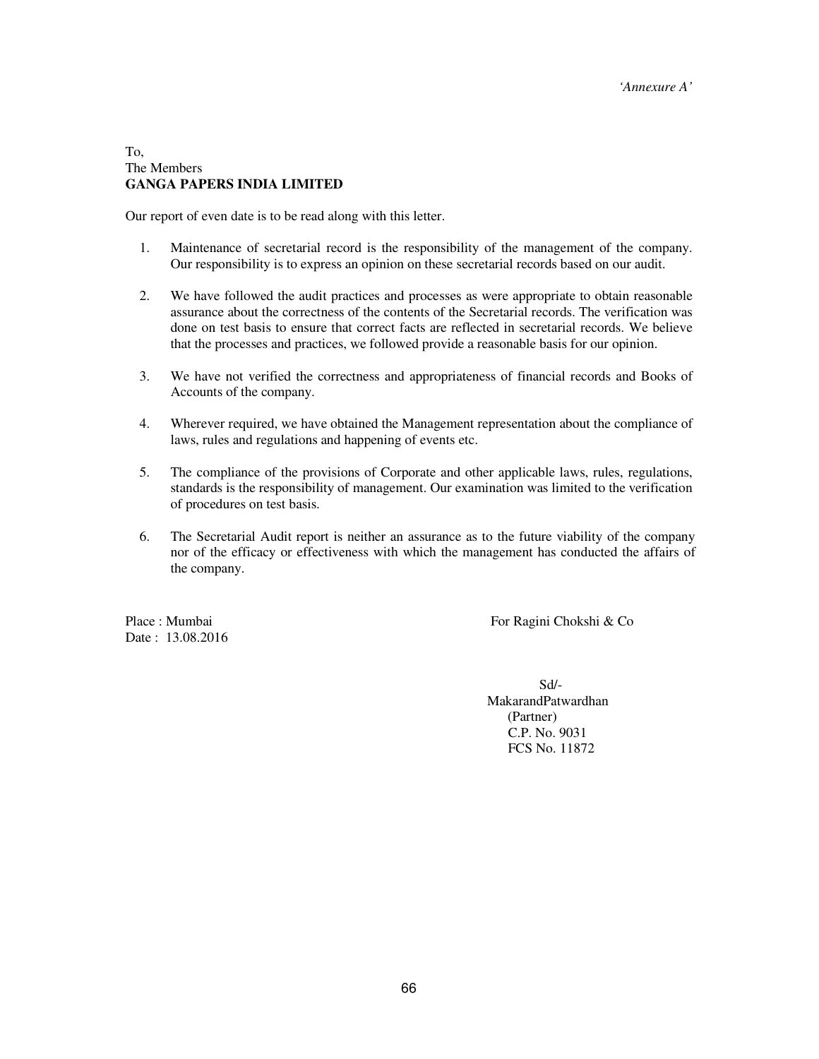*'Annexure A'*

To,
The Members
**GANGA PAPERS INDIA LIMITED**

Our report of even date is to be read along with this letter.

1. Maintenance of secretarial record is the responsibility of the management of the company. Our responsibility is to express an opinion on these secretarial records based on our audit.

2. We have followed the audit practices and processes as were appropriate to obtain reasonable assurance about the correctness of the contents of the Secretarial records. The verification was done on test basis to ensure that correct facts are reflected in secretarial records. We believe that the processes and practices, we followed provide a reasonable basis for our opinion.

3. We have not verified the correctness and appropriateness of financial records and Books of Accounts of the company.

4. Wherever required, we have obtained the Management representation about the compliance of laws, rules and regulations and happening of events etc.

5. The compliance of the provisions of Corporate and other applicable laws, rules, regulations, standards is the responsibility of management. Our examination was limited to the verification of procedures on test basis.

6. The Secretarial Audit report is neither an assurance as to the future viability of the company nor of the efficacy or effectiveness with which the management has conducted the affairs of the company.

Place : Mumbai
Date : 13.08.2016

For Ragini Chokshi & Co

Sd/-
MakarandPatwardhan
(Partner)
C.P. No. 9031
FCS No. 11872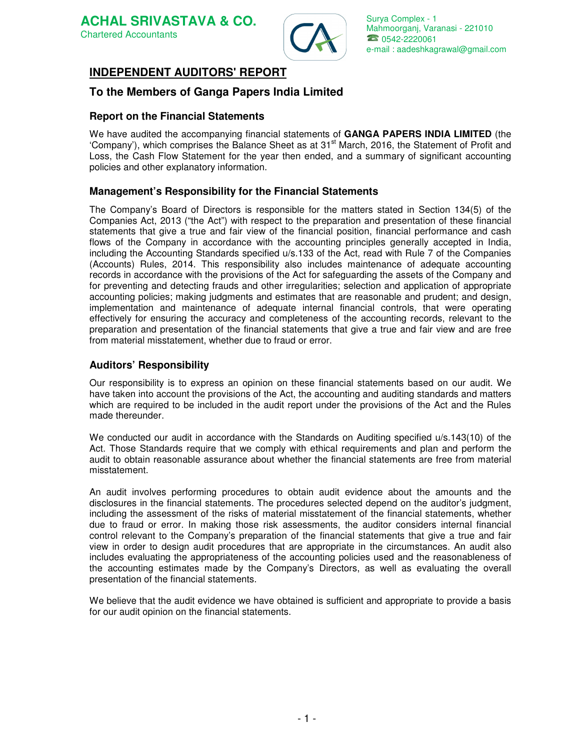**ACHAL SRIVASTAVA & CO.**
Chartered Accountants

Surya Complex - 1
Mahmoorganj, Varanasi - 221010
☎ 0542-2220061
e-mail : aadeshkagrawal@gmail.com

# INDEPENDENT AUDITORS' REPORT

## To the Members of Ganga Papers India Limited

### Report on the Financial Statements

We have audited the accompanying financial statements of **GANGA PAPERS INDIA LIMITED** (the 'Company'), which comprises the Balance Sheet as at 31st March, 2016, the Statement of Profit and Loss, the Cash Flow Statement for the year then ended, and a summary of significant accounting policies and other explanatory information.

### Management's Responsibility for the Financial Statements

The Company's Board of Directors is responsible for the matters stated in Section 134(5) of the Companies Act, 2013 ("the Act") with respect to the preparation and presentation of these financial statements that give a true and fair view of the financial position, financial performance and cash flows of the Company in accordance with the accounting principles generally accepted in India, including the Accounting Standards specified u/s.133 of the Act, read with Rule 7 of the Companies (Accounts) Rules, 2014. This responsibility also includes maintenance of adequate accounting records in accordance with the provisions of the Act for safeguarding the assets of the Company and for preventing and detecting frauds and other irregularities; selection and application of appropriate accounting policies; making judgments and estimates that are reasonable and prudent; and design, implementation and maintenance of adequate internal financial controls, that were operating effectively for ensuring the accuracy and completeness of the accounting records, relevant to the preparation and presentation of the financial statements that give a true and fair view and are free from material misstatement, whether due to fraud or error.

### Auditors' Responsibility

Our responsibility is to express an opinion on these financial statements based on our audit. We have taken into account the provisions of the Act, the accounting and auditing standards and matters which are required to be included in the audit report under the provisions of the Act and the Rules made thereunder.

We conducted our audit in accordance with the Standards on Auditing specified u/s.143(10) of the Act. Those Standards require that we comply with ethical requirements and plan and perform the audit to obtain reasonable assurance about whether the financial statements are free from material misstatement.

An audit involves performing procedures to obtain audit evidence about the amounts and the disclosures in the financial statements. The procedures selected depend on the auditor's judgment, including the assessment of the risks of material misstatement of the financial statements, whether due to fraud or error. In making those risk assessments, the auditor considers internal financial control relevant to the Company's preparation of the financial statements that give a true and fair view in order to design audit procedures that are appropriate in the circumstances. An audit also includes evaluating the appropriateness of the accounting policies used and the reasonableness of the accounting estimates made by the Company's Directors, as well as evaluating the overall presentation of the financial statements.

We believe that the audit evidence we have obtained is sufficient and appropriate to provide a basis for our audit opinion on the financial statements.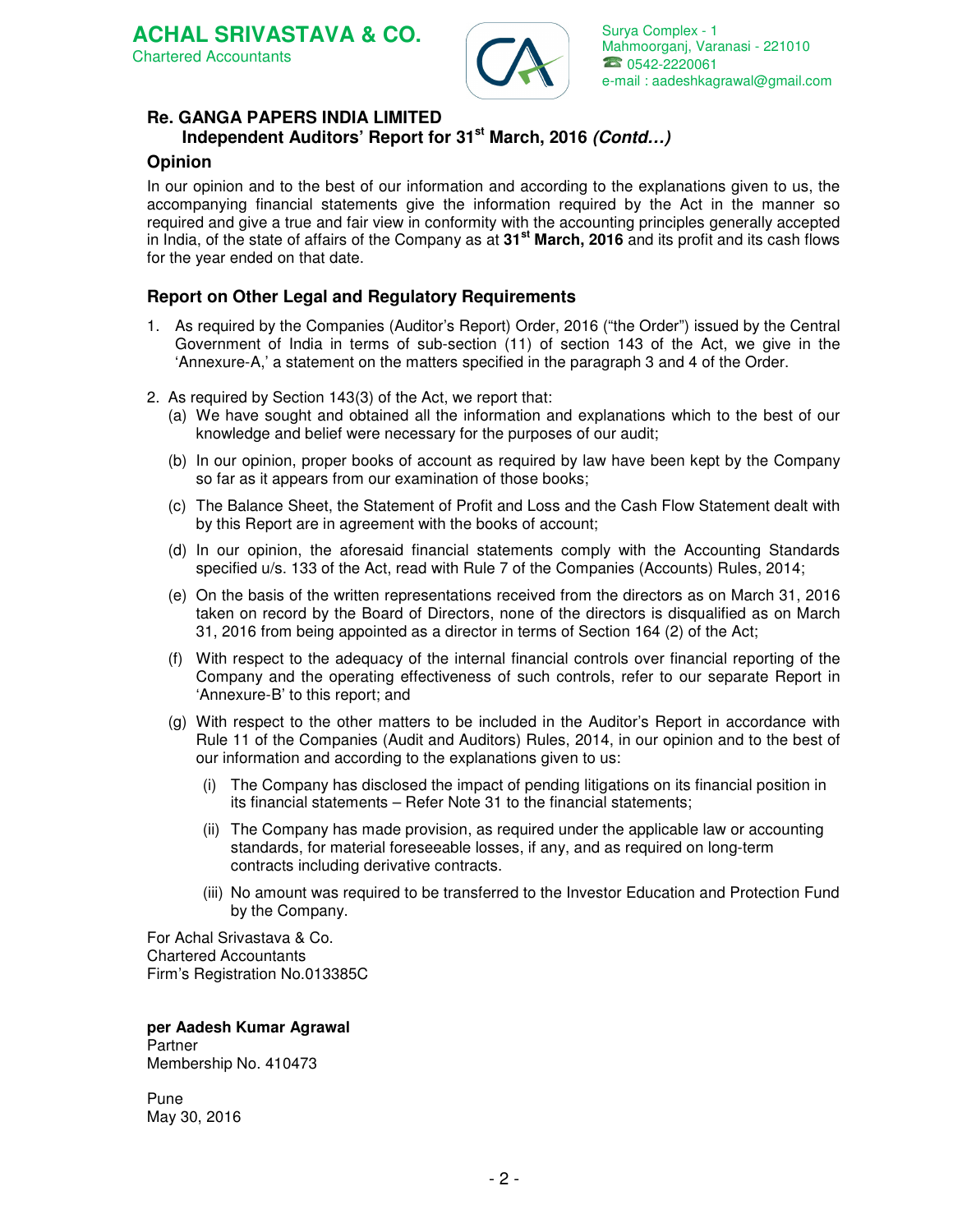**ACHAL SRIVASTAVA & CO.**
Chartered Accountants

Surya Complex - 1
Mahmoorganj, Varanasi - 221010
☎ 0542-2220061
e-mail : aadeshkagrawal@gmail.com

### Re. GANGA PAPERS INDIA LIMITED
### Independent Auditors' Report for 31st March, 2016 *(Contd…)*

### Opinion

In our opinion and to the best of our information and according to the explanations given to us, the accompanying financial statements give the information required by the Act in the manner so required and give a true and fair view in conformity with the accounting principles generally accepted in India, of the state of affairs of the Company as at **31st March, 2016** and its profit and its cash flows for the year ended on that date.

### Report on Other Legal and Regulatory Requirements

1. As required by the Companies (Auditor's Report) Order, 2016 ("the Order") issued by the Central Government of India in terms of sub-section (11) of section 143 of the Act, we give in the 'Annexure-A,' a statement on the matters specified in the paragraph 3 and 4 of the Order.

2. As required by Section 143(3) of the Act, we report that:
   (a) We have sought and obtained all the information and explanations which to the best of our knowledge and belief were necessary for the purposes of our audit;

   (b) In our opinion, proper books of account as required by law have been kept by the Company so far as it appears from our examination of those books;

   (c) The Balance Sheet, the Statement of Profit and Loss and the Cash Flow Statement dealt with by this Report are in agreement with the books of account;

   (d) In our opinion, the aforesaid financial statements comply with the Accounting Standards specified u/s. 133 of the Act, read with Rule 7 of the Companies (Accounts) Rules, 2014;

   (e) On the basis of the written representations received from the directors as on March 31, 2016 taken on record by the Board of Directors, none of the directors is disqualified as on March 31, 2016 from being appointed as a director in terms of Section 164 (2) of the Act;

   (f) With respect to the adequacy of the internal financial controls over financial reporting of the Company and the operating effectiveness of such controls, refer to our separate Report in 'Annexure-B' to this report; and

   (g) With respect to the other matters to be included in the Auditor's Report in accordance with Rule 11 of the Companies (Audit and Auditors) Rules, 2014, in our opinion and to the best of our information and according to the explanations given to us:

      (i) The Company has disclosed the impact of pending litigations on its financial position in its financial statements – Refer Note 31 to the financial statements;

      (ii) The Company has made provision, as required under the applicable law or accounting standards, for material foreseeable losses, if any, and as required on long-term contracts including derivative contracts.

      (iii) No amount was required to be transferred to the Investor Education and Protection Fund by the Company.

For Achal Srivastava & Co.
Chartered Accountants
Firm's Registration No.013385C

**per Aadesh Kumar Agrawal**
Partner
Membership No. 410473

Pune
May 30, 2016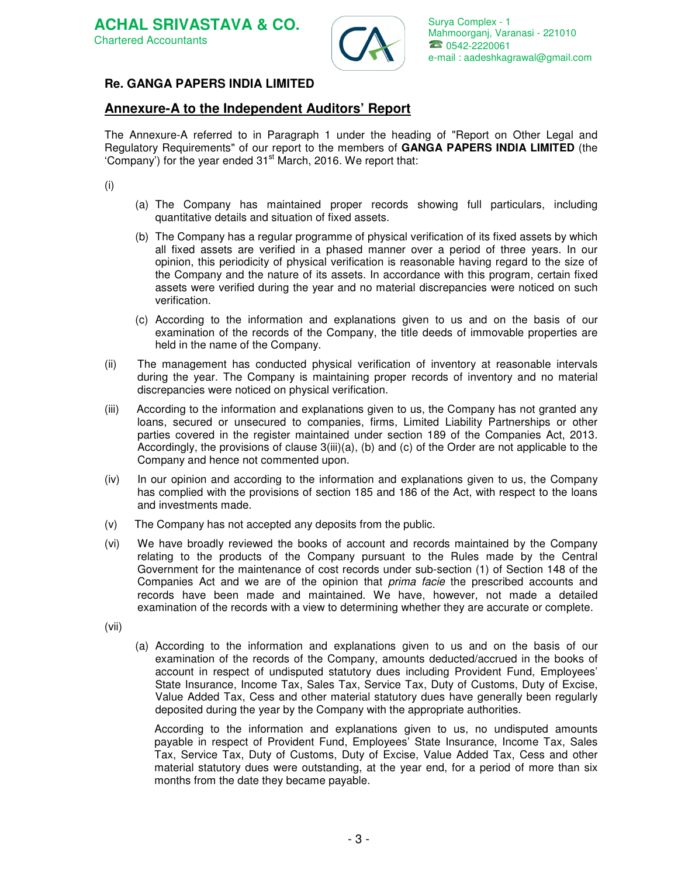**ACHAL SRIVASTAVA & CO.**
Chartered Accountants

Surya Complex - 1
Mahmoorganj, Varanasi - 221010
☎ 0542-2220061
e-mail : aadeshkagrawal@gmail.com

**Re. GANGA PAPERS INDIA LIMITED**

## Annexure-A to the Independent Auditors' Report

The Annexure-A referred to in Paragraph 1 under the heading of "Report on Other Legal and Regulatory Requirements" of our report to the members of **GANGA PAPERS INDIA LIMITED** (the 'Company') for the year ended 31st March, 2016. We report that:

(i)

(a) The Company has maintained proper records showing full particulars, including quantitative details and situation of fixed assets.

(b) The Company has a regular programme of physical verification of its fixed assets by which all fixed assets are verified in a phased manner over a period of three years. In our opinion, this periodicity of physical verification is reasonable having regard to the size of the Company and the nature of its assets. In accordance with this program, certain fixed assets were verified during the year and no material discrepancies were noticed on such verification.

(c) According to the information and explanations given to us and on the basis of our examination of the records of the Company, the title deeds of immovable properties are held in the name of the Company.

(ii) The management has conducted physical verification of inventory at reasonable intervals during the year. The Company is maintaining proper records of inventory and no material discrepancies were noticed on physical verification.

(iii) According to the information and explanations given to us, the Company has not granted any loans, secured or unsecured to companies, firms, Limited Liability Partnerships or other parties covered in the register maintained under section 189 of the Companies Act, 2013. Accordingly, the provisions of clause 3(iii)(a), (b) and (c) of the Order are not applicable to the Company and hence not commented upon.

(iv) In our opinion and according to the information and explanations given to us, the Company has complied with the provisions of section 185 and 186 of the Act, with respect to the loans and investments made.

(v) The Company has not accepted any deposits from the public.

(vi) We have broadly reviewed the books of account and records maintained by the Company relating to the products of the Company pursuant to the Rules made by the Central Government for the maintenance of cost records under sub-section (1) of Section 148 of the Companies Act and we are of the opinion that *prima facie* the prescribed accounts and records have been made and maintained. We have, however, not made a detailed examination of the records with a view to determining whether they are accurate or complete.

(vii)

(a) According to the information and explanations given to us and on the basis of our examination of the records of the Company, amounts deducted/accrued in the books of account in respect of undisputed statutory dues including Provident Fund, Employees' State Insurance, Income Tax, Sales Tax, Service Tax, Duty of Customs, Duty of Excise, Value Added Tax, Cess and other material statutory dues have generally been regularly deposited during the year by the Company with the appropriate authorities.

According to the information and explanations given to us, no undisputed amounts payable in respect of Provident Fund, Employees' State Insurance, Income Tax, Sales Tax, Service Tax, Duty of Customs, Duty of Excise, Value Added Tax, Cess and other material statutory dues were outstanding, at the year end, for a period of more than six months from the date they became payable.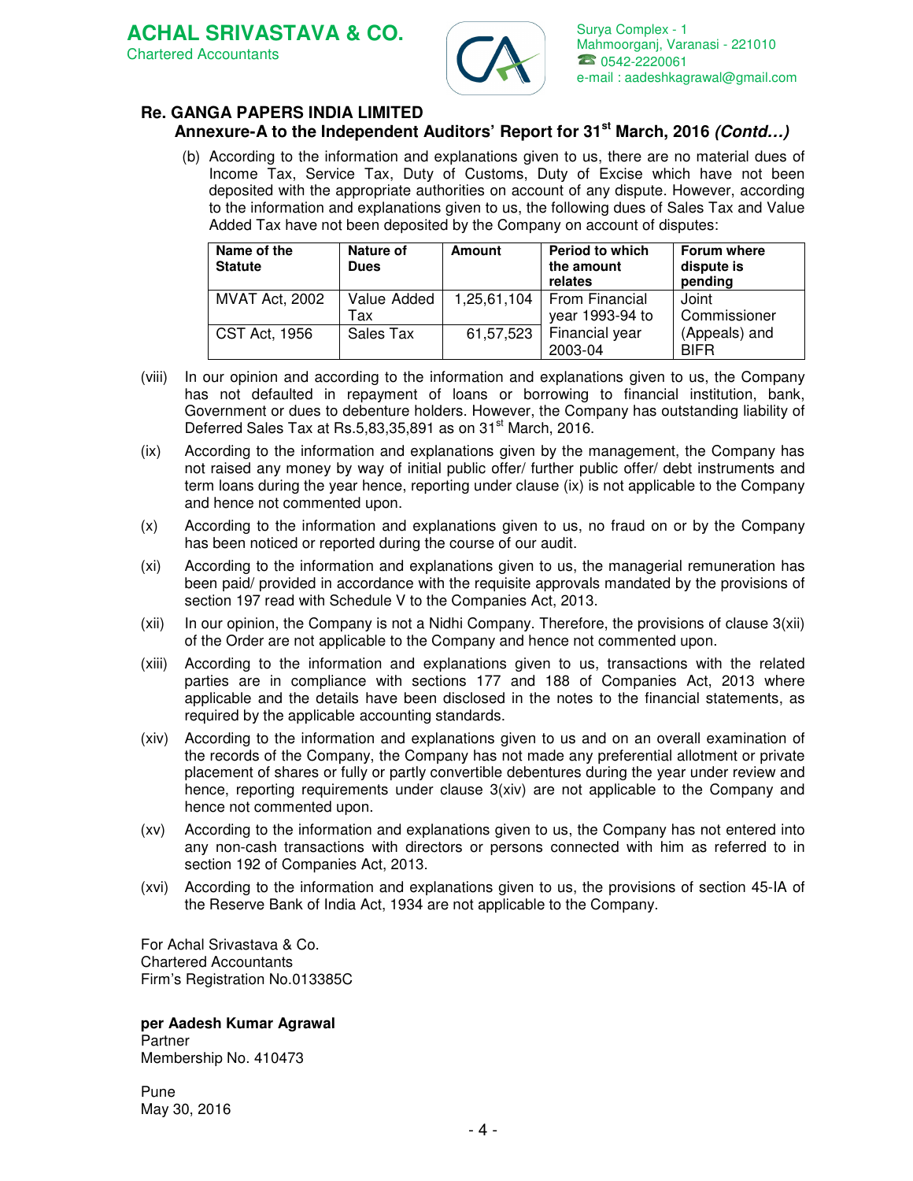**ACHAL SRIVASTAVA & CO.**
Chartered Accountants

Surya Complex - 1
Mahmoorganj, Varanasi - 221010
☎ 0542-2220061
e-mail : aadeshkagrawal@gmail.com

**Re. GANGA PAPERS INDIA LIMITED**

**Annexure-A to the Independent Auditors' Report for 31st March, 2016 *(Contd…)***

(b) According to the information and explanations given to us, there are no material dues of Income Tax, Service Tax, Duty of Customs, Duty of Excise which have not been deposited with the appropriate authorities on account of any dispute. However, according to the information and explanations given to us, the following dues of Sales Tax and Value Added Tax have not been deposited by the Company on account of disputes:

| Name of the Statute | Nature of Dues | Amount | Period to which the amount relates | Forum where dispute is pending |
|---|---|---|---|---|
| MVAT Act, 2002 | Value Added Tax | 1,25,61,104 | From Financial year 1993-94 to Financial year 2003-04 | Joint Commissioner (Appeals) and BIFR |
| CST Act, 1956 | Sales Tax | 61,57,523 | | |

(viii) In our opinion and according to the information and explanations given to us, the Company has not defaulted in repayment of loans or borrowing to financial institution, bank, Government or dues to debenture holders. However, the Company has outstanding liability of Deferred Sales Tax at Rs.5,83,35,891 as on 31st March, 2016.

(ix) According to the information and explanations given by the management, the Company has not raised any money by way of initial public offer/ further public offer/ debt instruments and term loans during the year hence, reporting under clause (ix) is not applicable to the Company and hence not commented upon.

(x) According to the information and explanations given to us, no fraud on or by the Company has been noticed or reported during the course of our audit.

(xi) According to the information and explanations given to us, the managerial remuneration has been paid/ provided in accordance with the requisite approvals mandated by the provisions of section 197 read with Schedule V to the Companies Act, 2013.

(xii) In our opinion, the Company is not a Nidhi Company. Therefore, the provisions of clause 3(xii) of the Order are not applicable to the Company and hence not commented upon.

(xiii) According to the information and explanations given to us, transactions with the related parties are in compliance with sections 177 and 188 of Companies Act, 2013 where applicable and the details have been disclosed in the notes to the financial statements, as required by the applicable accounting standards.

(xiv) According to the information and explanations given to us and on an overall examination of the records of the Company, the Company has not made any preferential allotment or private placement of shares or fully or partly convertible debentures during the year under review and hence, reporting requirements under clause 3(xiv) are not applicable to the Company and hence not commented upon.

(xv) According to the information and explanations given to us, the Company has not entered into any non-cash transactions with directors or persons connected with him as referred to in section 192 of Companies Act, 2013.

(xvi) According to the information and explanations given to us, the provisions of section 45-IA of the Reserve Bank of India Act, 1934 are not applicable to the Company.

For Achal Srivastava & Co.
Chartered Accountants
Firm's Registration No.013385C

**per Aadesh Kumar Agrawal**
Partner
Membership No. 410473

Pune
May 30, 2016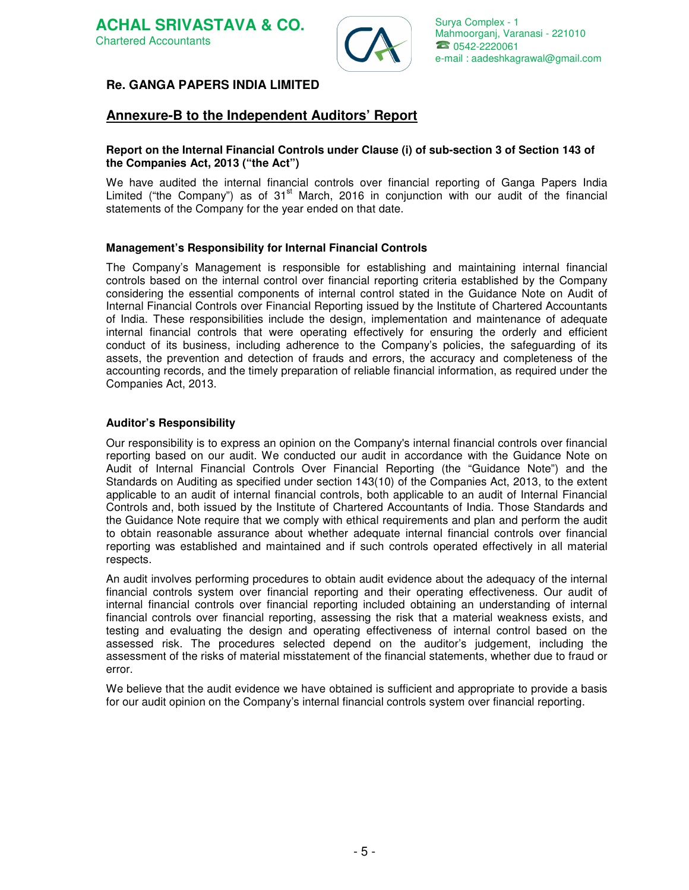**ACHAL SRIVASTAVA & CO.**
Chartered Accountants

Surya Complex - 1
Mahmoorganj, Varanasi - 221010
☎ 0542-2220061
e-mail : aadeshkagrawal@gmail.com

**Re. GANGA PAPERS INDIA LIMITED**

## Annexure-B to the Independent Auditors' Report

**Report on the Internal Financial Controls under Clause (i) of sub-section 3 of Section 143 of the Companies Act, 2013 ("the Act")**

We have audited the internal financial controls over financial reporting of Ganga Papers India Limited ("the Company") as of 31st March, 2016 in conjunction with our audit of the financial statements of the Company for the year ended on that date.

**Management's Responsibility for Internal Financial Controls**

The Company's Management is responsible for establishing and maintaining internal financial controls based on the internal control over financial reporting criteria established by the Company considering the essential components of internal control stated in the Guidance Note on Audit of Internal Financial Controls over Financial Reporting issued by the Institute of Chartered Accountants of India. These responsibilities include the design, implementation and maintenance of adequate internal financial controls that were operating effectively for ensuring the orderly and efficient conduct of its business, including adherence to the Company's policies, the safeguarding of its assets, the prevention and detection of frauds and errors, the accuracy and completeness of the accounting records, and the timely preparation of reliable financial information, as required under the Companies Act, 2013.

**Auditor's Responsibility**

Our responsibility is to express an opinion on the Company's internal financial controls over financial reporting based on our audit. We conducted our audit in accordance with the Guidance Note on Audit of Internal Financial Controls Over Financial Reporting (the "Guidance Note") and the Standards on Auditing as specified under section 143(10) of the Companies Act, 2013, to the extent applicable to an audit of internal financial controls, both applicable to an audit of Internal Financial Controls and, both issued by the Institute of Chartered Accountants of India. Those Standards and the Guidance Note require that we comply with ethical requirements and plan and perform the audit to obtain reasonable assurance about whether adequate internal financial controls over financial reporting was established and maintained and if such controls operated effectively in all material respects.

An audit involves performing procedures to obtain audit evidence about the adequacy of the internal financial controls system over financial reporting and their operating effectiveness. Our audit of internal financial controls over financial reporting included obtaining an understanding of internal financial controls over financial reporting, assessing the risk that a material weakness exists, and testing and evaluating the design and operating effectiveness of internal control based on the assessed risk. The procedures selected depend on the auditor's judgement, including the assessment of the risks of material misstatement of the financial statements, whether due to fraud or error.

We believe that the audit evidence we have obtained is sufficient and appropriate to provide a basis for our audit opinion on the Company's internal financial controls system over financial reporting.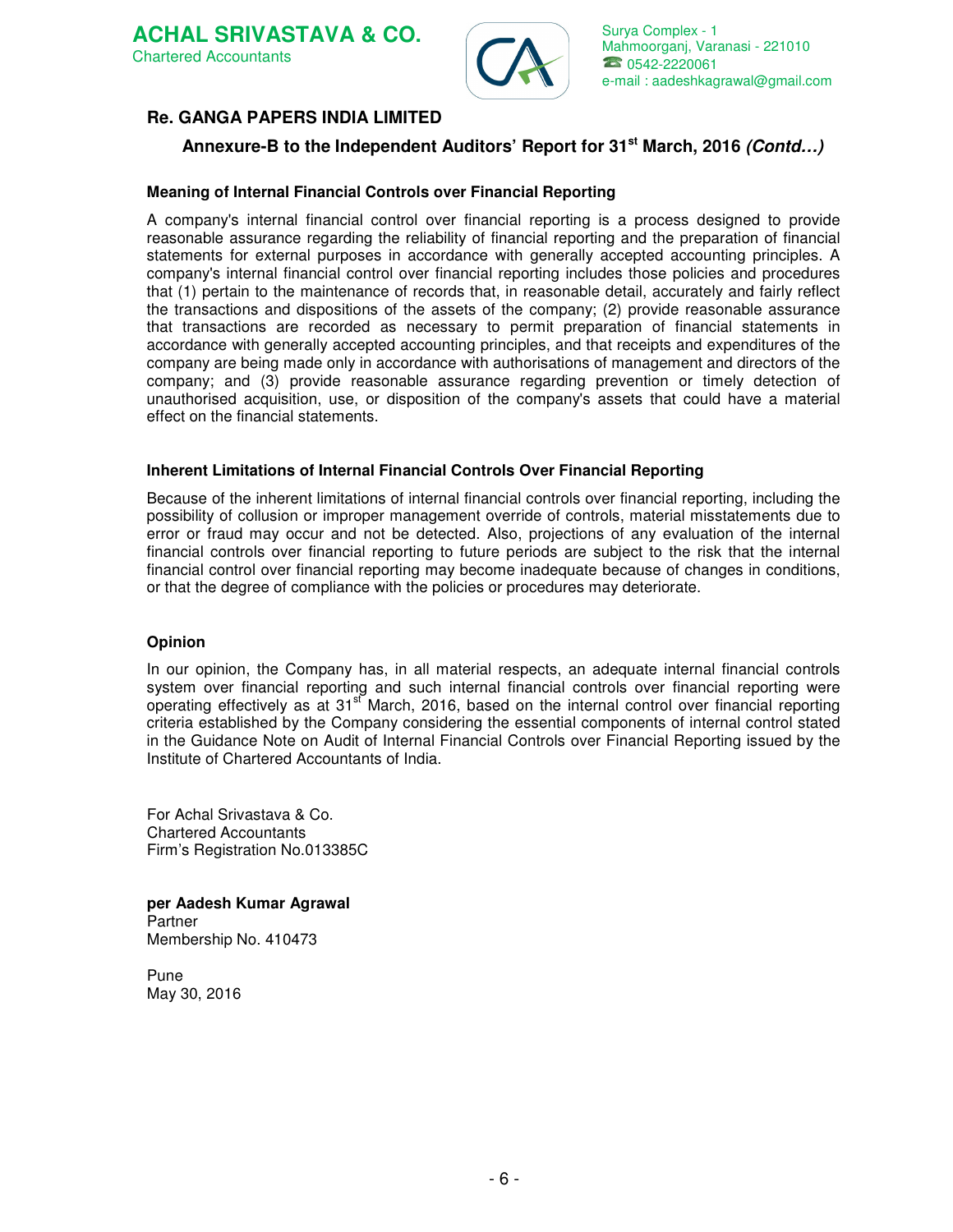**ACHAL SRIVASTAVA & CO.**
Chartered Accountants

Surya Complex - 1
Mahmoorganj, Varanasi - 221010
☎ 0542-2220061
e-mail : aadeshkagrawal@gmail.com

## Re. GANGA PAPERS INDIA LIMITED

### Annexure-B to the Independent Auditors' Report for 31st March, 2016 *(Contd…)*

**Meaning of Internal Financial Controls over Financial Reporting**

A company's internal financial control over financial reporting is a process designed to provide reasonable assurance regarding the reliability of financial reporting and the preparation of financial statements for external purposes in accordance with generally accepted accounting principles. A company's internal financial control over financial reporting includes those policies and procedures that (1) pertain to the maintenance of records that, in reasonable detail, accurately and fairly reflect the transactions and dispositions of the assets of the company; (2) provide reasonable assurance that transactions are recorded as necessary to permit preparation of financial statements in accordance with generally accepted accounting principles, and that receipts and expenditures of the company are being made only in accordance with authorisations of management and directors of the company; and (3) provide reasonable assurance regarding prevention or timely detection of unauthorised acquisition, use, or disposition of the company's assets that could have a material effect on the financial statements.

**Inherent Limitations of Internal Financial Controls Over Financial Reporting**

Because of the inherent limitations of internal financial controls over financial reporting, including the possibility of collusion or improper management override of controls, material misstatements due to error or fraud may occur and not be detected. Also, projections of any evaluation of the internal financial controls over financial reporting to future periods are subject to the risk that the internal financial control over financial reporting may become inadequate because of changes in conditions, or that the degree of compliance with the policies or procedures may deteriorate.

**Opinion**

In our opinion, the Company has, in all material respects, an adequate internal financial controls system over financial reporting and such internal financial controls over financial reporting were operating effectively as at 31st March, 2016, based on the internal control over financial reporting criteria established by the Company considering the essential components of internal control stated in the Guidance Note on Audit of Internal Financial Controls over Financial Reporting issued by the Institute of Chartered Accountants of India.

For Achal Srivastava & Co.
Chartered Accountants
Firm's Registration No.013385C

**per Aadesh Kumar Agrawal**
Partner
Membership No. 410473

Pune
May 30, 2016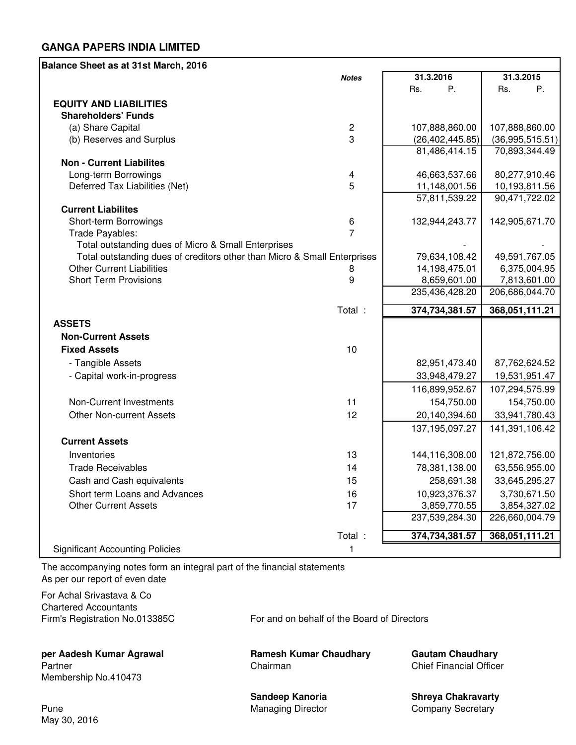# GANGA PAPERS INDIA LIMITED

**Balance Sheet as at 31st March, 2016**

| | *Notes* | 31.3.2016 Rs. P. | 31.3.2015 Rs. P. |
|---|---|---|---|
| **EQUITY AND LIABILITIES** | | | |
| **Shareholders' Funds** | | | |
| (a) Share Capital | 2 | 107,888,860.00 | 107,888,860.00 |
| (b) Reserves and Surplus | 3 | (26,402,445.85) | (36,995,515.51) |
| | | 81,486,414.15 | 70,893,344.49 |
| **Non - Current Liabilites** | | | |
| Long-term Borrowings | 4 | 46,663,537.66 | 80,277,910.46 |
| Deferred Tax Liabilities (Net) | 5 | 11,148,001.56 | 10,193,811.56 |
| | | 57,811,539.22 | 90,471,722.02 |
| **Current Liabilites** | | | |
| Short-term Borrowings | 6 | 132,944,243.77 | 142,905,671.70 |
| Trade Payables: | 7 | | |
| Total outstanding dues of Micro & Small Enterprises | | - | - |
| Total outstanding dues of creditors other than Micro & Small Enterprises | | 79,634,108.42 | 49,591,767.05 |
| Other Current Liabilities | 8 | 14,198,475.01 | 6,375,004.95 |
| Short Term Provisions | 9 | 8,659,601.00 | 7,813,601.00 |
| | | 235,436,428.20 | 206,686,044.70 |
| | Total : | **374,734,381.57** | **368,051,111.21** |
| **ASSETS** | | | |
| **Non-Current Assets** | | | |
| **Fixed Assets** | 10 | | |
| - Tangible Assets | | 82,951,473.40 | 87,762,624.52 |
| - Capital work-in-progress | | 33,948,479.27 | 19,531,951.47 |
| | | 116,899,952.67 | 107,294,575.99 |
| Non-Current Investments | 11 | 154,750.00 | 154,750.00 |
| Other Non-current Assets | 12 | 20,140,394.60 | 33,941,780.43 |
| | | 137,195,097.27 | 141,391,106.42 |
| **Current Assets** | | | |
| Inventories | 13 | 144,116,308.00 | 121,872,756.00 |
| Trade Receivables | 14 | 78,381,138.00 | 63,556,955.00 |
| Cash and Cash equivalents | 15 | 258,691.38 | 33,645,295.27 |
| Short term Loans and Advances | 16 | 10,923,376.37 | 3,730,671.50 |
| Other Current Assets | 17 | 3,859,770.55 | 3,854,327.02 |
| | | 237,539,284.30 | 226,660,004.79 |
| | Total : | **374,734,381.57** | **368,051,111.21** |
| Significant Accounting Policies | 1 | | |

The accompanying notes form an integral part of the financial statements
As per our report of even date

For Achal Srivastava & Co
Chartered Accountants
Firm's Registration No.013385C

For and on behalf of the Board of Directors

**per Aadesh Kumar Agrawal**
Partner
Membership No.410473

**Ramesh Kumar Chaudhary**
Chairman

**Gautam Chaudhary**
Chief Financial Officer

**Sandeep Kanoria**
Managing Director

**Shreya Chakravarty**
Company Secretary

Pune
May 30, 2016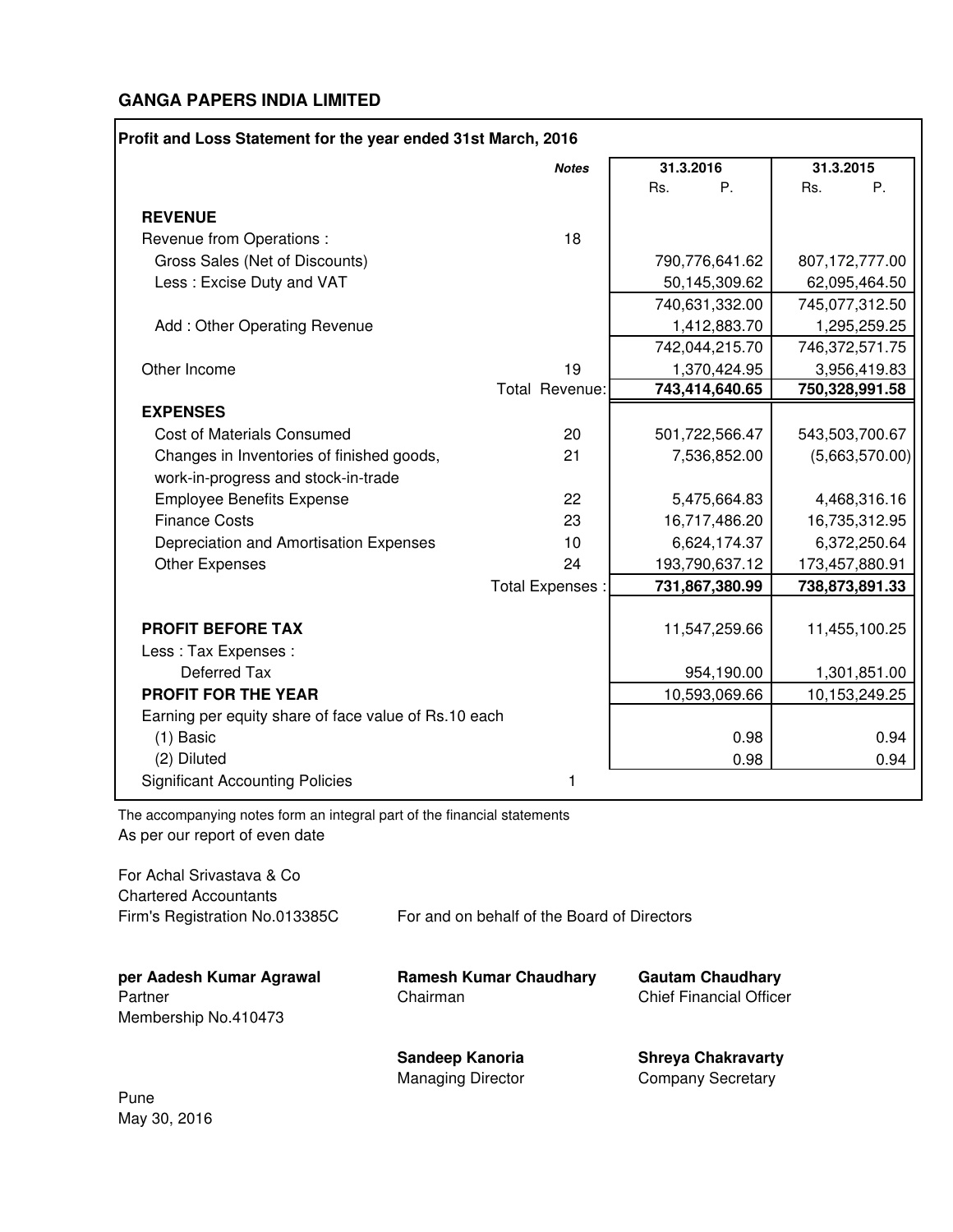## GANGA PAPERS INDIA LIMITED

**Profit and Loss Statement for the year ended 31st March, 2016**

| | *Notes* | 31.3.2016 Rs. P. | 31.3.2015 Rs. P. |
|---|---|---|---|
| **REVENUE** | | | |
| Revenue from Operations : | 18 | | |
| Gross Sales (Net of Discounts) | | 790,776,641.62 | 807,172,777.00 |
| Less : Excise Duty and VAT | | 50,145,309.62 | 62,095,464.50 |
| | | 740,631,332.00 | 745,077,312.50 |
| Add : Other Operating Revenue | | 1,412,883.70 | 1,295,259.25 |
| | | 742,044,215.70 | 746,372,571.75 |
| Other Income | 19 | 1,370,424.95 | 3,956,419.83 |
| | Total Revenue: | **743,414,640.65** | **750,328,991.58** |
| **EXPENSES** | | | |
| Cost of Materials Consumed | 20 | 501,722,566.47 | 543,503,700.67 |
| Changes in Inventories of finished goods, work-in-progress and stock-in-trade | 21 | 7,536,852.00 | (5,663,570.00) |
| Employee Benefits Expense | 22 | 5,475,664.83 | 4,468,316.16 |
| Finance Costs | 23 | 16,717,486.20 | 16,735,312.95 |
| Depreciation and Amortisation Expenses | 10 | 6,624,174.37 | 6,372,250.64 |
| Other Expenses | 24 | 193,790,637.12 | 173,457,880.91 |
| | Total Expenses : | **731,867,380.99** | **738,873,891.33** |
| **PROFIT BEFORE TAX** | | 11,547,259.66 | 11,455,100.25 |
| Less : Tax Expenses : | | | |
| Deferred Tax | | 954,190.00 | 1,301,851.00 |
| **PROFIT FOR THE YEAR** | | 10,593,069.66 | 10,153,249.25 |
| Earning per equity share of face value of Rs.10 each | | | |
| (1) Basic | | 0.98 | 0.94 |
| (2) Diluted | | 0.98 | 0.94 |
| Significant Accounting Policies | 1 | | |

The accompanying notes form an integral part of the financial statements

As per our report of even date

For Achal Srivastava & Co
Chartered Accountants
Firm's Registration No.013385C

For and on behalf of the Board of Directors

**per Aadesh Kumar Agrawal**
Partner
Membership No.410473

**Ramesh Kumar Chaudhary**
Chairman

**Gautam Chaudhary**
Chief Financial Officer

**Sandeep Kanoria**
Managing Director

**Shreya Chakravarty**
Company Secretary

Pune
May 30, 2016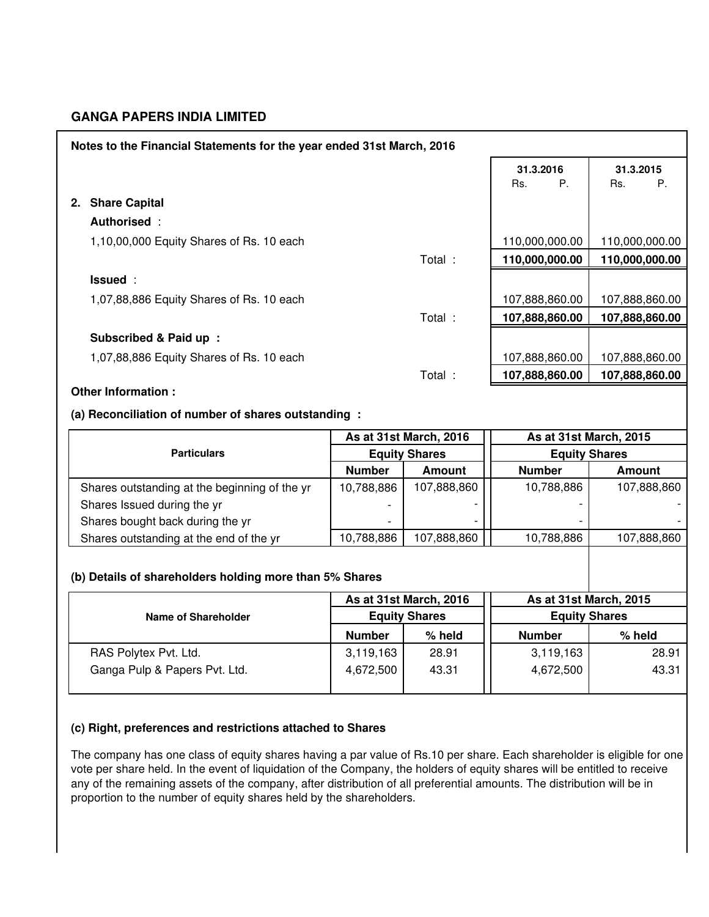## GANGA PAPERS INDIA LIMITED

### Notes to the Financial Statements for the year ended 31st March, 2016

| | | 31.3.2016 Rs. P. | 31.3.2015 Rs. P. |
|---|---|---|---|
| **2. Share Capital** | | | |
| **Authorised** : | | | |
| 1,10,00,000 Equity Shares of Rs. 10 each | | 110,000,000.00 | 110,000,000.00 |
| | Total : | **110,000,000.00** | **110,000,000.00** |
| **Issued** : | | | |
| 1,07,88,886 Equity Shares of Rs. 10 each | | 107,888,860.00 | 107,888,860.00 |
| | Total : | **107,888,860.00** | **107,888,860.00** |
| **Subscribed & Paid up :** | | | |
| 1,07,88,886 Equity Shares of Rs. 10 each | | 107,888,860.00 | 107,888,860.00 |
| | Total : | **107,888,860.00** | **107,888,860.00** |

**Other Information :**

**(a) Reconciliation of number of shares outstanding :**

| Particulars | As at 31st March, 2016 | | As at 31st March, 2015 | |
|---|---|---|---|---|
| | Equity Shares | | Equity Shares | |
| | Number | Amount | Number | Amount |
| Shares outstanding at the beginning of the yr | 10,788,886 | 107,888,860 | 10,788,886 | 107,888,860 |
| Shares Issued during the yr | - | - | - | - |
| Shares bought back during the yr | - | - | - | - |
| Shares outstanding at the end of the yr | 10,788,886 | 107,888,860 | 10,788,886 | 107,888,860 |

**(b) Details of shareholders holding more than 5% Shares**

| Name of Shareholder | As at 31st March, 2016 | | As at 31st March, 2015 | |
|---|---|---|---|---|
| | Equity Shares | | Equity Shares | |
| | Number | % held | Number | % held |
| RAS Polytex Pvt. Ltd. | 3,119,163 | 28.91 | 3,119,163 | 28.91 |
| Ganga Pulp & Papers Pvt. Ltd. | 4,672,500 | 43.31 | 4,672,500 | 43.31 |

**(c) Right, preferences and restrictions attached to Shares**

The company has one class of equity shares having a par value of Rs.10 per share. Each shareholder is eligible for one vote per share held. In the event of liquidation of the Company, the holders of equity shares will be entitled to receive any of the remaining assets of the company, after distribution of all preferential amounts. The distribution will be in proportion to the number of equity shares held by the shareholders.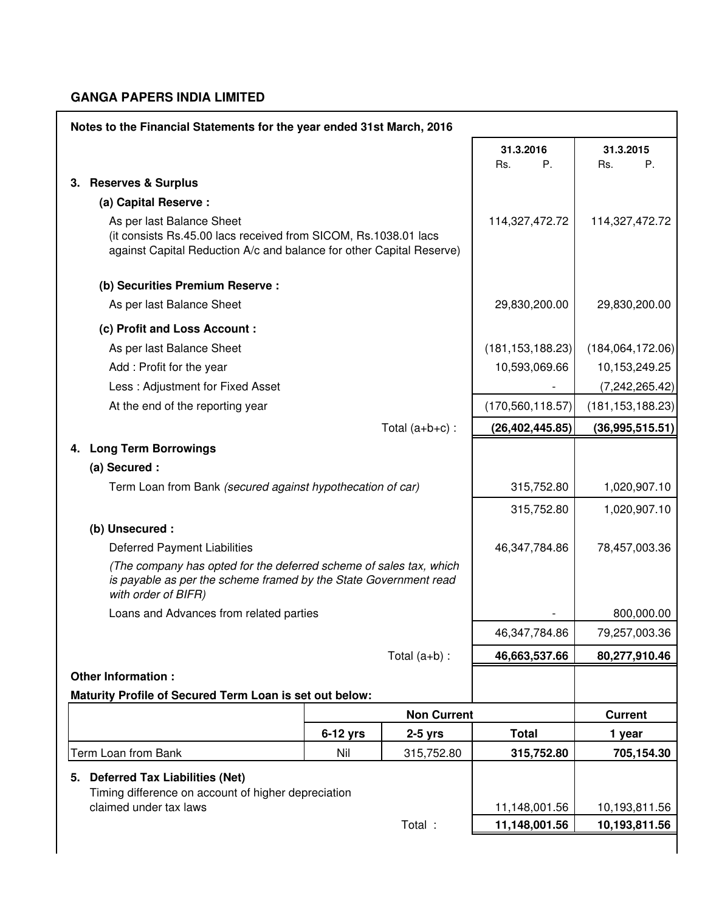## GANGA PAPERS INDIA LIMITED

**Notes to the Financial Statements for the year ended 31st March, 2016**

| | 31.3.2016 Rs. P. | 31.3.2015 Rs. P. |
|---|---|---|
| **3. Reserves & Surplus** | | |
| **(a) Capital Reserve :** | | |
| As per last Balance Sheet (it consists Rs.45.00 lacs received from SICOM, Rs.1038.01 lacs against Capital Reduction A/c and balance for other Capital Reserve) | 114,327,472.72 | 114,327,472.72 |
| **(b) Securities Premium Reserve :** | | |
| As per last Balance Sheet | 29,830,200.00 | 29,830,200.00 |
| **(c) Profit and Loss Account :** | | |
| As per last Balance Sheet | (181,153,188.23) | (184,064,172.06) |
| Add : Profit for the year | 10,593,069.66 | 10,153,249.25 |
| Less : Adjustment for Fixed Asset | - | (7,242,265.42) |
| At the end of the reporting year | (170,560,118.57) | (181,153,188.23) |
| Total (a+b+c) : | **(26,402,445.85)** | **(36,995,515.51)** |
| **4. Long Term Borrowings** | | |
| **(a) Secured :** | | |
| Term Loan from Bank *(secured against hypothecation of car)* | 315,752.80 | 1,020,907.10 |
| | 315,752.80 | 1,020,907.10 |
| **(b) Unsecured :** | | |
| Deferred Payment Liabilities *(The company has opted for the deferred scheme of sales tax, which is payable as per the scheme framed by the State Government read with order of BIFR)* | 46,347,784.86 | 78,457,003.36 |
| Loans and Advances from related parties | - | 800,000.00 |
| | 46,347,784.86 | 79,257,003.36 |
| Total (a+b) : | **46,663,537.66** | **80,277,910.46** |

**Other Information :**

**Maturity Profile of Secured Term Loan is set out below:**

| | Non Current | | | Current |
|---|---|---|---|---|
| | **6-12 yrs** | **2-5 yrs** | **Total** | **1 year** |
| Term Loan from Bank | Nil | 315,752.80 | **315,752.80** | **705,154.30** |

| | 31.3.2016 Rs. P. | 31.3.2015 Rs. P. |
|---|---|---|
| **5. Deferred Tax Liabilities (Net)** | | |
| Timing difference on account of higher depreciation claimed under tax laws | 11,148,001.56 | 10,193,811.56 |
| Total : | **11,148,001.56** | **10,193,811.56** |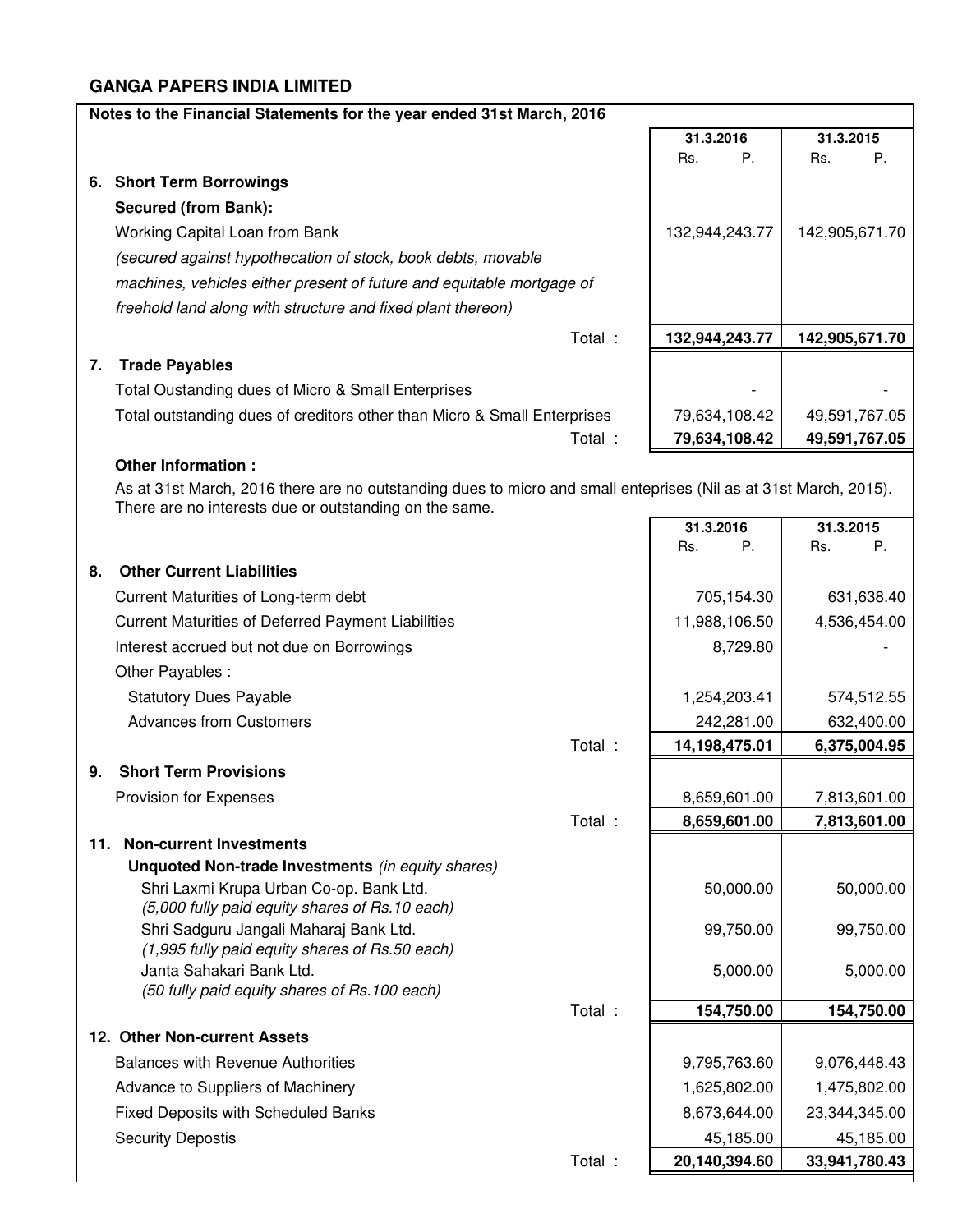# GANGA PAPERS INDIA LIMITED

**Notes to the Financial Statements for the year ended 31st March, 2016**

| | 31.3.2016 Rs. P. | 31.3.2015 Rs. P. |
|---|---|---|
| **6. Short Term Borrowings** | | |
| **Secured (from Bank):** | | |
| Working Capital Loan from Bank | 132,944,243.77 | 142,905,671.70 |
| *(secured against hypothecation of stock, book debts, movable machines, vehicles either present of future and equitable mortgage of freehold land along with structure and fixed plant thereon)* | | |
| Total : | **132,944,243.77** | **142,905,671.70** |
| **7. Trade Payables** | | |
| Total Oustanding dues of Micro & Small Enterprises | - | - |
| Total outstanding dues of creditors other than Micro & Small Enterprises | 79,634,108.42 | 49,591,767.05 |
| Total : | **79,634,108.42** | **49,591,767.05** |

**Other Information :**

As at 31st March, 2016 there are no outstanding dues to micro and small enteprises (Nil as at 31st March, 2015). There are no interests due or outstanding on the same.

| | 31.3.2016 Rs. P. | 31.3.2015 Rs. P. |
|---|---|---|
| **8. Other Current Liabilities** | | |
| Current Maturities of Long-term debt | 705,154.30 | 631,638.40 |
| Current Maturities of Deferred Payment Liabilities | 11,988,106.50 | 4,536,454.00 |
| Interest accrued but not due on Borrowings | 8,729.80 | - |
| Other Payables : | | |
| Statutory Dues Payable | 1,254,203.41 | 574,512.55 |
| Advances from Customers | 242,281.00 | 632,400.00 |
| Total : | **14,198,475.01** | **6,375,004.95** |
| **9. Short Term Provisions** | | |
| Provision for Expenses | 8,659,601.00 | 7,813,601.00 |
| Total : | **8,659,601.00** | **7,813,601.00** |
| **11. Non-current Investments** | | |
| **Unquoted Non-trade Investments** *(in equity shares)* | | |
| Shri Laxmi Krupa Urban Co-op. Bank Ltd. *(5,000 fully paid equity shares of Rs.10 each)* | 50,000.00 | 50,000.00 |
| Shri Sadguru Jangali Maharaj Bank Ltd. *(1,995 fully paid equity shares of Rs.50 each)* | 99,750.00 | 99,750.00 |
| Janta Sahakari Bank Ltd. *(50 fully paid equity shares of Rs.100 each)* | 5,000.00 | 5,000.00 |
| Total : | **154,750.00** | **154,750.00** |
| **12. Other Non-current Assets** | | |
| Balances with Revenue Authorities | 9,795,763.60 | 9,076,448.43 |
| Advance to Suppliers of Machinery | 1,625,802.00 | 1,475,802.00 |
| Fixed Deposits with Scheduled Banks | 8,673,644.00 | 23,344,345.00 |
| Security Depostis | 45,185.00 | 45,185.00 |
| Total : | **20,140,394.60** | **33,941,780.43** |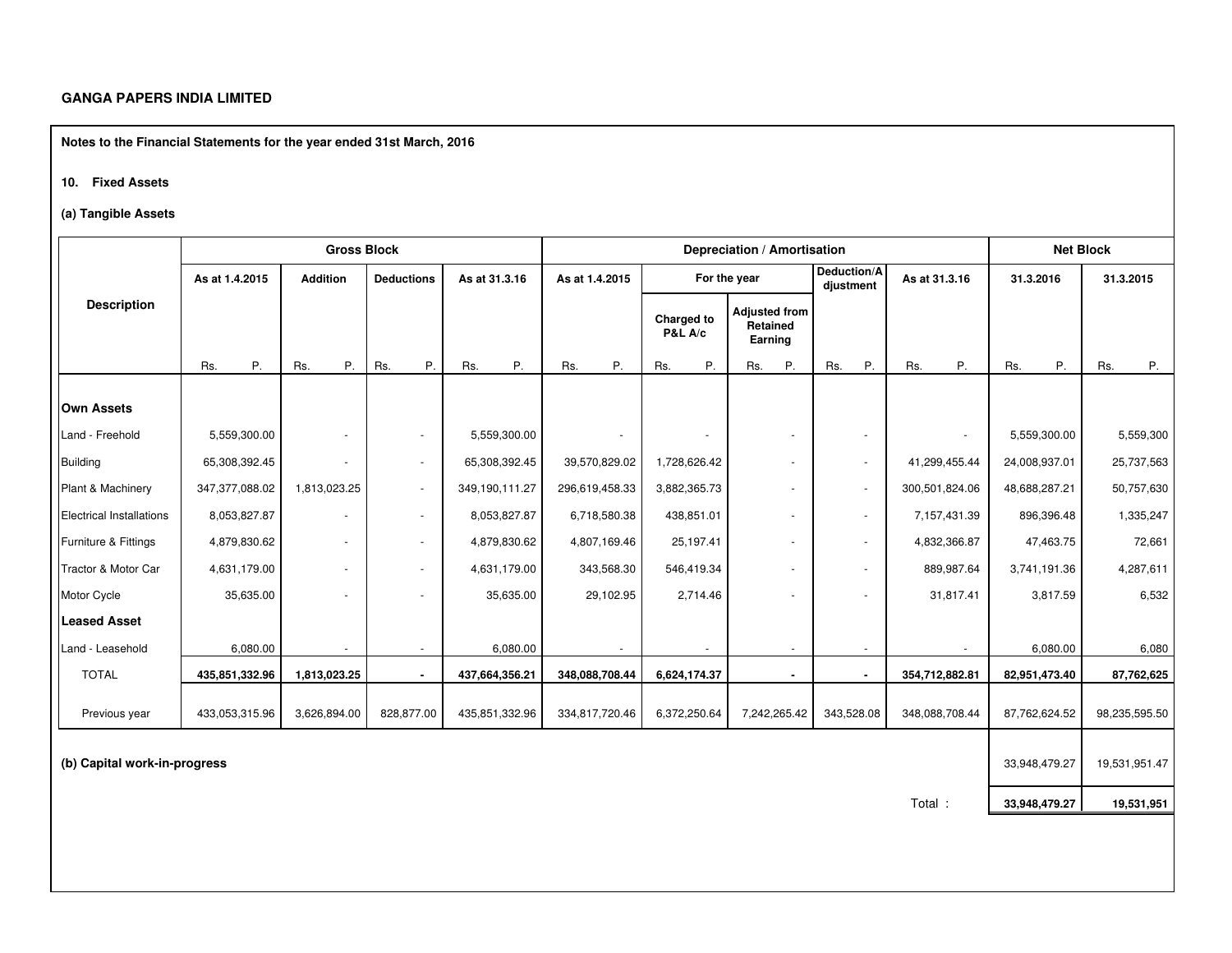**GANGA PAPERS INDIA LIMITED**

**Notes to the Financial Statements for the year ended 31st March, 2016**

**10. Fixed Assets**

**(a) Tangible Assets**

| Description | Gross Block | | | | Depreciation / Amortisation | | | | | Net Block | |
|---|---|---|---|---|---|---|---|---|---|---|---|
| | As at 1.4.2015 | Addition | Deductions | As at 31.3.16 | As at 1.4.2015 | For the year | | Deduction/Adjustment | As at 31.3.16 | 31.3.2016 | 31.3.2015 |
| | | | | | | Charged to P&L A/c | Adjusted from Retained Earning | | | | |
| | Rs. P. | Rs. P. | Rs. P. | Rs. P. | Rs. P. | Rs. P. | Rs. P. | Rs. P. | Rs. P. | Rs. P. | Rs. P. |
| **Own Assets** | | | | | | | | | | | |
| Land - Freehold | 5,559,300.00 | - | - | 5,559,300.00 | - | - | - | - | - | 5,559,300.00 | 5,559,300 |
| Building | 65,308,392.45 | - | - | 65,308,392.45 | 39,570,829.02 | 1,728,626.42 | - | - | 41,299,455.44 | 24,008,937.01 | 25,737,563 |
| Plant & Machinery | 347,377,088.02 | 1,813,023.25 | - | 349,190,111.27 | 296,619,458.33 | 3,882,365.73 | - | - | 300,501,824.06 | 48,688,287.21 | 50,757,630 |
| Electrical Installations | 8,053,827.87 | - | - | 8,053,827.87 | 6,718,580.38 | 438,851.01 | - | - | 7,157,431.39 | 896,396.48 | 1,335,247 |
| Furniture & Fittings | 4,879,830.62 | - | - | 4,879,830.62 | 4,807,169.46 | 25,197.41 | - | - | 4,832,366.87 | 47,463.75 | 72,661 |
| Tractor & Motor Car | 4,631,179.00 | - | - | 4,631,179.00 | 343,568.30 | 546,419.34 | - | - | 889,987.64 | 3,741,191.36 | 4,287,611 |
| Motor Cycle | 35,635.00 | - | - | 35,635.00 | 29,102.95 | 2,714.46 | - | - | 31,817.41 | 3,817.59 | 6,532 |
| **Leased Asset** | | | | | | | | | | | |
| Land - Leasehold | 6,080.00 | - | - | 6,080.00 | - | - | - | - | - | 6,080.00 | 6,080 |
| TOTAL | **435,851,332.96** | **1,813,023.25** | **-** | **437,664,356.21** | **348,088,708.44** | **6,624,174.37** | **-** | **-** | **354,712,882.81** | **82,951,473.40** | **87,762,625** |
| Previous year | 433,053,315.96 | 3,626,894.00 | 828,877.00 | 435,851,332.96 | 334,817,720.46 | 6,372,250.64 | 7,242,265.42 | 343,528.08 | 348,088,708.44 | 87,762,624.52 | 98,235,595.50 |

| | 31.3.2016 | 31.3.2015 |
|---|---|---|
| **(b) Capital work-in-progress** | 33,948,479.27 | 19,531,951.47 |
| Total : | **33,948,479.27** | **19,531,951** |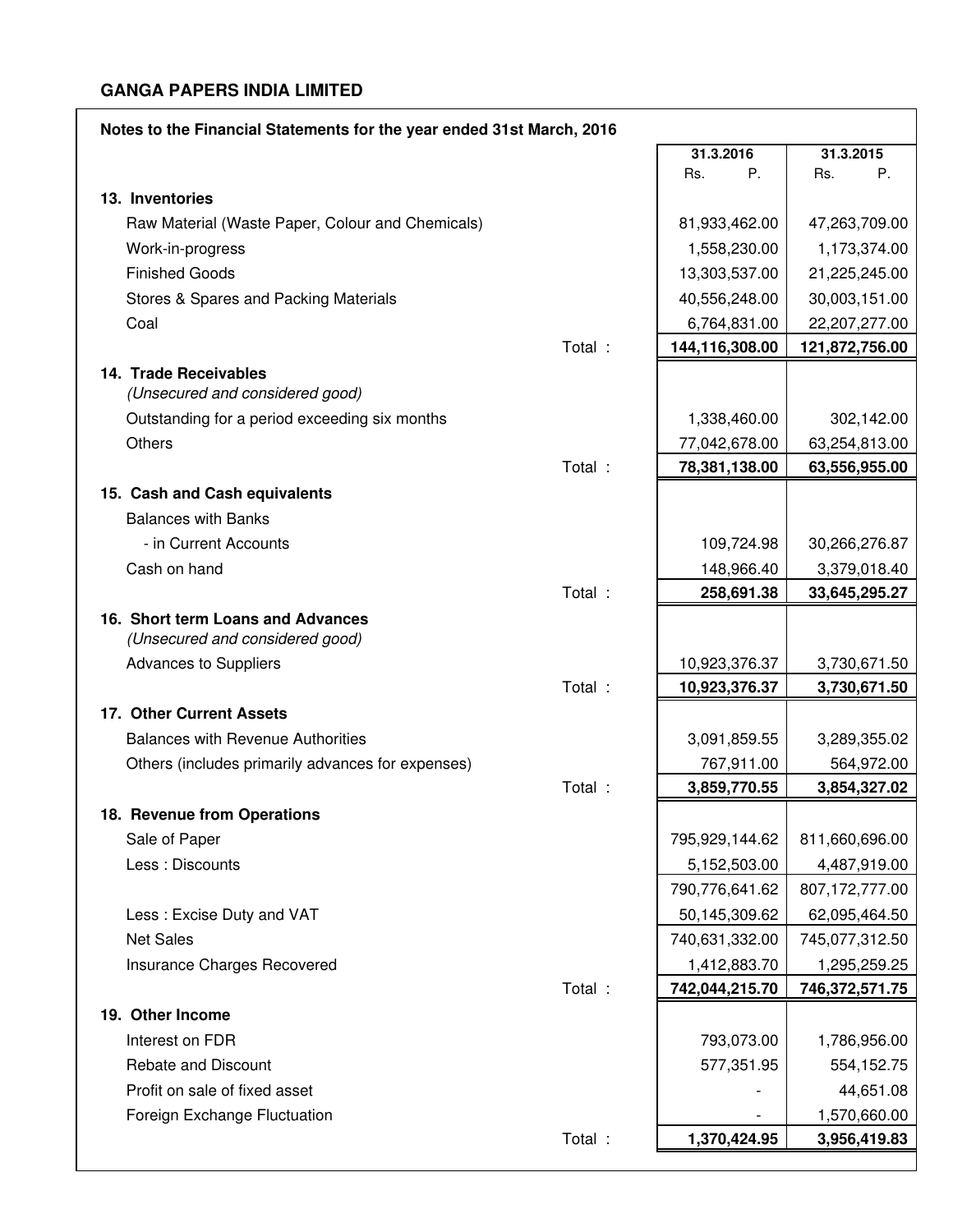**GANGA PAPERS INDIA LIMITED**

**Notes to the Financial Statements for the year ended 31st March, 2016**

| | 31.3.2016<br>Rs. P. | 31.3.2015<br>Rs. P. |
|---|---|---|
| **13. Inventories** | | |
| Raw Material (Waste Paper, Colour and Chemicals) | 81,933,462.00 | 47,263,709.00 |
| Work-in-progress | 1,558,230.00 | 1,173,374.00 |
| Finished Goods | 13,303,537.00 | 21,225,245.00 |
| Stores & Spares and Packing Materials | 40,556,248.00 | 30,003,151.00 |
| Coal | 6,764,831.00 | 22,207,277.00 |
| Total : | **144,116,308.00** | **121,872,756.00** |
| **14. Trade Receivables**<br>*(Unsecured and considered good)* | | |
| Outstanding for a period exceeding six months | 1,338,460.00 | 302,142.00 |
| Others | 77,042,678.00 | 63,254,813.00 |
| Total : | **78,381,138.00** | **63,556,955.00** |
| **15. Cash and Cash equivalents** | | |
| Balances with Banks | | |
| - in Current Accounts | 109,724.98 | 30,266,276.87 |
| Cash on hand | 148,966.40 | 3,379,018.40 |
| Total : | **258,691.38** | **33,645,295.27** |
| **16. Short term Loans and Advances**<br>*(Unsecured and considered good)* | | |
| Advances to Suppliers | 10,923,376.37 | 3,730,671.50 |
| Total : | **10,923,376.37** | **3,730,671.50** |
| **17. Other Current Assets** | | |
| Balances with Revenue Authorities | 3,091,859.55 | 3,289,355.02 |
| Others (includes primarily advances for expenses) | 767,911.00 | 564,972.00 |
| Total : | **3,859,770.55** | **3,854,327.02** |
| **18. Revenue from Operations** | | |
| Sale of Paper | 795,929,144.62 | 811,660,696.00 |
| Less : Discounts | 5,152,503.00 | 4,487,919.00 |
| | 790,776,641.62 | 807,172,777.00 |
| Less : Excise Duty and VAT | 50,145,309.62 | 62,095,464.50 |
| Net Sales | 740,631,332.00 | 745,077,312.50 |
| Insurance Charges Recovered | 1,412,883.70 | 1,295,259.25 |
| Total : | **742,044,215.70** | **746,372,571.75** |
| **19. Other Income** | | |
| Interest on FDR | 793,073.00 | 1,786,956.00 |
| Rebate and Discount | 577,351.95 | 554,152.75 |
| Profit on sale of fixed asset | - | 44,651.08 |
| Foreign Exchange Fluctuation | - | 1,570,660.00 |
| Total : | **1,370,424.95** | **3,956,419.83** |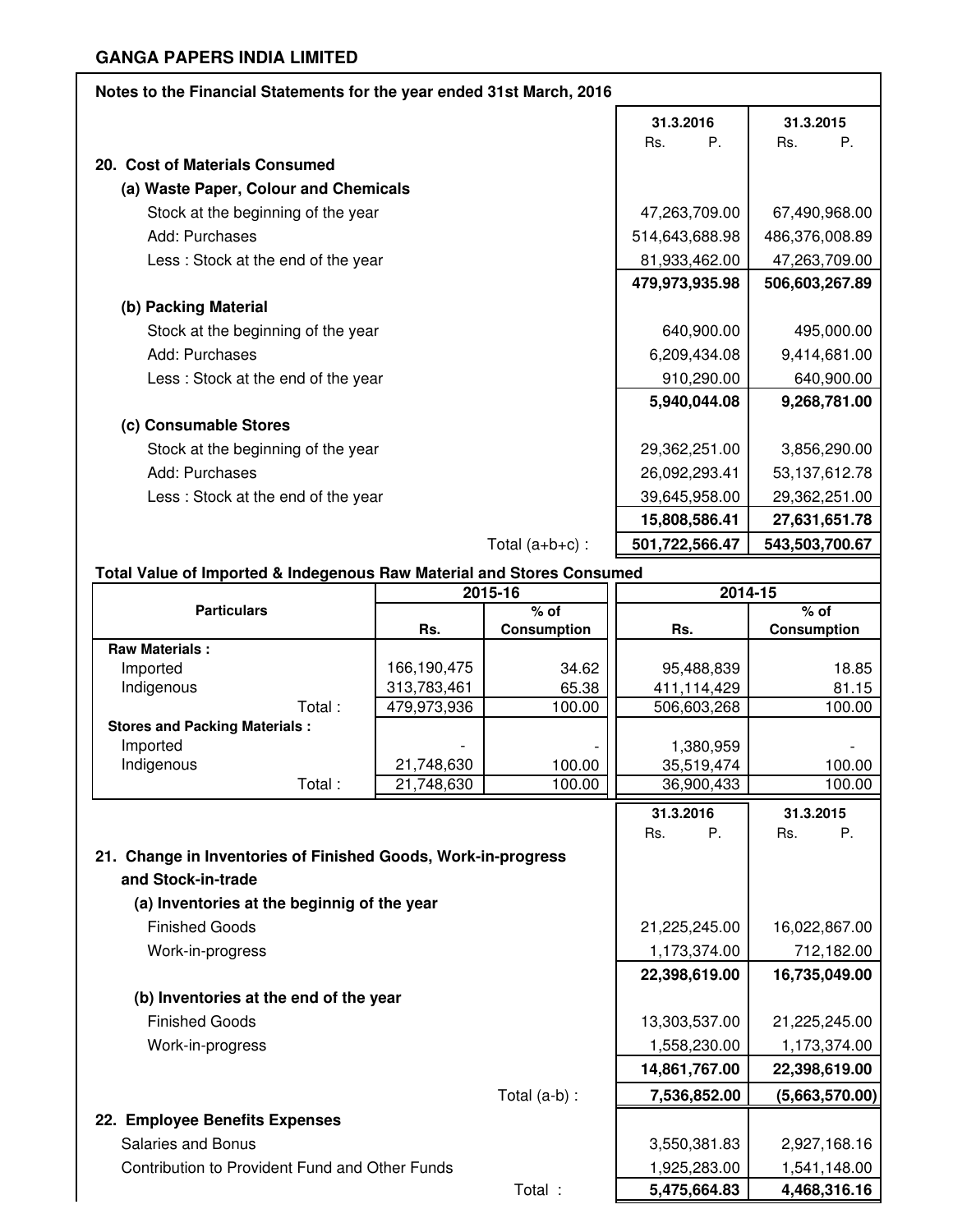**GANGA PAPERS INDIA LIMITED**

**Notes to the Financial Statements for the year ended 31st March, 2016**

| | 31.3.2016 Rs. P. | 31.3.2015 Rs. P. |
|---|---|---|
| **20. Cost of Materials Consumed** | | |
| **(a) Waste Paper, Colour and Chemicals** | | |
| Stock at the beginning of the year | 47,263,709.00 | 67,490,968.00 |
| Add: Purchases | 514,643,688.98 | 486,376,008.89 |
| Less : Stock at the end of the year | 81,933,462.00 | 47,263,709.00 |
| | **479,973,935.98** | **506,603,267.89** |
| **(b) Packing Material** | | |
| Stock at the beginning of the year | 640,900.00 | 495,000.00 |
| Add: Purchases | 6,209,434.08 | 9,414,681.00 |
| Less : Stock at the end of the year | 910,290.00 | 640,900.00 |
| | **5,940,044.08** | **9,268,781.00** |
| **(c) Consumable Stores** | | |
| Stock at the beginning of the year | 29,362,251.00 | 3,856,290.00 |
| Add: Purchases | 26,092,293.41 | 53,137,612.78 |
| Less : Stock at the end of the year | 39,645,958.00 | 29,362,251.00 |
| | **15,808,586.41** | **27,631,651.78** |
| Total (a+b+c) : | **501,722,566.47** | **543,503,700.67** |

**Total Value of Imported & Indegenous Raw Material and Stores Consumed**

| Particulars | 2015-16 | | 2014-15 | |
|---|---|---|---|---|
| | Rs. | % of Consumption | Rs. | % of Consumption |
| **Raw Materials :** | | | | |
| Imported | 166,190,475 | 34.62 | 95,488,839 | 18.85 |
| Indigenous | 313,783,461 | 65.38 | 411,114,429 | 81.15 |
| Total : | 479,973,936 | 100.00 | 506,603,268 | 100.00 |
| **Stores and Packing Materials :** | | | | |
| Imported | - | - | 1,380,959 | - |
| Indigenous | 21,748,630 | 100.00 | 35,519,474 | 100.00 |
| Total : | 21,748,630 | 100.00 | 36,900,433 | 100.00 |

| | 31.3.2016 Rs. P. | 31.3.2015 Rs. P. |
|---|---|---|
| **21. Change in Inventories of Finished Goods, Work-in-progress and Stock-in-trade** | | |
| **(a) Inventories at the beginnig of the year** | | |
| Finished Goods | 21,225,245.00 | 16,022,867.00 |
| Work-in-progress | 1,173,374.00 | 712,182.00 |
| | **22,398,619.00** | **16,735,049.00** |
| **(b) Inventories at the end of the year** | | |
| Finished Goods | 13,303,537.00 | 21,225,245.00 |
| Work-in-progress | 1,558,230.00 | 1,173,374.00 |
| | **14,861,767.00** | **22,398,619.00** |
| Total (a-b) : | **7,536,852.00** | **(5,663,570.00)** |
| **22. Employee Benefits Expenses** | | |
| Salaries and Bonus | 3,550,381.83 | 2,927,168.16 |
| Contribution to Provident Fund and Other Funds | 1,925,283.00 | 1,541,148.00 |
| Total : | **5,475,664.83** | **4,468,316.16** |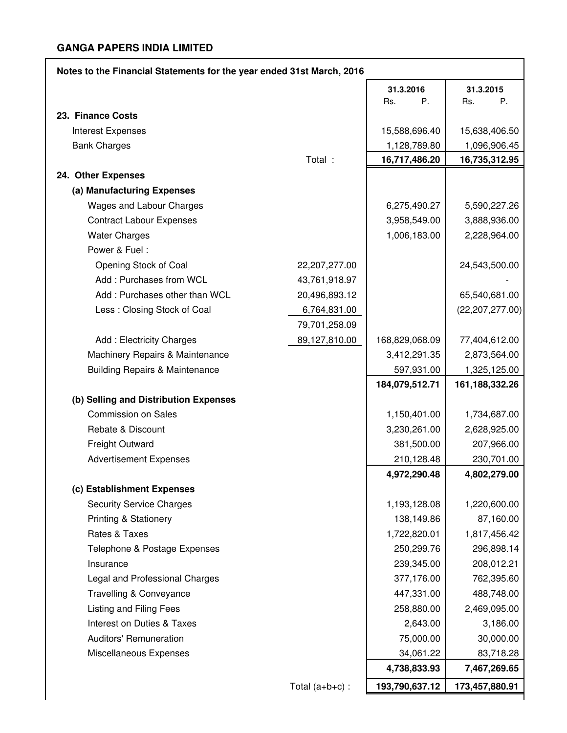**GANGA PAPERS INDIA LIMITED**

**Notes to the Financial Statements for the year ended 31st March, 2016**

| | | 31.3.2016 Rs. P. | 31.3.2015 Rs. P. |
|---|---|---|---|
| **23. Finance Costs** | | | |
| Interest Expenses | | 15,588,696.40 | 15,638,406.50 |
| Bank Charges | | 1,128,789.80 | 1,096,906.45 |
| | Total : | **16,717,486.20** | **16,735,312.95** |
| **24. Other Expenses** | | | |
| **(a) Manufacturing Expenses** | | | |
| Wages and Labour Charges | | 6,275,490.27 | 5,590,227.26 |
| Contract Labour Expenses | | 3,958,549.00 | 3,888,936.00 |
| Water Charges | | 1,006,183.00 | 2,228,964.00 |
| Power & Fuel : | | | |
| Opening Stock of Coal | 22,207,277.00 | | 24,543,500.00 |
| Add : Purchases from WCL | 43,761,918.97 | | - |
| Add : Purchases other than WCL | 20,496,893.12 | | 65,540,681.00 |
| Less : Closing Stock of Coal | 6,764,831.00 | | (22,207,277.00) |
| | 79,701,258.09 | | |
| Add : Electricity Charges | 89,127,810.00 | 168,829,068.09 | 77,404,612.00 |
| Machinery Repairs & Maintenance | | 3,412,291.35 | 2,873,564.00 |
| Building Repairs & Maintenance | | 597,931.00 | 1,325,125.00 |
| | | **184,079,512.71** | **161,188,332.26** |
| **(b) Selling and Distribution Expenses** | | | |
| Commission on Sales | | 1,150,401.00 | 1,734,687.00 |
| Rebate & Discount | | 3,230,261.00 | 2,628,925.00 |
| Freight Outward | | 381,500.00 | 207,966.00 |
| Advertisement Expenses | | 210,128.48 | 230,701.00 |
| | | **4,972,290.48** | **4,802,279.00** |
| **(c) Establishment Expenses** | | | |
| Security Service Charges | | 1,193,128.08 | 1,220,600.00 |
| Printing & Stationery | | 138,149.86 | 87,160.00 |
| Rates & Taxes | | 1,722,820.01 | 1,817,456.42 |
| Telephone & Postage Expenses | | 250,299.76 | 296,898.14 |
| Insurance | | 239,345.00 | 208,012.21 |
| Legal and Professional Charges | | 377,176.00 | 762,395.60 |
| Travelling & Conveyance | | 447,331.00 | 488,748.00 |
| Listing and Filing Fees | | 258,880.00 | 2,469,095.00 |
| Interest on Duties & Taxes | | 2,643.00 | 3,186.00 |
| Auditors' Remuneration | | 75,000.00 | 30,000.00 |
| Miscellaneous Expenses | | 34,061.22 | 83,718.28 |
| | | **4,738,833.93** | **7,467,269.65** |
| | Total (a+b+c) : | **193,790,637.12** | **173,457,880.91** |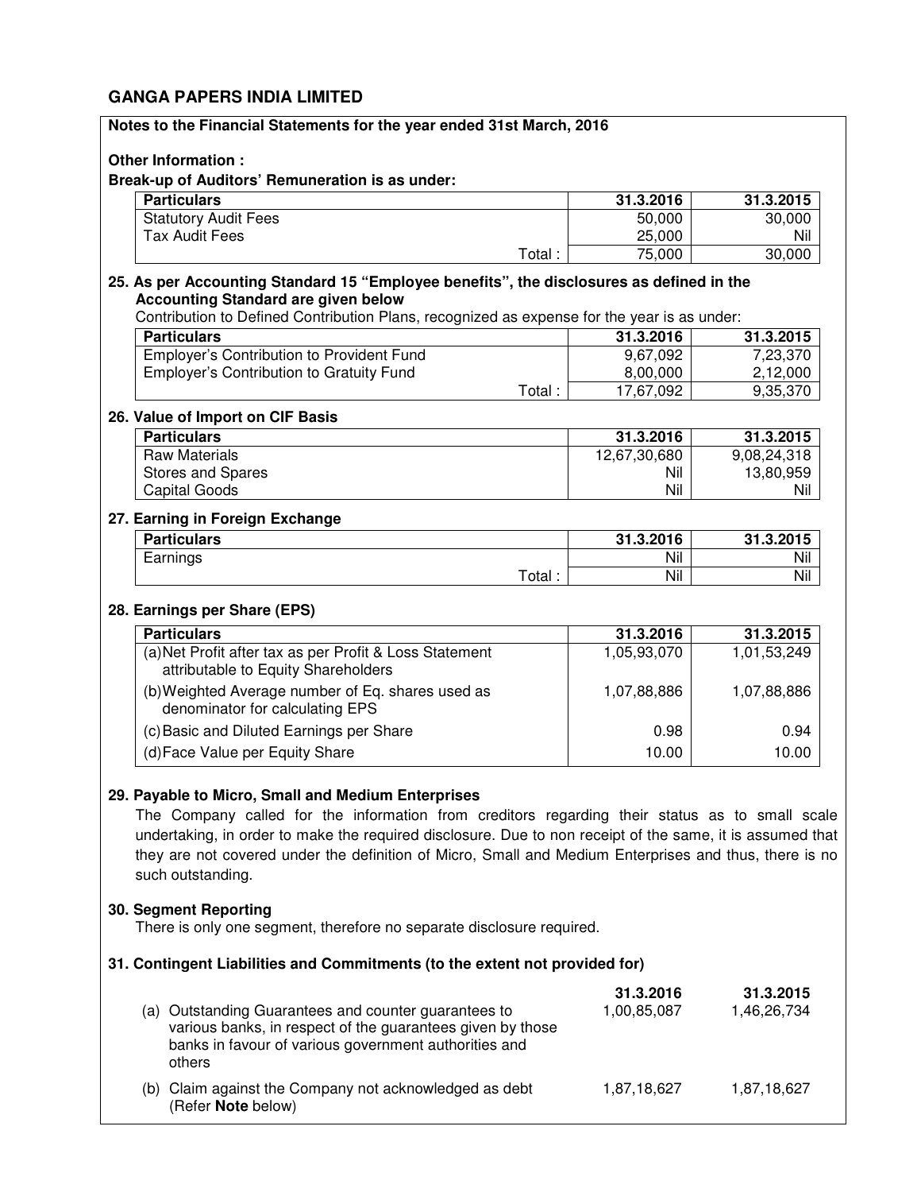## GANGA PAPERS INDIA LIMITED

**Notes to the Financial Statements for the year ended 31st March, 2016**

**Other Information :**

**Break-up of Auditors' Remuneration is as under:**

| Particulars | 31.3.2016 | 31.3.2015 |
|---|---|---|
| Statutory Audit Fees | 50,000 | 30,000 |
| Tax Audit Fees | 25,000 | Nil |
| Total : | 75,000 | 30,000 |

**25. As per Accounting Standard 15 "Employee benefits", the disclosures as defined in the Accounting Standard are given below**

Contribution to Defined Contribution Plans, recognized as expense for the year is as under:

| Particulars | 31.3.2016 | 31.3.2015 |
|---|---|---|
| Employer's Contribution to Provident Fund | 9,67,092 | 7,23,370 |
| Employer's Contribution to Gratuity Fund | 8,00,000 | 2,12,000 |
| Total : | 17,67,092 | 9,35,370 |

**26. Value of Import on CIF Basis**

| Particulars | 31.3.2016 | 31.3.2015 |
|---|---|---|
| Raw Materials | 12,67,30,680 | 9,08,24,318 |
| Stores and Spares | Nil | 13,80,959 |
| Capital Goods | Nil | Nil |

**27. Earning in Foreign Exchange**

| Particulars | 31.3.2016 | 31.3.2015 |
|---|---|---|
| Earnings | Nil | Nil |
| Total : | Nil | Nil |

**28. Earnings per Share (EPS)**

| Particulars | 31.3.2016 | 31.3.2015 |
|---|---|---|
| (a) Net Profit after tax as per Profit & Loss Statement attributable to Equity Shareholders | 1,05,93,070 | 1,01,53,249 |
| (b) Weighted Average number of Eq. shares used as denominator for calculating EPS | 1,07,88,886 | 1,07,88,886 |
| (c) Basic and Diluted Earnings per Share | 0.98 | 0.94 |
| (d) Face Value per Equity Share | 10.00 | 10.00 |

**29. Payable to Micro, Small and Medium Enterprises**

The Company called for the information from creditors regarding their status as to small scale undertaking, in order to make the required disclosure. Due to non receipt of the same, it is assumed that they are not covered under the definition of Micro, Small and Medium Enterprises and thus, there is no such outstanding.

**30. Segment Reporting**

There is only one segment, therefore no separate disclosure required.

**31. Contingent Liabilities and Commitments (to the extent not provided for)**

| | 31.3.2016 | 31.3.2015 |
|---|---|---|
| (a) Outstanding Guarantees and counter guarantees to various banks, in respect of the guarantees given by those banks in favour of various government authorities and others | 1,00,85,087 | 1,46,26,734 |
| (b) Claim against the Company not acknowledged as debt (Refer **Note** below) | 1,87,18,627 | 1,87,18,627 |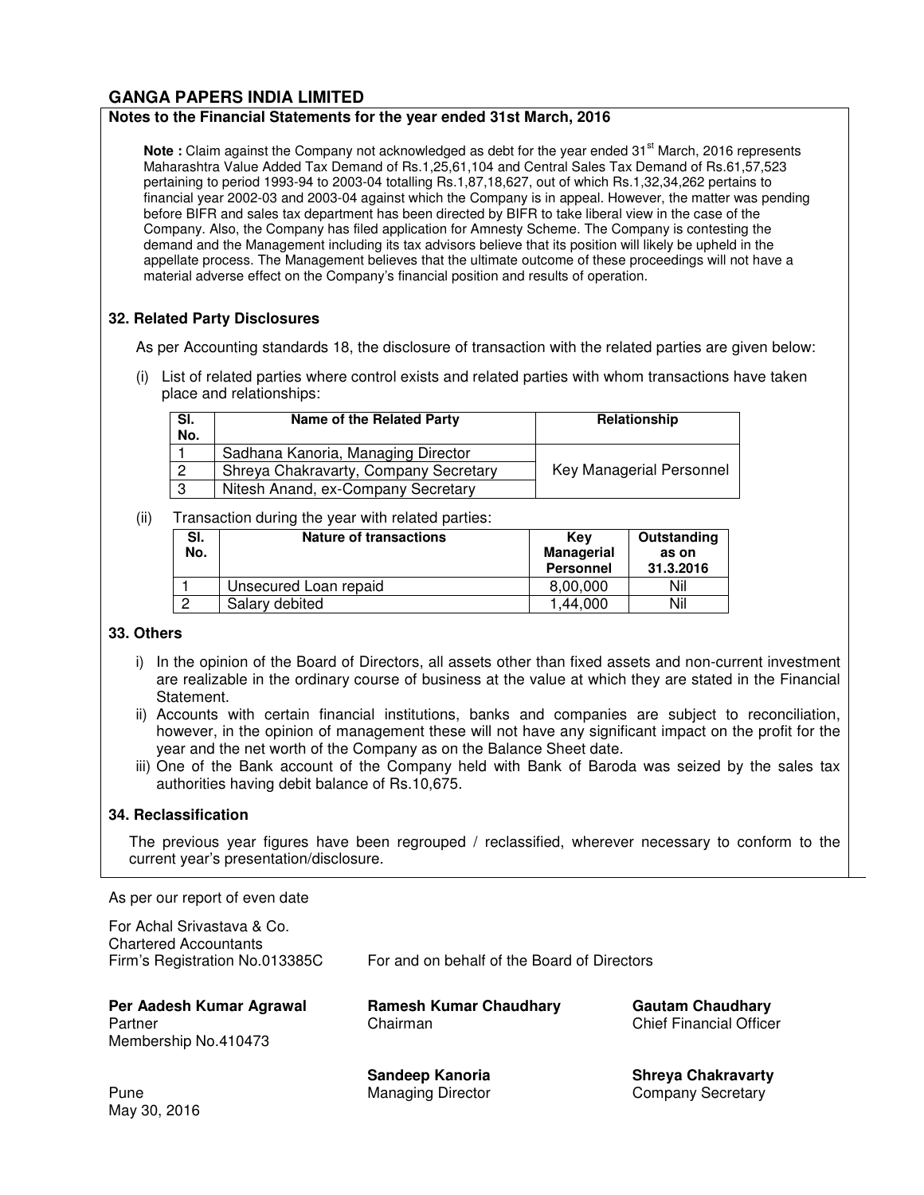# GANGA PAPERS INDIA LIMITED

**Notes to the Financial Statements for the year ended 31st March, 2016**

**Note :** Claim against the Company not acknowledged as debt for the year ended 31st March, 2016 represents Maharashtra Value Added Tax Demand of Rs.1,25,61,104 and Central Sales Tax Demand of Rs.61,57,523 pertaining to period 1993-94 to 2003-04 totalling Rs.1,87,18,627, out of which Rs.1,32,34,262 pertains to financial year 2002-03 and 2003-04 against which the Company is in appeal. However, the matter was pending before BIFR and sales tax department has been directed by BIFR to take liberal view in the case of the Company. Also, the Company has filed application for Amnesty Scheme. The Company is contesting the demand and the Management including its tax advisors believe that its position will likely be upheld in the appellate process. The Management believes that the ultimate outcome of these proceedings will not have a material adverse effect on the Company's financial position and results of operation.

## 32. Related Party Disclosures

As per Accounting standards 18, the disclosure of transaction with the related parties are given below:

(i) List of related parties where control exists and related parties with whom transactions have taken place and relationships:

| Sl. No. | Name of the Related Party | Relationship |
|---|---|---|
| 1 | Sadhana Kanoria, Managing Director | Key Managerial Personnel |
| 2 | Shreya Chakravarty, Company Secretary | |
| 3 | Nitesh Anand, ex-Company Secretary | |

(ii) Transaction during the year with related parties:

| Sl. No. | Nature of transactions | Key Managerial Personnel | Outstanding as on 31.3.2016 |
|---|---|---|---|
| 1 | Unsecured Loan repaid | 8,00,000 | Nil |
| 2 | Salary debited | 1,44,000 | Nil |

## 33. Others

i) In the opinion of the Board of Directors, all assets other than fixed assets and non-current investment are realizable in the ordinary course of business at the value at which they are stated in the Financial Statement.

ii) Accounts with certain financial institutions, banks and companies are subject to reconciliation, however, in the opinion of management these will not have any significant impact on the profit for the year and the net worth of the Company as on the Balance Sheet date.

iii) One of the Bank account of the Company held with Bank of Baroda was seized by the sales tax authorities having debit balance of Rs.10,675.

## 34. Reclassification

The previous year figures have been regrouped / reclassified, wherever necessary to conform to the current year's presentation/disclosure.

As per our report of even date

For Achal Srivastava & Co.
Chartered Accountants
Firm's Registration No.013385C

For and on behalf of the Board of Directors

**Per Aadesh Kumar Agrawal**
Partner
Membership No.410473

**Ramesh Kumar Chaudhary**
Chairman

**Gautam Chaudhary**
Chief Financial Officer

**Sandeep Kanoria**
Managing Director

**Shreya Chakravarty**
Company Secretary

Pune
May 30, 2016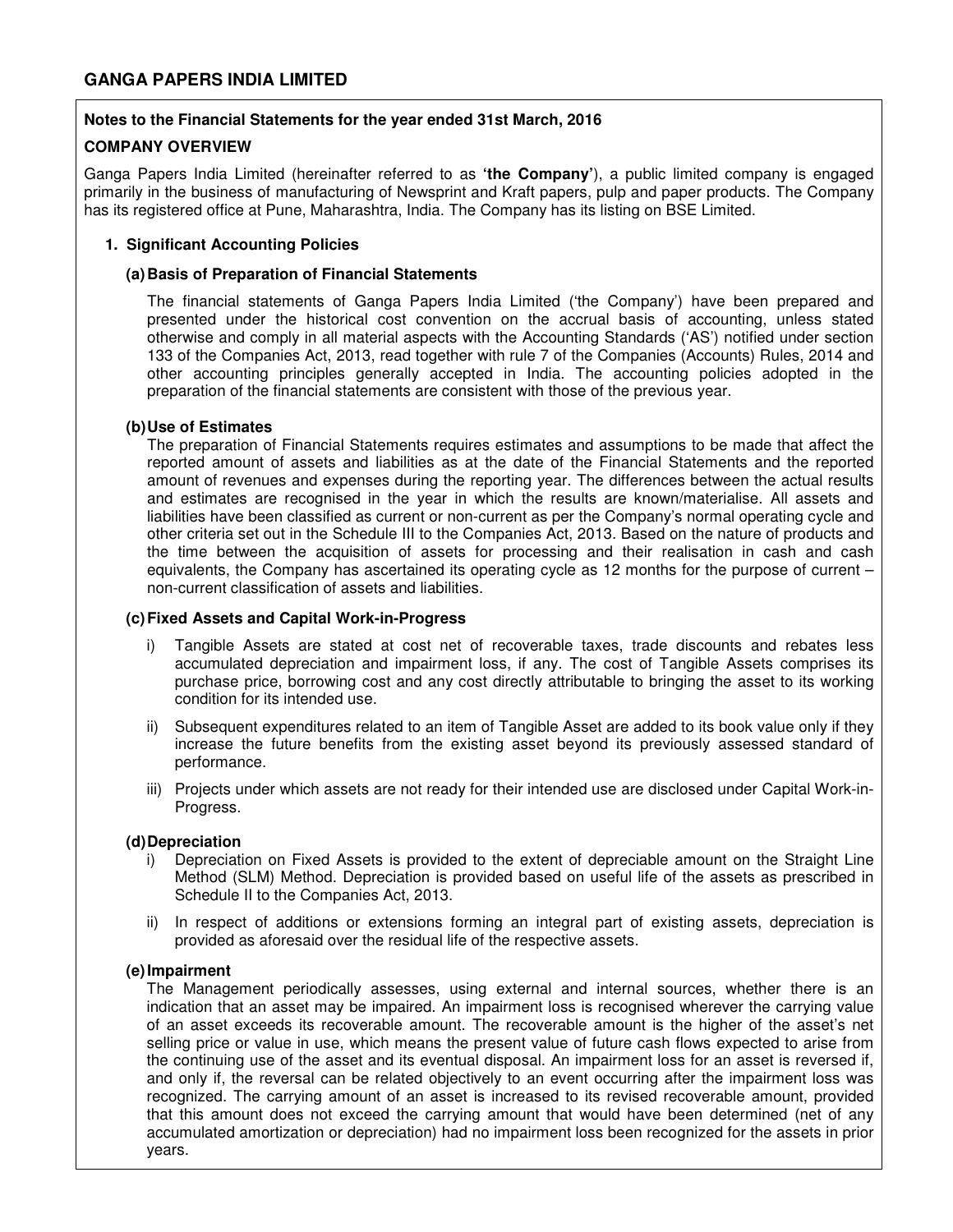# GANGA PAPERS INDIA LIMITED

**Notes to the Financial Statements for the year ended 31st March, 2016**

**COMPANY OVERVIEW**

Ganga Papers India Limited (hereinafter referred to as **'the Company'**), a public limited company is engaged primarily in the business of manufacturing of Newsprint and Kraft papers, pulp and paper products. The Company has its registered office at Pune, Maharashtra, India. The Company has its listing on BSE Limited.

**1. Significant Accounting Policies**

**(a) Basis of Preparation of Financial Statements**

The financial statements of Ganga Papers India Limited ('the Company') have been prepared and presented under the historical cost convention on the accrual basis of accounting, unless stated otherwise and comply in all material aspects with the Accounting Standards ('AS') notified under section 133 of the Companies Act, 2013, read together with rule 7 of the Companies (Accounts) Rules, 2014 and other accounting principles generally accepted in India. The accounting policies adopted in the preparation of the financial statements are consistent with those of the previous year.

**(b) Use of Estimates**

The preparation of Financial Statements requires estimates and assumptions to be made that affect the reported amount of assets and liabilities as at the date of the Financial Statements and the reported amount of revenues and expenses during the reporting year. The differences between the actual results and estimates are recognised in the year in which the results are known/materialise. All assets and liabilities have been classified as current or non-current as per the Company's normal operating cycle and other criteria set out in the Schedule III to the Companies Act, 2013. Based on the nature of products and the time between the acquisition of assets for processing and their realisation in cash and cash equivalents, the Company has ascertained its operating cycle as 12 months for the purpose of current – non-current classification of assets and liabilities.

**(c) Fixed Assets and Capital Work-in-Progress**

i) Tangible Assets are stated at cost net of recoverable taxes, trade discounts and rebates less accumulated depreciation and impairment loss, if any. The cost of Tangible Assets comprises its purchase price, borrowing cost and any cost directly attributable to bringing the asset to its working condition for its intended use.

ii) Subsequent expenditures related to an item of Tangible Asset are added to its book value only if they increase the future benefits from the existing asset beyond its previously assessed standard of performance.

iii) Projects under which assets are not ready for their intended use are disclosed under Capital Work-in-Progress.

**(d) Depreciation**

i) Depreciation on Fixed Assets is provided to the extent of depreciable amount on the Straight Line Method (SLM) Method. Depreciation is provided based on useful life of the assets as prescribed in Schedule II to the Companies Act, 2013.

ii) In respect of additions or extensions forming an integral part of existing assets, depreciation is provided as aforesaid over the residual life of the respective assets.

**(e) Impairment**

The Management periodically assesses, using external and internal sources, whether there is an indication that an asset may be impaired. An impairment loss is recognised wherever the carrying value of an asset exceeds its recoverable amount. The recoverable amount is the higher of the asset's net selling price or value in use, which means the present value of future cash flows expected to arise from the continuing use of the asset and its eventual disposal. An impairment loss for an asset is reversed if, and only if, the reversal can be related objectively to an event occurring after the impairment loss was recognized. The carrying amount of an asset is increased to its revised recoverable amount, provided that this amount does not exceed the carrying amount that would have been determined (net of any accumulated amortization or depreciation) had no impairment loss been recognized for the assets in prior years.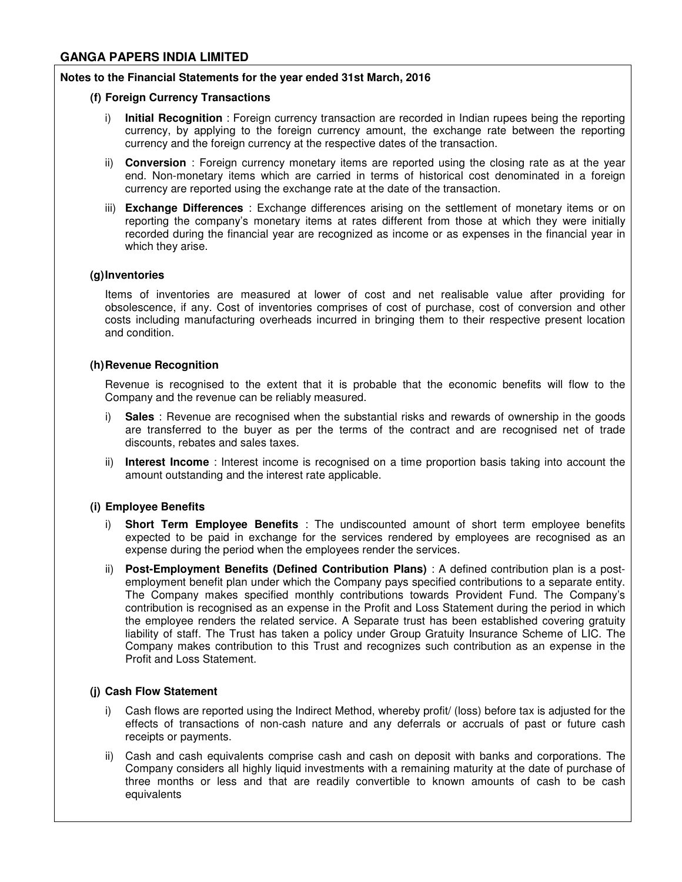## GANGA PAPERS INDIA LIMITED

**Notes to the Financial Statements for the year ended 31st March, 2016**

### (f) Foreign Currency Transactions

i) **Initial Recognition** : Foreign currency transaction are recorded in Indian rupees being the reporting currency, by applying to the foreign currency amount, the exchange rate between the reporting currency and the foreign currency at the respective dates of the transaction.

ii) **Conversion** : Foreign currency monetary items are reported using the closing rate as at the year end. Non-monetary items which are carried in terms of historical cost denominated in a foreign currency are reported using the exchange rate at the date of the transaction.

iii) **Exchange Differences** : Exchange differences arising on the settlement of monetary items or on reporting the company's monetary items at rates different from those at which they were initially recorded during the financial year are recognized as income or as expenses in the financial year in which they arise.

### (g) Inventories

Items of inventories are measured at lower of cost and net realisable value after providing for obsolescence, if any. Cost of inventories comprises of cost of purchase, cost of conversion and other costs including manufacturing overheads incurred in bringing them to their respective present location and condition.

### (h) Revenue Recognition

Revenue is recognised to the extent that it is probable that the economic benefits will flow to the Company and the revenue can be reliably measured.

i) **Sales** : Revenue are recognised when the substantial risks and rewards of ownership in the goods are transferred to the buyer as per the terms of the contract and are recognised net of trade discounts, rebates and sales taxes.

ii) **Interest Income** : Interest income is recognised on a time proportion basis taking into account the amount outstanding and the interest rate applicable.

### (i) Employee Benefits

i) **Short Term Employee Benefits** : The undiscounted amount of short term employee benefits expected to be paid in exchange for the services rendered by employees are recognised as an expense during the period when the employees render the services.

ii) **Post-Employment Benefits (Defined Contribution Plans)** : A defined contribution plan is a post-employment benefit plan under which the Company pays specified contributions to a separate entity. The Company makes specified monthly contributions towards Provident Fund. The Company's contribution is recognised as an expense in the Profit and Loss Statement during the period in which the employee renders the related service. A Separate trust has been established covering gratuity liability of staff. The Trust has taken a policy under Group Gratuity Insurance Scheme of LIC. The Company makes contribution to this Trust and recognizes such contribution as an expense in the Profit and Loss Statement.

### (j) Cash Flow Statement

i) Cash flows are reported using the Indirect Method, whereby profit/ (loss) before tax is adjusted for the effects of transactions of non-cash nature and any deferrals or accruals of past or future cash receipts or payments.

ii) Cash and cash equivalents comprise cash and cash on deposit with banks and corporations. The Company considers all highly liquid investments with a remaining maturity at the date of purchase of three months or less and that are readily convertible to known amounts of cash to be cash equivalents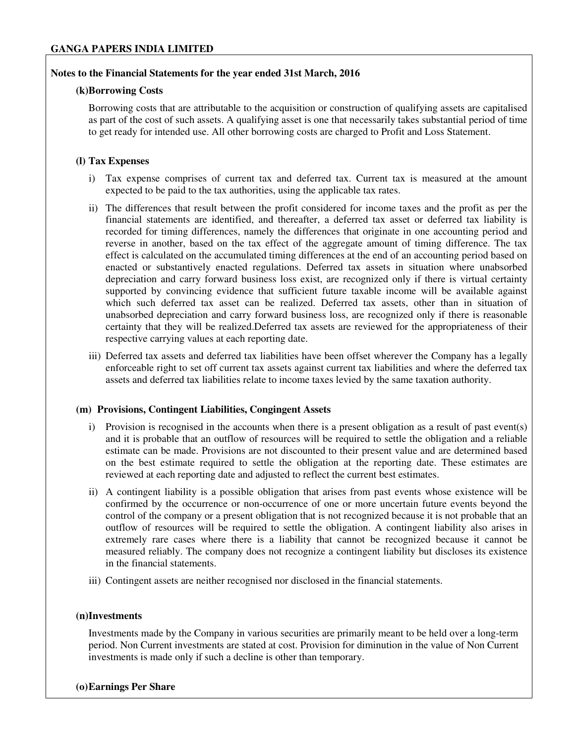**GANGA PAPERS INDIA LIMITED**

**Notes to the Financial Statements for the year ended 31st March, 2016**

**(k)Borrowing Costs**

Borrowing costs that are attributable to the acquisition or construction of qualifying assets are capitalised as part of the cost of such assets. A qualifying asset is one that necessarily takes substantial period of time to get ready for intended use. All other borrowing costs are charged to Profit and Loss Statement.

**(l) Tax Expenses**

i) Tax expense comprises of current tax and deferred tax. Current tax is measured at the amount expected to be paid to the tax authorities, using the applicable tax rates.

ii) The differences that result between the profit considered for income taxes and the profit as per the financial statements are identified, and thereafter, a deferred tax asset or deferred tax liability is recorded for timing differences, namely the differences that originate in one accounting period and reverse in another, based on the tax effect of the aggregate amount of timing difference. The tax effect is calculated on the accumulated timing differences at the end of an accounting period based on enacted or substantively enacted regulations. Deferred tax assets in situation where unabsorbed depreciation and carry forward business loss exist, are recognized only if there is virtual certainty supported by convincing evidence that sufficient future taxable income will be available against which such deferred tax asset can be realized. Deferred tax assets, other than in situation of unabsorbed depreciation and carry forward business loss, are recognized only if there is reasonable certainty that they will be realized.Deferred tax assets are reviewed for the appropriateness of their respective carrying values at each reporting date.

iii) Deferred tax assets and deferred tax liabilities have been offset wherever the Company has a legally enforceable right to set off current tax assets against current tax liabilities and where the deferred tax assets and deferred tax liabilities relate to income taxes levied by the same taxation authority.

**(m) Provisions, Contingent Liabilities, Congingent Assets**

i) Provision is recognised in the accounts when there is a present obligation as a result of past event(s) and it is probable that an outflow of resources will be required to settle the obligation and a reliable estimate can be made. Provisions are not discounted to their present value and are determined based on the best estimate required to settle the obligation at the reporting date. These estimates are reviewed at each reporting date and adjusted to reflect the current best estimates.

ii) A contingent liability is a possible obligation that arises from past events whose existence will be confirmed by the occurrence or non-occurrence of one or more uncertain future events beyond the control of the company or a present obligation that is not recognized because it is not probable that an outflow of resources will be required to settle the obligation. A contingent liability also arises in extremely rare cases where there is a liability that cannot be recognized because it cannot be measured reliably. The company does not recognize a contingent liability but discloses its existence in the financial statements.

iii) Contingent assets are neither recognised nor disclosed in the financial statements.

**(n)Investments**

Investments made by the Company in various securities are primarily meant to be held over a long-term period. Non Current investments are stated at cost. Provision for diminution in the value of Non Current investments is made only if such a decline is other than temporary.

**(o)Earnings Per Share**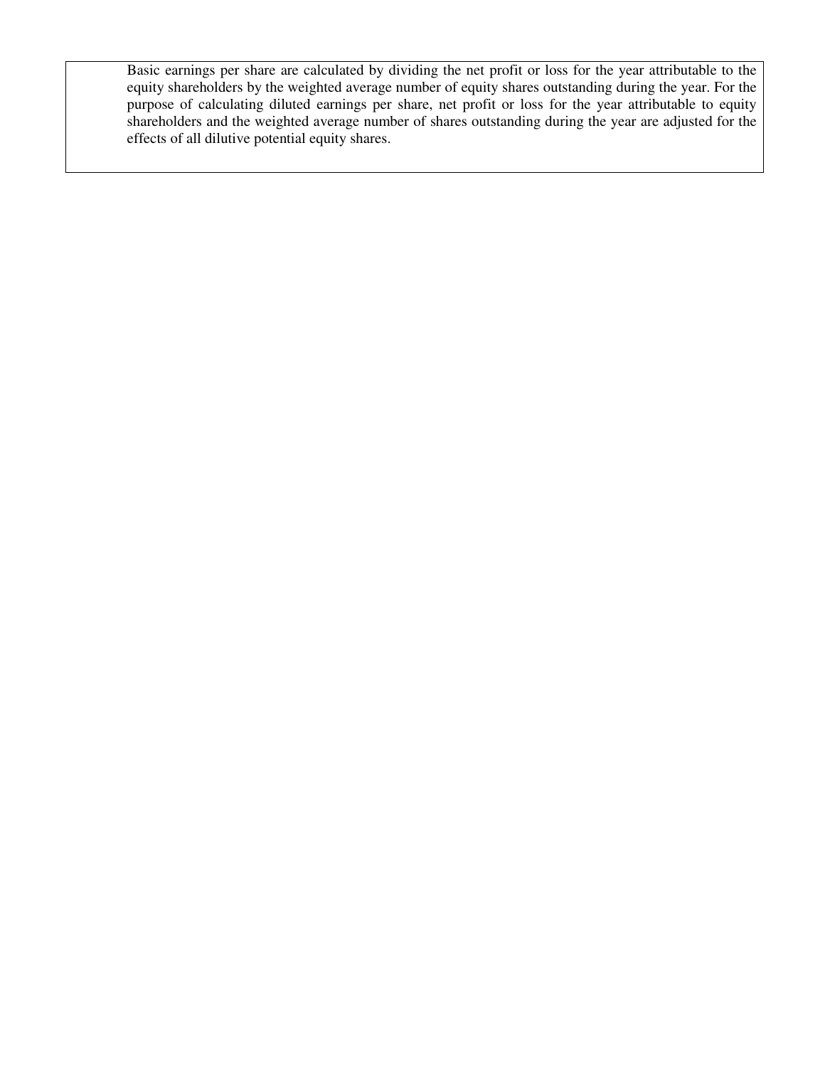Basic earnings per share are calculated by dividing the net profit or loss for the year attributable to the equity shareholders by the weighted average number of equity shares outstanding during the year. For the purpose of calculating diluted earnings per share, net profit or loss for the year attributable to equity shareholders and the weighted average number of shares outstanding during the year are adjusted for the effects of all dilutive potential equity shares.